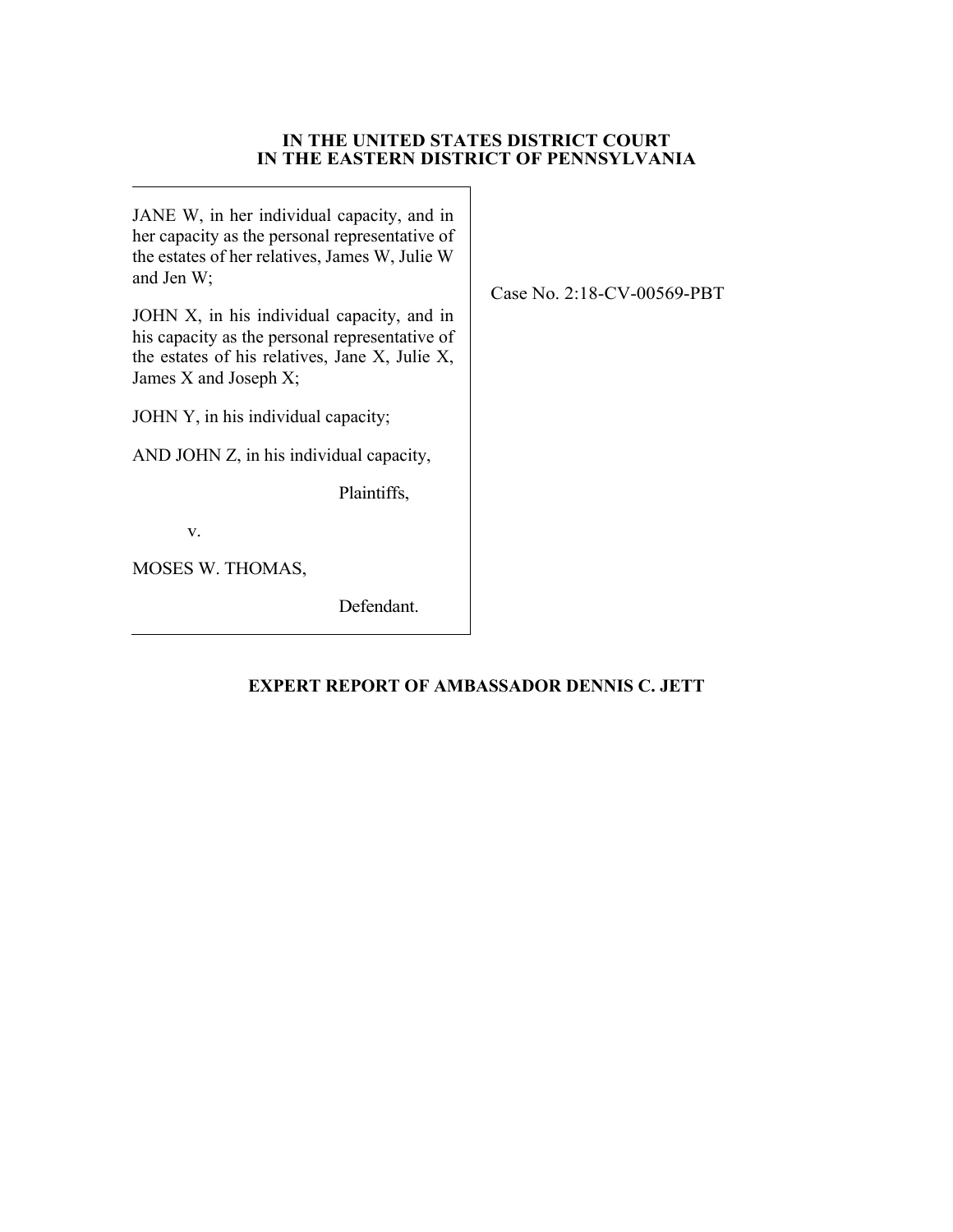**IN THE UNITED STATES DISTRICT COURT**
**IN THE EASTERN DISTRICT OF PENNSYLVANIA**

| | |
|---|---|
| JANE W, in her individual capacity, and in her capacity as the personal representative of the estates of her relatives, James W, Julie W and Jen W;<br><br>JOHN X, in his individual capacity, and in his capacity as the personal representative of the estates of his relatives, Jane X, Julie X, James X and Joseph X;<br><br>JOHN Y, in his individual capacity;<br><br>AND JOHN Z, in his individual capacity,<br><br>Plaintiffs,<br><br>v.<br><br>MOSES W. THOMAS,<br><br>Defendant. | Case No. 2:18-CV-00569-PBT |

**EXPERT REPORT OF AMBASSADOR DENNIS C. JETT**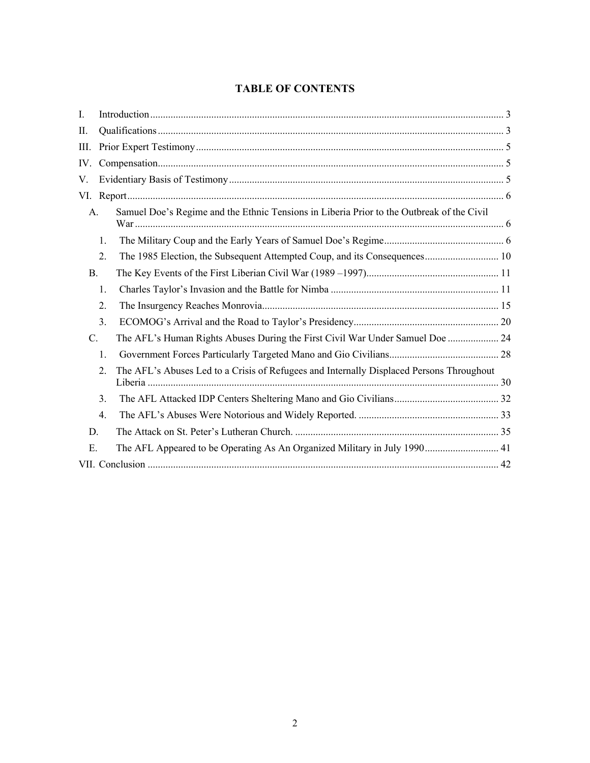## TABLE OF CONTENTS

I. Introduction ..... 3

II. Qualifications ..... 3

III. Prior Expert Testimony ..... 5

IV. Compensation ..... 5

V. Evidentiary Basis of Testimony ..... 5

VI. Report ..... 6

- A. Samuel Doe's Regime and the Ethnic Tensions in Liberia Prior to the Outbreak of the Civil War ..... 6
  - 1. The Military Coup and the Early Years of Samuel Doe's Regime ..... 6
  - 2. The 1985 Election, the Subsequent Attempted Coup, and its Consequences ..... 10
- B. The Key Events of the First Liberian Civil War (1989 –1997) ..... 11
  - 1. Charles Taylor's Invasion and the Battle for Nimba ..... 11
  - 2. The Insurgency Reaches Monrovia ..... 15
  - 3. ECOMOG's Arrival and the Road to Taylor's Presidency ..... 20
- C. The AFL's Human Rights Abuses During the First Civil War Under Samuel Doe ..... 24
  - 1. Government Forces Particularly Targeted Mano and Gio Civilians ..... 28
  - 2. The AFL's Abuses Led to a Crisis of Refugees and Internally Displaced Persons Throughout Liberia ..... 30
  - 3. The AFL Attacked IDP Centers Sheltering Mano and Gio Civilians ..... 32
  - 4. The AFL's Abuses Were Notorious and Widely Reported. ..... 33
- D. The Attack on St. Peter's Lutheran Church. ..... 35
- E. The AFL Appeared to be Operating As An Organized Military in July 1990 ..... 41

VII. Conclusion ..... 42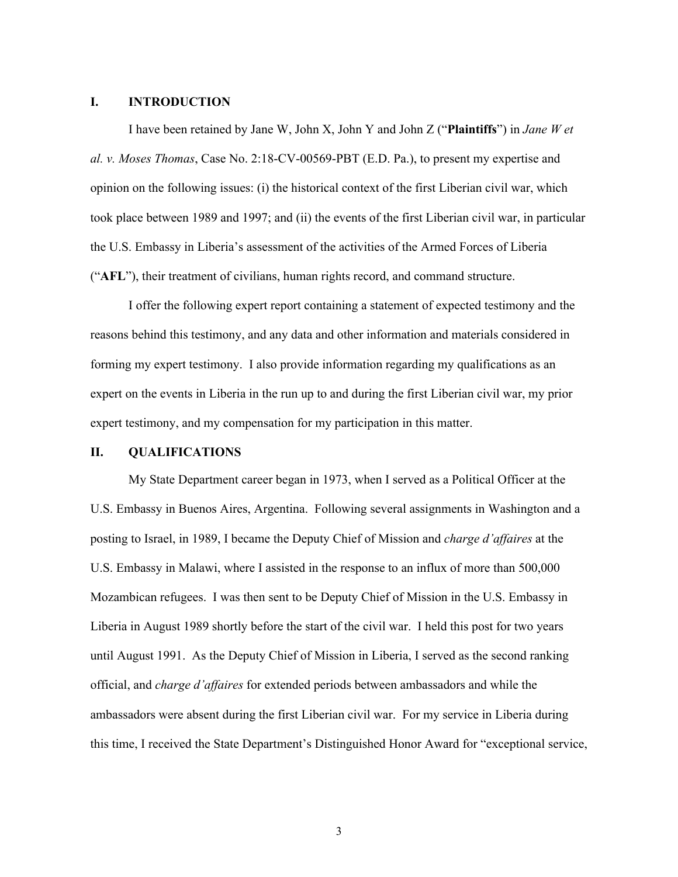## I. INTRODUCTION

I have been retained by Jane W, John X, John Y and John Z ("**Plaintiffs**") in *Jane W et al. v. Moses Thomas*, Case No. 2:18-CV-00569-PBT (E.D. Pa.), to present my expertise and opinion on the following issues: (i) the historical context of the first Liberian civil war, which took place between 1989 and 1997; and (ii) the events of the first Liberian civil war, in particular the U.S. Embassy in Liberia's assessment of the activities of the Armed Forces of Liberia ("**AFL**"), their treatment of civilians, human rights record, and command structure.

I offer the following expert report containing a statement of expected testimony and the reasons behind this testimony, and any data and other information and materials considered in forming my expert testimony. I also provide information regarding my qualifications as an expert on the events in Liberia in the run up to and during the first Liberian civil war, my prior expert testimony, and my compensation for my participation in this matter.

## II. QUALIFICATIONS

My State Department career began in 1973, when I served as a Political Officer at the U.S. Embassy in Buenos Aires, Argentina. Following several assignments in Washington and a posting to Israel, in 1989, I became the Deputy Chief of Mission and *charge d'affaires* at the U.S. Embassy in Malawi, where I assisted in the response to an influx of more than 500,000 Mozambican refugees. I was then sent to be Deputy Chief of Mission in the U.S. Embassy in Liberia in August 1989 shortly before the start of the civil war. I held this post for two years until August 1991. As the Deputy Chief of Mission in Liberia, I served as the second ranking official, and *charge d'affaires* for extended periods between ambassadors and while the ambassadors were absent during the first Liberian civil war. For my service in Liberia during this time, I received the State Department's Distinguished Honor Award for "exceptional service,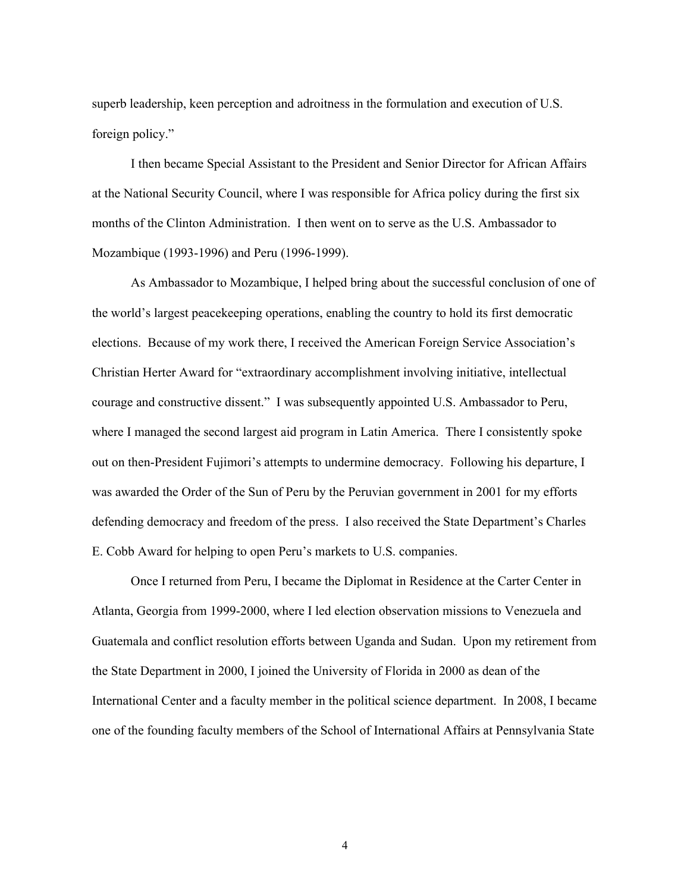superb leadership, keen perception and adroitness in the formulation and execution of U.S. foreign policy."

I then became Special Assistant to the President and Senior Director for African Affairs at the National Security Council, where I was responsible for Africa policy during the first six months of the Clinton Administration. I then went on to serve as the U.S. Ambassador to Mozambique (1993-1996) and Peru (1996-1999).

As Ambassador to Mozambique, I helped bring about the successful conclusion of one of the world's largest peacekeeping operations, enabling the country to hold its first democratic elections. Because of my work there, I received the American Foreign Service Association's Christian Herter Award for "extraordinary accomplishment involving initiative, intellectual courage and constructive dissent." I was subsequently appointed U.S. Ambassador to Peru, where I managed the second largest aid program in Latin America. There I consistently spoke out on then-President Fujimori's attempts to undermine democracy. Following his departure, I was awarded the Order of the Sun of Peru by the Peruvian government in 2001 for my efforts defending democracy and freedom of the press. I also received the State Department's Charles E. Cobb Award for helping to open Peru's markets to U.S. companies.

Once I returned from Peru, I became the Diplomat in Residence at the Carter Center in Atlanta, Georgia from 1999-2000, where I led election observation missions to Venezuela and Guatemala and conflict resolution efforts between Uganda and Sudan. Upon my retirement from the State Department in 2000, I joined the University of Florida in 2000 as dean of the International Center and a faculty member in the political science department. In 2008, I became one of the founding faculty members of the School of International Affairs at Pennsylvania State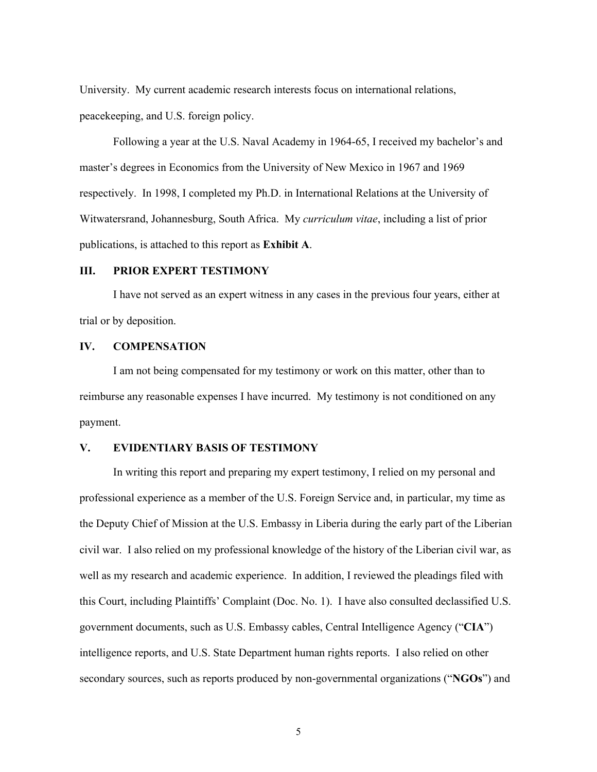University. My current academic research interests focus on international relations, peacekeeping, and U.S. foreign policy.

Following a year at the U.S. Naval Academy in 1964-65, I received my bachelor's and master's degrees in Economics from the University of New Mexico in 1967 and 1969 respectively. In 1998, I completed my Ph.D. in International Relations at the University of Witwatersrand, Johannesburg, South Africa. My *curriculum vitae*, including a list of prior publications, is attached to this report as **Exhibit A**.

## III. PRIOR EXPERT TESTIMONY

I have not served as an expert witness in any cases in the previous four years, either at trial or by deposition.

## IV. COMPENSATION

I am not being compensated for my testimony or work on this matter, other than to reimburse any reasonable expenses I have incurred. My testimony is not conditioned on any payment.

## V. EVIDENTIARY BASIS OF TESTIMONY

In writing this report and preparing my expert testimony, I relied on my personal and professional experience as a member of the U.S. Foreign Service and, in particular, my time as the Deputy Chief of Mission at the U.S. Embassy in Liberia during the early part of the Liberian civil war. I also relied on my professional knowledge of the history of the Liberian civil war, as well as my research and academic experience. In addition, I reviewed the pleadings filed with this Court, including Plaintiffs' Complaint (Doc. No. 1). I have also consulted declassified U.S. government documents, such as U.S. Embassy cables, Central Intelligence Agency ("**CIA**") intelligence reports, and U.S. State Department human rights reports. I also relied on other secondary sources, such as reports produced by non-governmental organizations ("**NGOs**") and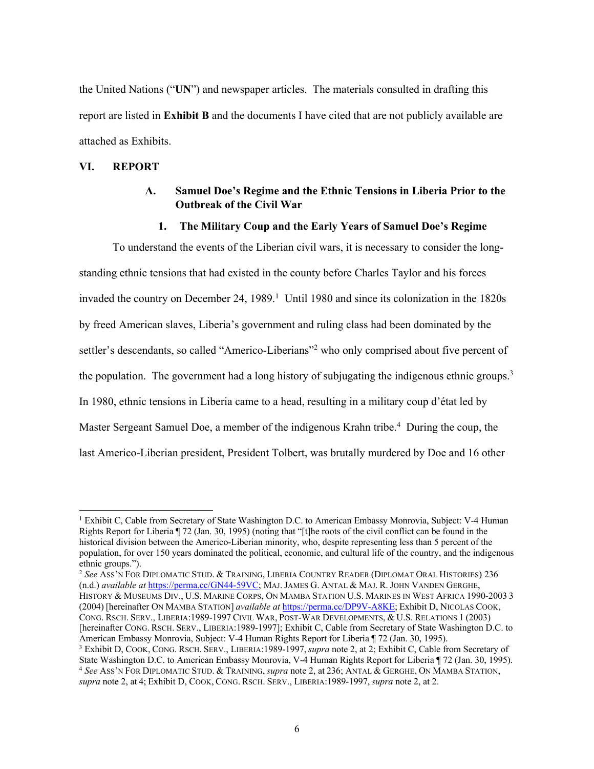the United Nations ("**UN**") and newspaper articles. The materials consulted in drafting this report are listed in **Exhibit B** and the documents I have cited that are not publicly available are attached as Exhibits.

## VI. REPORT

### A. Samuel Doe's Regime and the Ethnic Tensions in Liberia Prior to the Outbreak of the Civil War

#### 1. The Military Coup and the Early Years of Samuel Doe's Regime

To understand the events of the Liberian civil wars, it is necessary to consider the long-standing ethnic tensions that had existed in the county before Charles Taylor and his forces invaded the country on December 24, 1989.[1] Until 1980 and since its colonization in the 1820s by freed American slaves, Liberia's government and ruling class had been dominated by the settler's descendants, so called "Americo-Liberians"[2] who only comprised about five percent of the population. The government had a long history of subjugating the indigenous ethnic groups.[3] In 1980, ethnic tensions in Liberia came to a head, resulting in a military coup d'état led by Master Sergeant Samuel Doe, a member of the indigenous Krahn tribe.[4] During the coup, the last Americo-Liberian president, President Tolbert, was brutally murdered by Doe and 16 other

---

[1] Exhibit C, Cable from Secretary of State Washington D.C. to American Embassy Monrovia, Subject: V-4 Human Rights Report for Liberia ¶ 72 (Jan. 30, 1995) (noting that "[t]he roots of the civil conflict can be found in the historical division between the Americo-Liberian minority, who, despite representing less than 5 percent of the population, for over 150 years dominated the political, economic, and cultural life of the country, and the indigenous ethnic groups.").

[2] *See* Ass'n For Diplomatic Stud. & Training, Liberia Country Reader (Diplomat Oral Histories) 236 (n.d.) *available at* https://perma.cc/GN44-59VC; Maj. James G. Antal & Maj. R. John Vanden Gerghe, History & Museums Div., U.S. Marine Corps, On Mamba Station U.S. Marines in West Africa 1990-2003 3 (2004) [hereinafter On Mamba Station] *available at* https://perma.cc/DP9V-A8KE; Exhibit D, Nicolas Cook, Cong. Rsch. Serv., Liberia:1989-1997 Civil War, Post-War Developments, & U.S. Relations 1 (2003) [hereinafter Cong. Rsch. Serv., Liberia:1989-1997]; Exhibit C, Cable from Secretary of State Washington D.C. to American Embassy Monrovia, Subject: V-4 Human Rights Report for Liberia ¶ 72 (Jan. 30, 1995).

[3] Exhibit D, Cook, Cong. Rsch. Serv., Liberia:1989-1997, *supra* note 2, at 2; Exhibit C, Cable from Secretary of State Washington D.C. to American Embassy Monrovia, V-4 Human Rights Report for Liberia ¶ 72 (Jan. 30, 1995).

[4] *See* Ass'n For Diplomatic Stud. & Training, *supra* note 2, at 236; Antal & Gerghe, On Mamba Station, *supra* note 2, at 4; Exhibit D, Cook, Cong. Rsch. Serv., Liberia:1989-1997, *supra* note 2, at 2.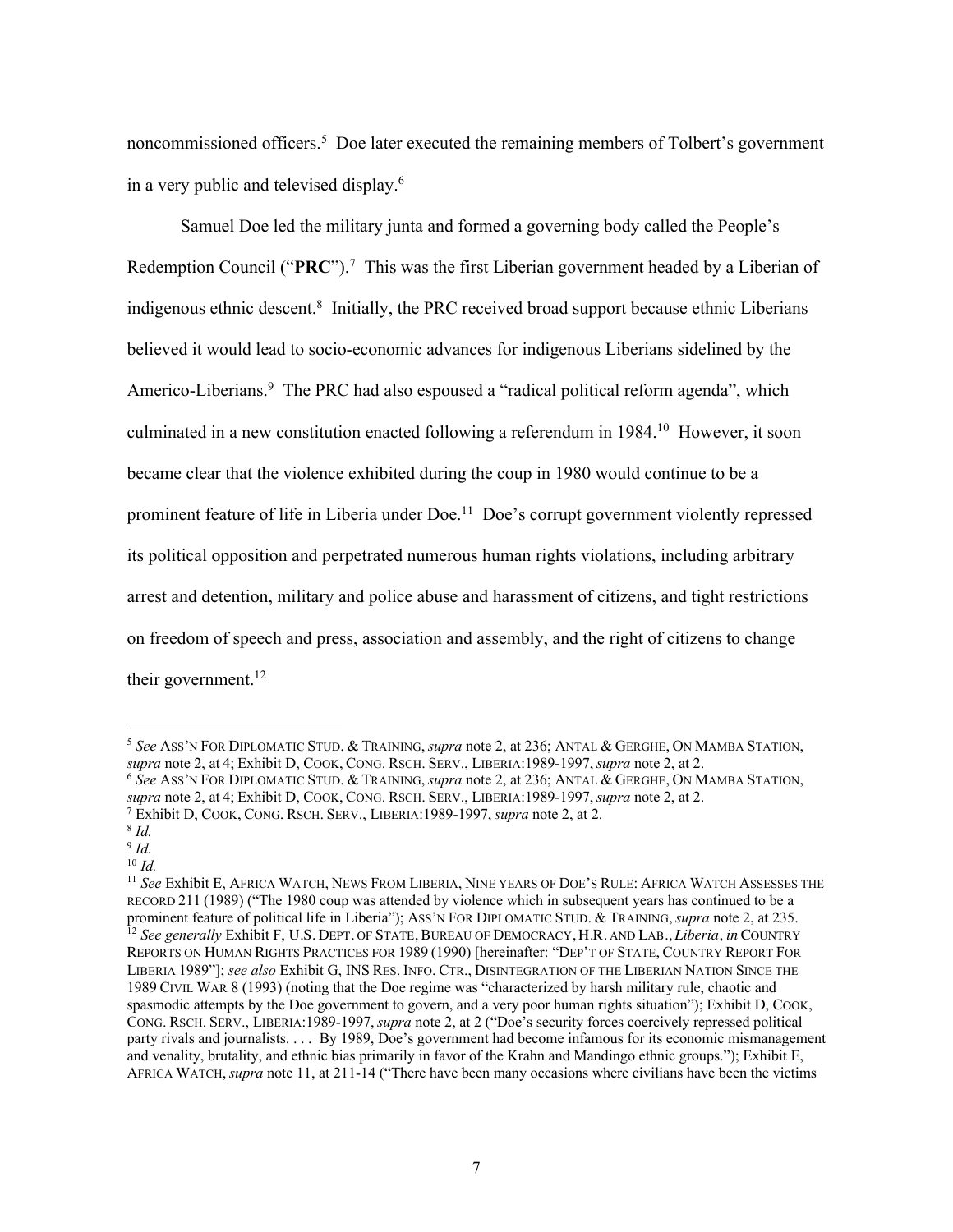noncommissioned officers.[5] Doe later executed the remaining members of Tolbert's government in a very public and televised display.[6]

Samuel Doe led the military junta and formed a governing body called the People's Redemption Council ("**PRC**").[7] This was the first Liberian government headed by a Liberian of indigenous ethnic descent.[8] Initially, the PRC received broad support because ethnic Liberians believed it would lead to socio-economic advances for indigenous Liberians sidelined by the Americo-Liberians.[9] The PRC had also espoused a "radical political reform agenda", which culminated in a new constitution enacted following a referendum in 1984.[10] However, it soon became clear that the violence exhibited during the coup in 1980 would continue to be a prominent feature of life in Liberia under Doe.[11] Doe's corrupt government violently repressed its political opposition and perpetrated numerous human rights violations, including arbitrary arrest and detention, military and police abuse and harassment of citizens, and tight restrictions on freedom of speech and press, association and assembly, and the right of citizens to change their government.[12]

---

[5] *See* ASS'N FOR DIPLOMATIC STUD. & TRAINING, *supra* note 2, at 236; ANTAL & GERGHE, ON MAMBA STATION, *supra* note 2, at 4; Exhibit D, COOK, CONG. RSCH. SERV., LIBERIA:1989-1997, *supra* note 2, at 2.

[6] *See* ASS'N FOR DIPLOMATIC STUD. & TRAINING, *supra* note 2, at 236; ANTAL & GERGHE, ON MAMBA STATION, *supra* note 2, at 4; Exhibit D, COOK, CONG. RSCH. SERV., LIBERIA:1989-1997, *supra* note 2, at 2.

[7] Exhibit D, COOK, CONG. RSCH. SERV., LIBERIA:1989-1997, *supra* note 2, at 2.

[8] *Id.*

[9] *Id.*

[10] *Id.*

[11] *See* Exhibit E, AFRICA WATCH, NEWS FROM LIBERIA, NINE YEARS OF DOE'S RULE: AFRICA WATCH ASSESSES THE RECORD 211 (1989) ("The 1980 coup was attended by violence which in subsequent years has continued to be a prominent feature of political life in Liberia"); ASS'N FOR DIPLOMATIC STUD. & TRAINING, *supra* note 2, at 235.

[12] *See generally* Exhibit F, U.S. DEPT. OF STATE, BUREAU OF DEMOCRACY, H.R. AND LAB., *Liberia*, *in* COUNTRY REPORTS ON HUMAN RIGHTS PRACTICES FOR 1989 (1990) [hereinafter: "DEP'T OF STATE, COUNTRY REPORT FOR LIBERIA 1989"]; *see also* Exhibit G, INS RES. INFO. CTR., DISINTEGRATION OF THE LIBERIAN NATION SINCE THE 1989 CIVIL WAR 8 (1993) (noting that the Doe regime was "characterized by harsh military rule, chaotic and spasmodic attempts by the Doe government to govern, and a very poor human rights situation"); Exhibit D, COOK, CONG. RSCH. SERV., LIBERIA:1989-1997, *supra* note 2, at 2 ("Doe's security forces coercively repressed political party rivals and journalists. . . . By 1989, Doe's government had become infamous for its economic mismanagement and venality, brutality, and ethnic bias primarily in favor of the Krahn and Mandingo ethnic groups."); Exhibit E, AFRICA WATCH, *supra* note 11, at 211-14 ("There have been many occasions where civilians have been the victims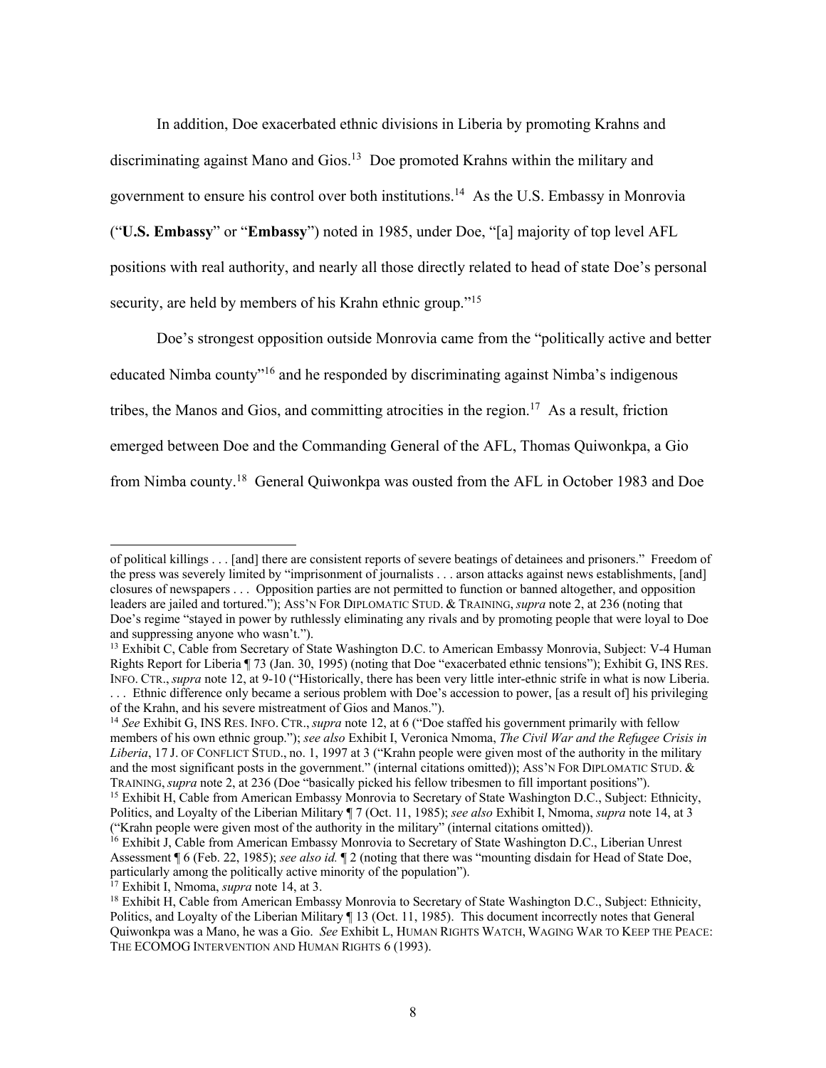In addition, Doe exacerbated ethnic divisions in Liberia by promoting Krahns and discriminating against Mano and Gios.[13] Doe promoted Krahns within the military and government to ensure his control over both institutions.[14] As the U.S. Embassy in Monrovia ("**U.S. Embassy**" or "**Embassy**") noted in 1985, under Doe, "[a] majority of top level AFL positions with real authority, and nearly all those directly related to head of state Doe's personal security, are held by members of his Krahn ethnic group."[15]

Doe's strongest opposition outside Monrovia came from the "politically active and better educated Nimba county"[16] and he responded by discriminating against Nimba's indigenous tribes, the Manos and Gios, and committing atrocities in the region.[17] As a result, friction emerged between Doe and the Commanding General of the AFL, Thomas Quiwonkpa, a Gio from Nimba county.[18] General Quiwonkpa was ousted from the AFL in October 1983 and Doe

---

of political killings . . . [and] there are consistent reports of severe beatings of detainees and prisoners." Freedom of the press was severely limited by "imprisonment of journalists . . . arson attacks against news establishments, [and] closures of newspapers . . . Opposition parties are not permitted to function or banned altogether, and opposition leaders are jailed and tortured."); ASS'N FOR DIPLOMATIC STUD. & TRAINING, *supra* note 2, at 236 (noting that Doe's regime "stayed in power by ruthlessly eliminating any rivals and by promoting people that were loyal to Doe and suppressing anyone who wasn't.").

[13] Exhibit C, Cable from Secretary of State Washington D.C. to American Embassy Monrovia, Subject: V-4 Human Rights Report for Liberia ¶ 73 (Jan. 30, 1995) (noting that Doe "exacerbated ethnic tensions"); Exhibit G, INS RES. INFO. CTR., *supra* note 12, at 9-10 ("Historically, there has been very little inter-ethnic strife in what is now Liberia. . . . Ethnic difference only became a serious problem with Doe's accession to power, [as a result of] his privileging of the Krahn, and his severe mistreatment of Gios and Manos.").

[14] *See* Exhibit G, INS RES. INFO. CTR., *supra* note 12, at 6 ("Doe staffed his government primarily with fellow members of his own ethnic group."); *see also* Exhibit I, Veronica Nmoma, *The Civil War and the Refugee Crisis in Liberia*, 17 J. OF CONFLICT STUD., no. 1, 1997 at 3 ("Krahn people were given most of the authority in the military and the most significant posts in the government." (internal citations omitted)); ASS'N FOR DIPLOMATIC STUD. & TRAINING, *supra* note 2, at 236 (Doe "basically picked his fellow tribesmen to fill important positions").

[15] Exhibit H, Cable from American Embassy Monrovia to Secretary of State Washington D.C., Subject: Ethnicity, Politics, and Loyalty of the Liberian Military ¶ 7 (Oct. 11, 1985); *see also* Exhibit I, Nmoma, *supra* note 14, at 3 ("Krahn people were given most of the authority in the military" (internal citations omitted)).

[16] Exhibit J, Cable from American Embassy Monrovia to Secretary of State Washington D.C., Liberian Unrest Assessment ¶ 6 (Feb. 22, 1985); *see also id.* ¶ 2 (noting that there was "mounting disdain for Head of State Doe, particularly among the politically active minority of the population").

[17] Exhibit I, Nmoma, *supra* note 14, at 3.

[18] Exhibit H, Cable from American Embassy Monrovia to Secretary of State Washington D.C., Subject: Ethnicity, Politics, and Loyalty of the Liberian Military ¶ 13 (Oct. 11, 1985). This document incorrectly notes that General Quiwonkpa was a Mano, he was a Gio. *See* Exhibit L, HUMAN RIGHTS WATCH, WAGING WAR TO KEEP THE PEACE: THE ECOMOG INTERVENTION AND HUMAN RIGHTS 6 (1993).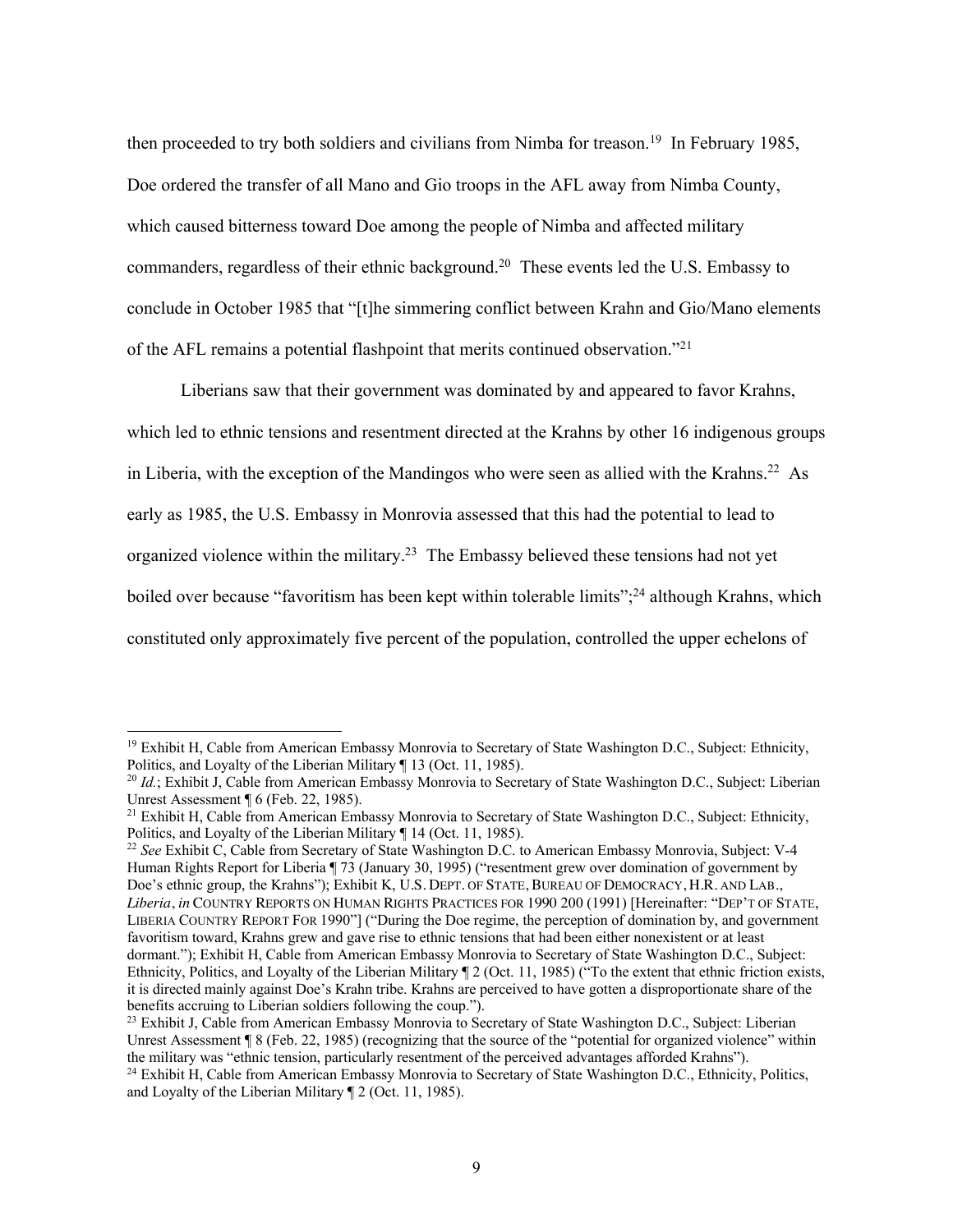then proceeded to try both soldiers and civilians from Nimba for treason.[19] In February 1985, Doe ordered the transfer of all Mano and Gio troops in the AFL away from Nimba County, which caused bitterness toward Doe among the people of Nimba and affected military commanders, regardless of their ethnic background.[20] These events led the U.S. Embassy to conclude in October 1985 that "[t]he simmering conflict between Krahn and Gio/Mano elements of the AFL remains a potential flashpoint that merits continued observation."[21]

Liberians saw that their government was dominated by and appeared to favor Krahns, which led to ethnic tensions and resentment directed at the Krahns by other 16 indigenous groups in Liberia, with the exception of the Mandingos who were seen as allied with the Krahns.[22] As early as 1985, the U.S. Embassy in Monrovia assessed that this had the potential to lead to organized violence within the military.[23] The Embassy believed these tensions had not yet boiled over because "favoritism has been kept within tolerable limits";[24] although Krahns, which constituted only approximately five percent of the population, controlled the upper echelons of

---

[19] Exhibit H, Cable from American Embassy Monrovia to Secretary of State Washington D.C., Subject: Ethnicity, Politics, and Loyalty of the Liberian Military ¶ 13 (Oct. 11, 1985).

[20] *Id.*; Exhibit J, Cable from American Embassy Monrovia to Secretary of State Washington D.C., Subject: Liberian Unrest Assessment ¶ 6 (Feb. 22, 1985).

[21] Exhibit H, Cable from American Embassy Monrovia to Secretary of State Washington D.C., Subject: Ethnicity, Politics, and Loyalty of the Liberian Military ¶ 14 (Oct. 11, 1985).

[22] *See* Exhibit C, Cable from Secretary of State Washington D.C. to American Embassy Monrovia, Subject: V-4 Human Rights Report for Liberia ¶ 73 (January 30, 1995) ("resentment grew over domination of government by Doe's ethnic group, the Krahns"); Exhibit K, U.S. DEPT. OF STATE, BUREAU OF DEMOCRACY, H.R. AND LAB., *Liberia*, *in* COUNTRY REPORTS ON HUMAN RIGHTS PRACTICES FOR 1990 200 (1991) [Hereinafter: "DEP'T OF STATE, LIBERIA COUNTRY REPORT FOR 1990"] ("During the Doe regime, the perception of domination by, and government favoritism toward, Krahns grew and gave rise to ethnic tensions that had been either nonexistent or at least dormant."); Exhibit H, Cable from American Embassy Monrovia to Secretary of State Washington D.C., Subject: Ethnicity, Politics, and Loyalty of the Liberian Military ¶ 2 (Oct. 11, 1985) ("To the extent that ethnic friction exists, it is directed mainly against Doe's Krahn tribe. Krahns are perceived to have gotten a disproportionate share of the benefits accruing to Liberian soldiers following the coup.").

[23] Exhibit J, Cable from American Embassy Monrovia to Secretary of State Washington D.C., Subject: Liberian Unrest Assessment ¶ 8 (Feb. 22, 1985) (recognizing that the source of the "potential for organized violence" within the military was "ethnic tension, particularly resentment of the perceived advantages afforded Krahns").

[24] Exhibit H, Cable from American Embassy Monrovia to Secretary of State Washington D.C., Ethnicity, Politics, and Loyalty of the Liberian Military ¶ 2 (Oct. 11, 1985).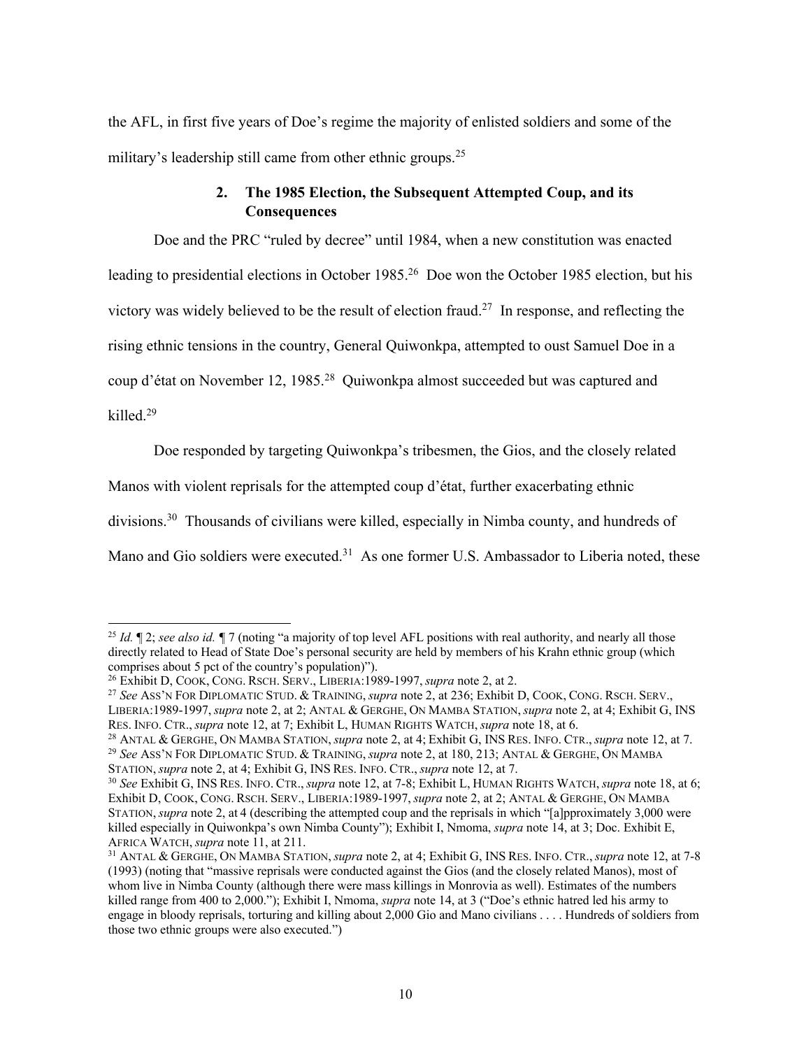the AFL, in first five years of Doe's regime the majority of enlisted soldiers and some of the military's leadership still came from other ethnic groups.[25]

### 2. The 1985 Election, the Subsequent Attempted Coup, and its Consequences

Doe and the PRC "ruled by decree" until 1984, when a new constitution was enacted leading to presidential elections in October 1985.[26] Doe won the October 1985 election, but his victory was widely believed to be the result of election fraud.[27] In response, and reflecting the rising ethnic tensions in the country, General Quiwonkpa, attempted to oust Samuel Doe in a coup d'état on November 12, 1985.[28] Quiwonkpa almost succeeded but was captured and killed.[29]

Doe responded by targeting Quiwonkpa's tribesmen, the Gios, and the closely related Manos with violent reprisals for the attempted coup d'état, further exacerbating ethnic divisions.[30] Thousands of civilians were killed, especially in Nimba county, and hundreds of Mano and Gio soldiers were executed.[31] As one former U.S. Ambassador to Liberia noted, these

---

[25] *Id.* ¶ 2; *see also id.* ¶ 7 (noting "a majority of top level AFL positions with real authority, and nearly all those directly related to Head of State Doe's personal security are held by members of his Krahn ethnic group (which comprises about 5 pct of the country's population)").

[26] Exhibit D, COOK, CONG. RSCH. SERV., LIBERIA:1989-1997, *supra* note 2, at 2.

[27] *See* ASS'N FOR DIPLOMATIC STUD. & TRAINING, *supra* note 2, at 236; Exhibit D, COOK, CONG. RSCH. SERV., LIBERIA:1989-1997, *supra* note 2, at 2; ANTAL & GERGHE, ON MAMBA STATION, *supra* note 2, at 4; Exhibit G, INS RES. INFO. CTR., *supra* note 12, at 7; Exhibit L, HUMAN RIGHTS WATCH, *supra* note 18, at 6.

[28] ANTAL & GERGHE, ON MAMBA STATION, *supra* note 2, at 4; Exhibit G, INS RES. INFO. CTR., *supra* note 12, at 7.

[29] *See* ASS'N FOR DIPLOMATIC STUD. & TRAINING, *supra* note 2, at 180, 213; ANTAL & GERGHE, ON MAMBA STATION, *supra* note 2, at 4; Exhibit G, INS RES. INFO. CTR., *supra* note 12, at 7.

[30] *See* Exhibit G, INS RES. INFO. CTR., *supra* note 12, at 7-8; Exhibit L, HUMAN RIGHTS WATCH, *supra* note 18, at 6; Exhibit D, COOK, CONG. RSCH. SERV., LIBERIA:1989-1997, *supra* note 2, at 2; ANTAL & GERGHE, ON MAMBA STATION, *supra* note 2, at 4 (describing the attempted coup and the reprisals in which "[a]pproximately 3,000 were killed especially in Quiwonkpa's own Nimba County"); Exhibit I, Nmoma, *supra* note 14, at 3; Doc. Exhibit E, AFRICA WATCH, *supra* note 11, at 211.

[31] ANTAL & GERGHE, ON MAMBA STATION, *supra* note 2, at 4; Exhibit G, INS RES. INFO. CTR., *supra* note 12, at 7-8 (1993) (noting that "massive reprisals were conducted against the Gios (and the closely related Manos), most of whom live in Nimba County (although there were mass killings in Monrovia as well). Estimates of the numbers killed range from 400 to 2,000."); Exhibit I, Nmoma, *supra* note 14, at 3 ("Doe's ethnic hatred led his army to engage in bloody reprisals, torturing and killing about 2,000 Gio and Mano civilians . . . . Hundreds of soldiers from those two ethnic groups were also executed.")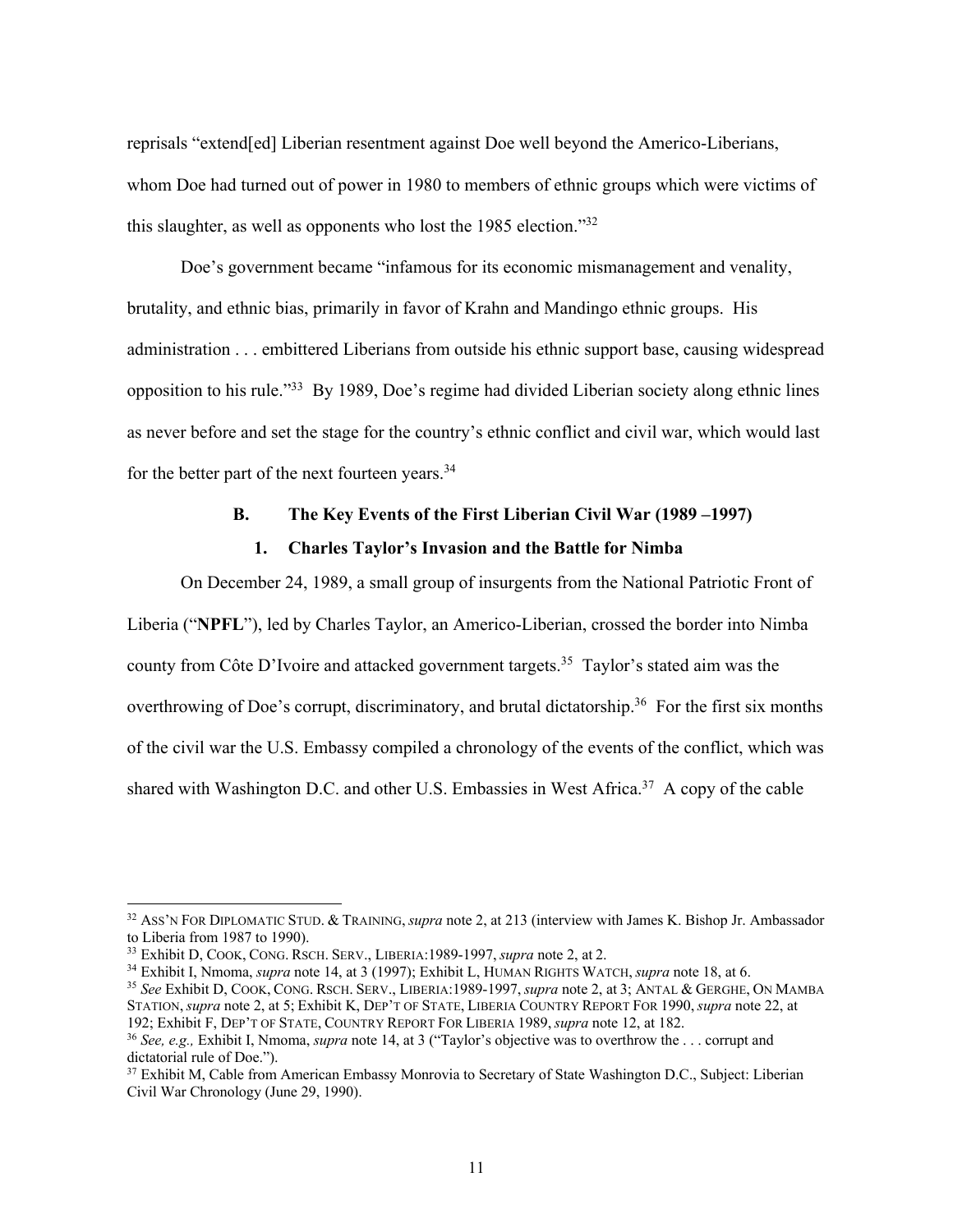reprisals "extend[ed] Liberian resentment against Doe well beyond the Americo-Liberians, whom Doe had turned out of power in 1980 to members of ethnic groups which were victims of this slaughter, as well as opponents who lost the 1985 election."[32]

Doe's government became "infamous for its economic mismanagement and venality, brutality, and ethnic bias, primarily in favor of Krahn and Mandingo ethnic groups. His administration . . . embittered Liberians from outside his ethnic support base, causing widespread opposition to his rule."[33] By 1989, Doe's regime had divided Liberian society along ethnic lines as never before and set the stage for the country's ethnic conflict and civil war, which would last for the better part of the next fourteen years.[34]

### B. The Key Events of the First Liberian Civil War (1989 –1997)

#### 1. Charles Taylor's Invasion and the Battle for Nimba

On December 24, 1989, a small group of insurgents from the National Patriotic Front of Liberia ("**NPFL**"), led by Charles Taylor, an Americo-Liberian, crossed the border into Nimba county from Côte D'Ivoire and attacked government targets.[35] Taylor's stated aim was the overthrowing of Doe's corrupt, discriminatory, and brutal dictatorship.[36] For the first six months of the civil war the U.S. Embassy compiled a chronology of the events of the conflict, which was shared with Washington D.C. and other U.S. Embassies in West Africa.[37] A copy of the cable

---

[32] ASS'N FOR DIPLOMATIC STUD. & TRAINING, *supra* note 2, at 213 (interview with James K. Bishop Jr. Ambassador to Liberia from 1987 to 1990).

[33] Exhibit D, COOK, CONG. RSCH. SERV., LIBERIA:1989-1997, *supra* note 2, at 2.

[34] Exhibit I, Nmoma, *supra* note 14, at 3 (1997); Exhibit L, HUMAN RIGHTS WATCH, *supra* note 18, at 6.

[35] *See* Exhibit D, COOK, CONG. RSCH. SERV., LIBERIA:1989-1997, *supra* note 2, at 3; ANTAL & GERGHE, ON MAMBA STATION, *supra* note 2, at 5; Exhibit K, DEP'T OF STATE, LIBERIA COUNTRY REPORT FOR 1990, *supra* note 22, at 192; Exhibit F, DEP'T OF STATE, COUNTRY REPORT FOR LIBERIA 1989, *supra* note 12, at 182.

[36] *See, e.g.,* Exhibit I, Nmoma, *supra* note 14, at 3 ("Taylor's objective was to overthrow the . . . corrupt and dictatorial rule of Doe.").

[37] Exhibit M, Cable from American Embassy Monrovia to Secretary of State Washington D.C., Subject: Liberian Civil War Chronology (June 29, 1990).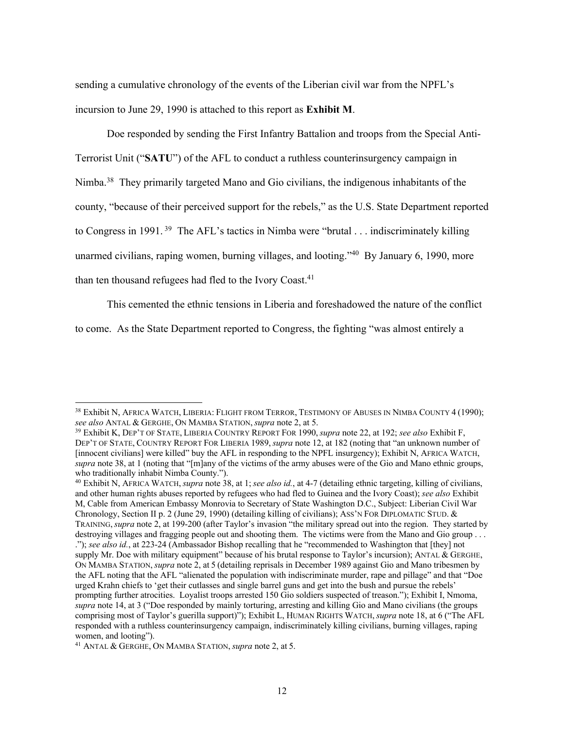sending a cumulative chronology of the events of the Liberian civil war from the NPFL's incursion to June 29, 1990 is attached to this report as **Exhibit M**.

Doe responded by sending the First Infantry Battalion and troops from the Special Anti-Terrorist Unit ("**SATU**") of the AFL to conduct a ruthless counterinsurgency campaign in Nimba.[38] They primarily targeted Mano and Gio civilians, the indigenous inhabitants of the county, "because of their perceived support for the rebels," as the U.S. State Department reported to Congress in 1991.[39] The AFL's tactics in Nimba were "brutal . . . indiscriminately killing unarmed civilians, raping women, burning villages, and looting."[40] By January 6, 1990, more than ten thousand refugees had fled to the Ivory Coast.[41]

This cemented the ethnic tensions in Liberia and foreshadowed the nature of the conflict to come. As the State Department reported to Congress, the fighting "was almost entirely a

---

[38] Exhibit N, AFRICA WATCH, LIBERIA: FLIGHT FROM TERROR, TESTIMONY OF ABUSES IN NIMBA COUNTY 4 (1990); *see also* ANTAL & GERGHE, ON MAMBA STATION, *supra* note 2, at 5.

[39] Exhibit K, DEP'T OF STATE, LIBERIA COUNTRY REPORT FOR 1990, *supra* note 22, at 192; *see also* Exhibit F, DEP'T OF STATE, COUNTRY REPORT FOR LIBERIA 1989, *supra* note 12, at 182 (noting that "an unknown number of [innocent civilians] were killed" buy the AFL in responding to the NPFL insurgency); Exhibit N, AFRICA WATCH, *supra* note 38, at 1 (noting that "[m]any of the victims of the army abuses were of the Gio and Mano ethnic groups, who traditionally inhabit Nimba County.").

[40] Exhibit N, AFRICA WATCH, *supra* note 38, at 1; *see also id.*, at 4-7 (detailing ethnic targeting, killing of civilians, and other human rights abuses reported by refugees who had fled to Guinea and the Ivory Coast); *see also* Exhibit M, Cable from American Embassy Monrovia to Secretary of State Washington D.C., Subject: Liberian Civil War Chronology, Section II p. 2 (June 29, 1990) (detailing killing of civilians); ASS'N FOR DIPLOMATIC STUD. & TRAINING, *supra* note 2, at 199-200 (after Taylor's invasion "the military spread out into the region. They started by destroying villages and fragging people out and shooting them. The victims were from the Mano and Gio group . . . ."); *see also id.*, at 223-24 (Ambassador Bishop recalling that he "recommended to Washington that [they] not supply Mr. Doe with military equipment" because of his brutal response to Taylor's incursion); ANTAL & GERGHE, ON MAMBA STATION, *supra* note 2, at 5 (detailing reprisals in December 1989 against Gio and Mano tribesmen by the AFL noting that the AFL "alienated the population with indiscriminate murder, rape and pillage" and that "Doe urged Krahn chiefs to 'get their cutlasses and single barrel guns and get into the bush and pursue the rebels' prompting further atrocities. Loyalist troops arrested 150 Gio soldiers suspected of treason."); Exhibit I, Nmoma, *supra* note 14, at 3 ("Doe responded by mainly torturing, arresting and killing Gio and Mano civilians (the groups comprising most of Taylor's guerilla support)"); Exhibit L, HUMAN RIGHTS WATCH, *supra* note 18, at 6 ("The AFL responded with a ruthless counterinsurgency campaign, indiscriminately killing civilians, burning villages, raping women, and looting").

[41] ANTAL & GERGHE, ON MAMBA STATION, *supra* note 2, at 5.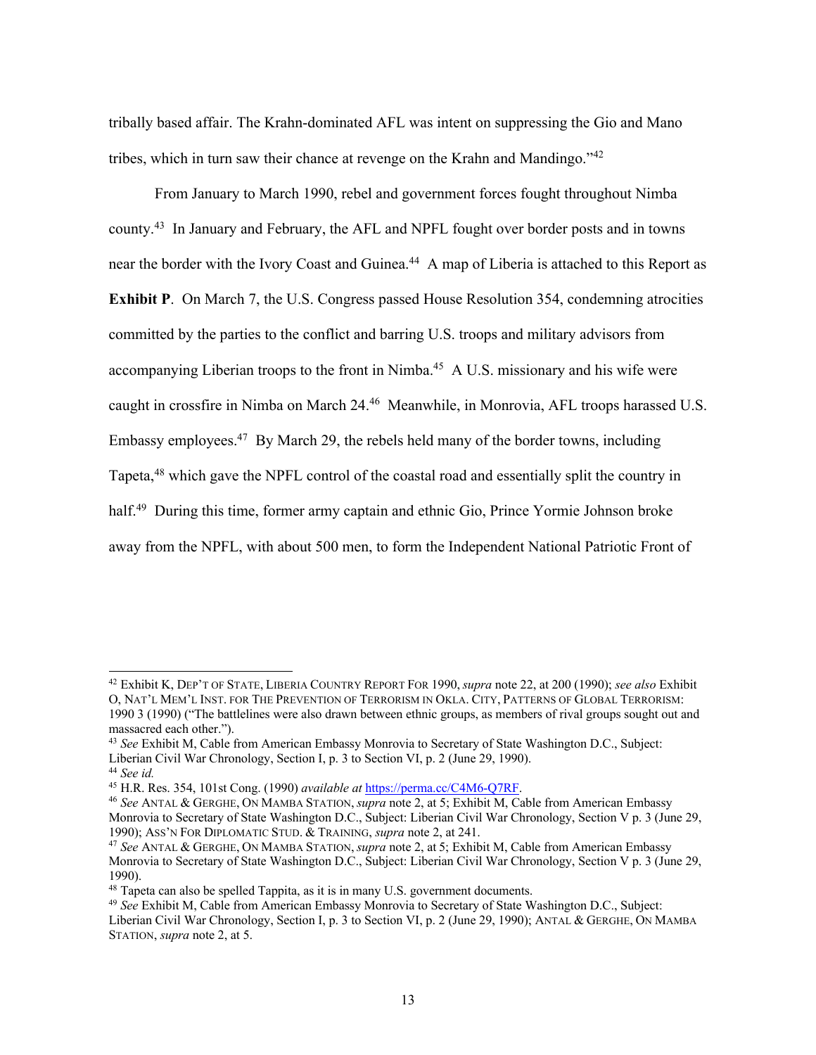tribally based affair. The Krahn-dominated AFL was intent on suppressing the Gio and Mano tribes, which in turn saw their chance at revenge on the Krahn and Mandingo."[42]

From January to March 1990, rebel and government forces fought throughout Nimba county.[43] In January and February, the AFL and NPFL fought over border posts and in towns near the border with the Ivory Coast and Guinea.[44] A map of Liberia is attached to this Report as **Exhibit P**. On March 7, the U.S. Congress passed House Resolution 354, condemning atrocities committed by the parties to the conflict and barring U.S. troops and military advisors from accompanying Liberian troops to the front in Nimba.[45] A U.S. missionary and his wife were caught in crossfire in Nimba on March 24.[46] Meanwhile, in Monrovia, AFL troops harassed U.S. Embassy employees.[47] By March 29, the rebels held many of the border towns, including Tapeta,[48] which gave the NPFL control of the coastal road and essentially split the country in half.[49] During this time, former army captain and ethnic Gio, Prince Yormie Johnson broke away from the NPFL, with about 500 men, to form the Independent National Patriotic Front of

---

[42] Exhibit K, DEP'T OF STATE, LIBERIA COUNTRY REPORT FOR 1990, *supra* note 22, at 200 (1990); *see also* Exhibit O, NAT'L MEM'L INST. FOR THE PREVENTION OF TERRORISM IN OKLA. CITY, PATTERNS OF GLOBAL TERRORISM: 1990 3 (1990) ("The battlelines were also drawn between ethnic groups, as members of rival groups sought out and massacred each other.").

[43] *See* Exhibit M, Cable from American Embassy Monrovia to Secretary of State Washington D.C., Subject: Liberian Civil War Chronology, Section I, p. 3 to Section VI, p. 2 (June 29, 1990).

[44] *See id.*

[45] H.R. Res. 354, 101st Cong. (1990) *available at* https://perma.cc/C4M6-Q7RF.

[46] *See* ANTAL & GERGHE, ON MAMBA STATION, *supra* note 2, at 5; Exhibit M, Cable from American Embassy Monrovia to Secretary of State Washington D.C., Subject: Liberian Civil War Chronology, Section V p. 3 (June 29, 1990); ASS'N FOR DIPLOMATIC STUD. & TRAINING, *supra* note 2, at 241.

[47] *See* ANTAL & GERGHE, ON MAMBA STATION, *supra* note 2, at 5; Exhibit M, Cable from American Embassy Monrovia to Secretary of State Washington D.C., Subject: Liberian Civil War Chronology, Section V p. 3 (June 29, 1990).

[48] Tapeta can also be spelled Tappita, as it is in many U.S. government documents.

[49] *See* Exhibit M, Cable from American Embassy Monrovia to Secretary of State Washington D.C., Subject: Liberian Civil War Chronology, Section I, p. 3 to Section VI, p. 2 (June 29, 1990); ANTAL & GERGHE, ON MAMBA STATION, *supra* note 2, at 5.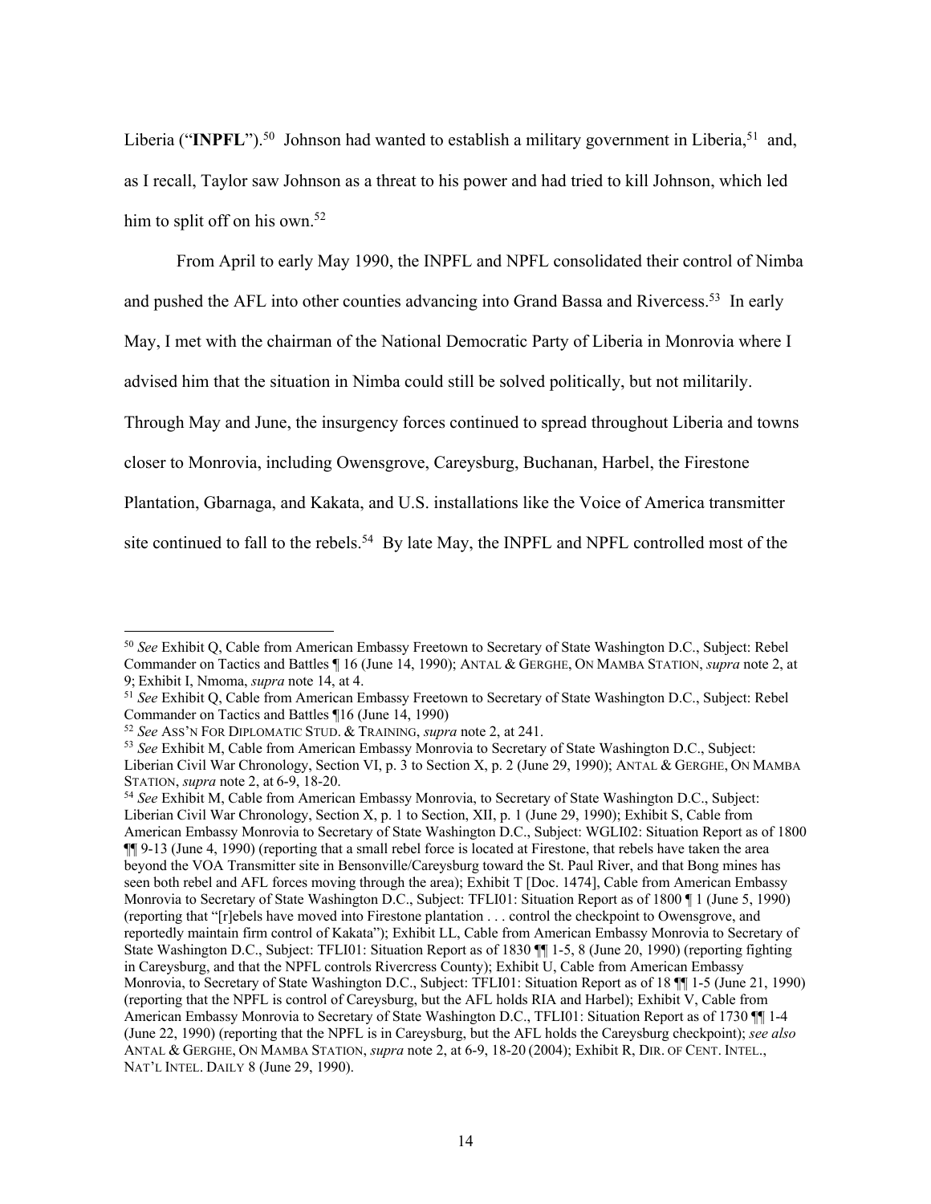Liberia ("**INPFL**").[50] Johnson had wanted to establish a military government in Liberia,[51] and, as I recall, Taylor saw Johnson as a threat to his power and had tried to kill Johnson, which led him to split off on his own.[52]

From April to early May 1990, the INPFL and NPFL consolidated their control of Nimba and pushed the AFL into other counties advancing into Grand Bassa and Rivercess.[53] In early May, I met with the chairman of the National Democratic Party of Liberia in Monrovia where I advised him that the situation in Nimba could still be solved politically, but not militarily. Through May and June, the insurgency forces continued to spread throughout Liberia and towns closer to Monrovia, including Owensgrove, Careysburg, Buchanan, Harbel, the Firestone Plantation, Gbarnaga, and Kakata, and U.S. installations like the Voice of America transmitter site continued to fall to the rebels.[54] By late May, the INPFL and NPFL controlled most of the

---

[50] *See* Exhibit Q, Cable from American Embassy Freetown to Secretary of State Washington D.C., Subject: Rebel Commander on Tactics and Battles ¶ 16 (June 14, 1990); ANTAL & GERGHE, ON MAMBA STATION, *supra* note 2, at 9; Exhibit I, Nmoma, *supra* note 14, at 4.

[51] *See* Exhibit Q, Cable from American Embassy Freetown to Secretary of State Washington D.C., Subject: Rebel Commander on Tactics and Battles ¶16 (June 14, 1990)

[52] *See* ASS'N FOR DIPLOMATIC STUD. & TRAINING, *supra* note 2, at 241.

[53] *See* Exhibit M, Cable from American Embassy Monrovia to Secretary of State Washington D.C., Subject: Liberian Civil War Chronology, Section VI, p. 3 to Section X, p. 2 (June 29, 1990); ANTAL & GERGHE, ON MAMBA STATION, *supra* note 2, at 6-9, 18-20.

[54] *See* Exhibit M, Cable from American Embassy Monrovia, to Secretary of State Washington D.C., Subject: Liberian Civil War Chronology, Section X, p. 1 to Section, XII, p. 1 (June 29, 1990); Exhibit S, Cable from American Embassy Monrovia to Secretary of State Washington D.C., Subject: WGLI02: Situation Report as of 1800 ¶¶ 9-13 (June 4, 1990) (reporting that a small rebel force is located at Firestone, that rebels have taken the area beyond the VOA Transmitter site in Bensonville/Careysburg toward the St. Paul River, and that Bong mines has seen both rebel and AFL forces moving through the area); Exhibit T [Doc. 1474], Cable from American Embassy Monrovia to Secretary of State Washington D.C., Subject: TFLI01: Situation Report as of 1800 ¶ 1 (June 5, 1990) (reporting that "[r]ebels have moved into Firestone plantation . . . control the checkpoint to Owensgrove, and reportedly maintain firm control of Kakata"); Exhibit LL, Cable from American Embassy Monrovia to Secretary of State Washington D.C., Subject: TFLI01: Situation Report as of 1830 ¶¶ 1-5, 8 (June 20, 1990) (reporting fighting in Careysburg, and that the NPFL controls Rivercress County); Exhibit U, Cable from American Embassy Monrovia, to Secretary of State Washington D.C., Subject: TFLI01: Situation Report as of 18 ¶¶ 1-5 (June 21, 1990) (reporting that the NPFL is control of Careysburg, but the AFL holds RIA and Harbel); Exhibit V, Cable from American Embassy Monrovia to Secretary of State Washington D.C., TFLI01: Situation Report as of 1730 ¶¶ 1-4 (June 22, 1990) (reporting that the NPFL is in Careysburg, but the AFL holds the Careysburg checkpoint); *see also* ANTAL & GERGHE, ON MAMBA STATION, *supra* note 2, at 6-9, 18-20 (2004); Exhibit R, DIR. OF CENT. INTEL., NAT'L INTEL. DAILY 8 (June 29, 1990).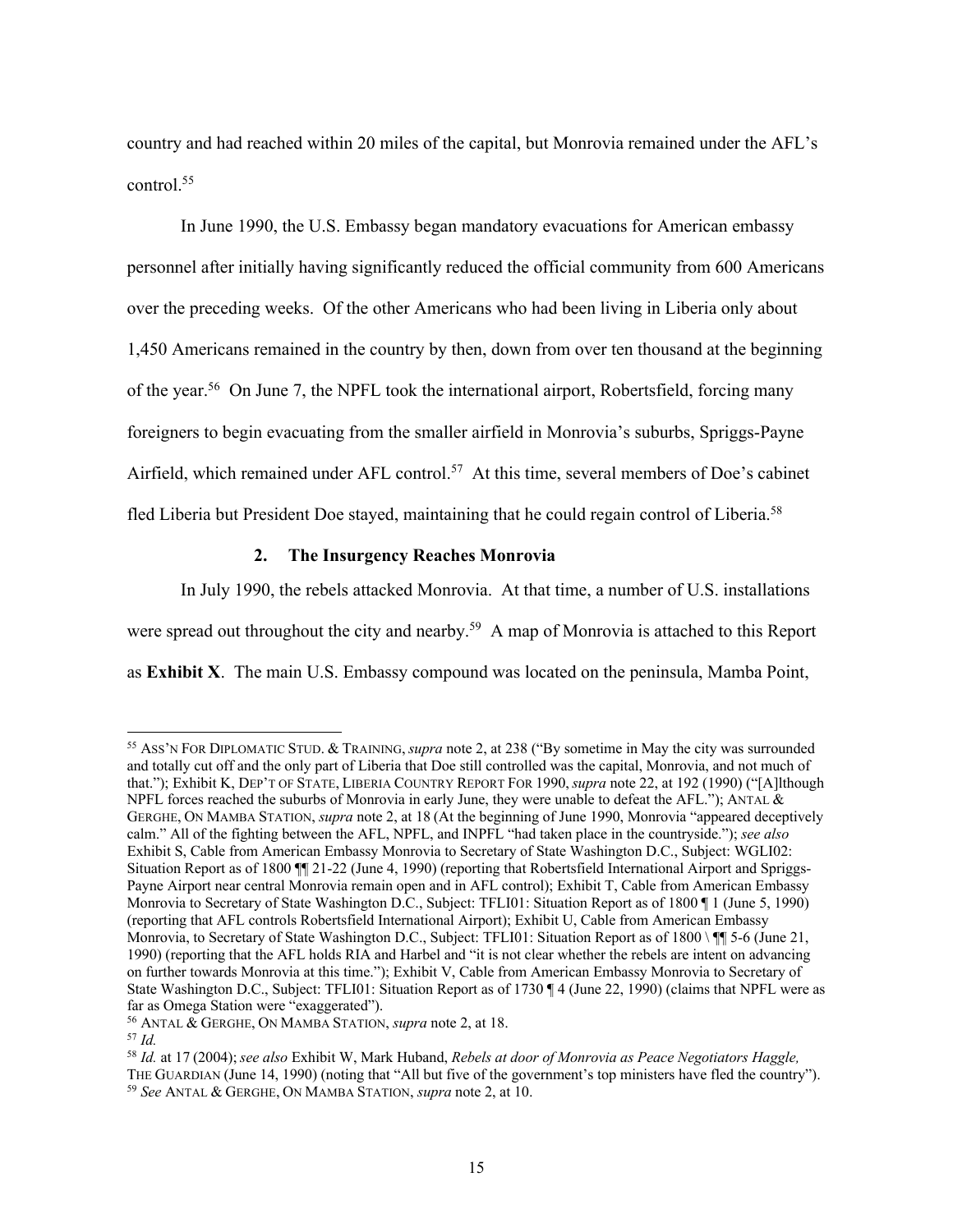country and had reached within 20 miles of the capital, but Monrovia remained under the AFL's control.[55]

In June 1990, the U.S. Embassy began mandatory evacuations for American embassy personnel after initially having significantly reduced the official community from 600 Americans over the preceding weeks. Of the other Americans who had been living in Liberia only about 1,450 Americans remained in the country by then, down from over ten thousand at the beginning of the year.[56] On June 7, the NPFL took the international airport, Robertsfield, forcing many foreigners to begin evacuating from the smaller airfield in Monrovia's suburbs, Spriggs-Payne Airfield, which remained under AFL control.[57] At this time, several members of Doe's cabinet fled Liberia but President Doe stayed, maintaining that he could regain control of Liberia.[58]

### 2. The Insurgency Reaches Monrovia

In July 1990, the rebels attacked Monrovia. At that time, a number of U.S. installations were spread out throughout the city and nearby.[59] A map of Monrovia is attached to this Report as **Exhibit X**. The main U.S. Embassy compound was located on the peninsula, Mamba Point,

---

[55] ASS'N FOR DIPLOMATIC STUD. & TRAINING, *supra* note 2, at 238 ("By sometime in May the city was surrounded and totally cut off and the only part of Liberia that Doe still controlled was the capital, Monrovia, and not much of that."); Exhibit K, DEP'T OF STATE, LIBERIA COUNTRY REPORT FOR 1990, *supra* note 22, at 192 (1990) ("[A]lthough NPFL forces reached the suburbs of Monrovia in early June, they were unable to defeat the AFL."); ANTAL & GERGHE, ON MAMBA STATION, *supra* note 2, at 18 (At the beginning of June 1990, Monrovia "appeared deceptively calm." All of the fighting between the AFL, NPFL, and INPFL "had taken place in the countryside."); *see also* Exhibit S, Cable from American Embassy Monrovia to Secretary of State Washington D.C., Subject: WGLI02: Situation Report as of 1800 ¶¶ 21-22 (June 4, 1990) (reporting that Robertsfield International Airport and Spriggs-Payne Airport near central Monrovia remain open and in AFL control); Exhibit T, Cable from American Embassy Monrovia to Secretary of State Washington D.C., Subject: TFLI01: Situation Report as of 1800 ¶ 1 (June 5, 1990) (reporting that AFL controls Robertsfield International Airport); Exhibit U, Cable from American Embassy Monrovia, to Secretary of State Washington D.C., Subject: TFLI01: Situation Report as of 1800 \ ¶¶ 5-6 (June 21, 1990) (reporting that the AFL holds RIA and Harbel and "it is not clear whether the rebels are intent on advancing on further towards Monrovia at this time."); Exhibit V, Cable from American Embassy Monrovia to Secretary of State Washington D.C., Subject: TFLI01: Situation Report as of 1730 ¶ 4 (June 22, 1990) (claims that NPFL were as far as Omega Station were "exaggerated").

[56] ANTAL & GERGHE, ON MAMBA STATION, *supra* note 2, at 18.

[57] *Id.*

[58] *Id.* at 17 (2004); *see also* Exhibit W, Mark Huband, *Rebels at door of Monrovia as Peace Negotiators Haggle,* THE GUARDIAN (June 14, 1990) (noting that "All but five of the government's top ministers have fled the country").

[59] *See* ANTAL & GERGHE, ON MAMBA STATION, *supra* note 2, at 10.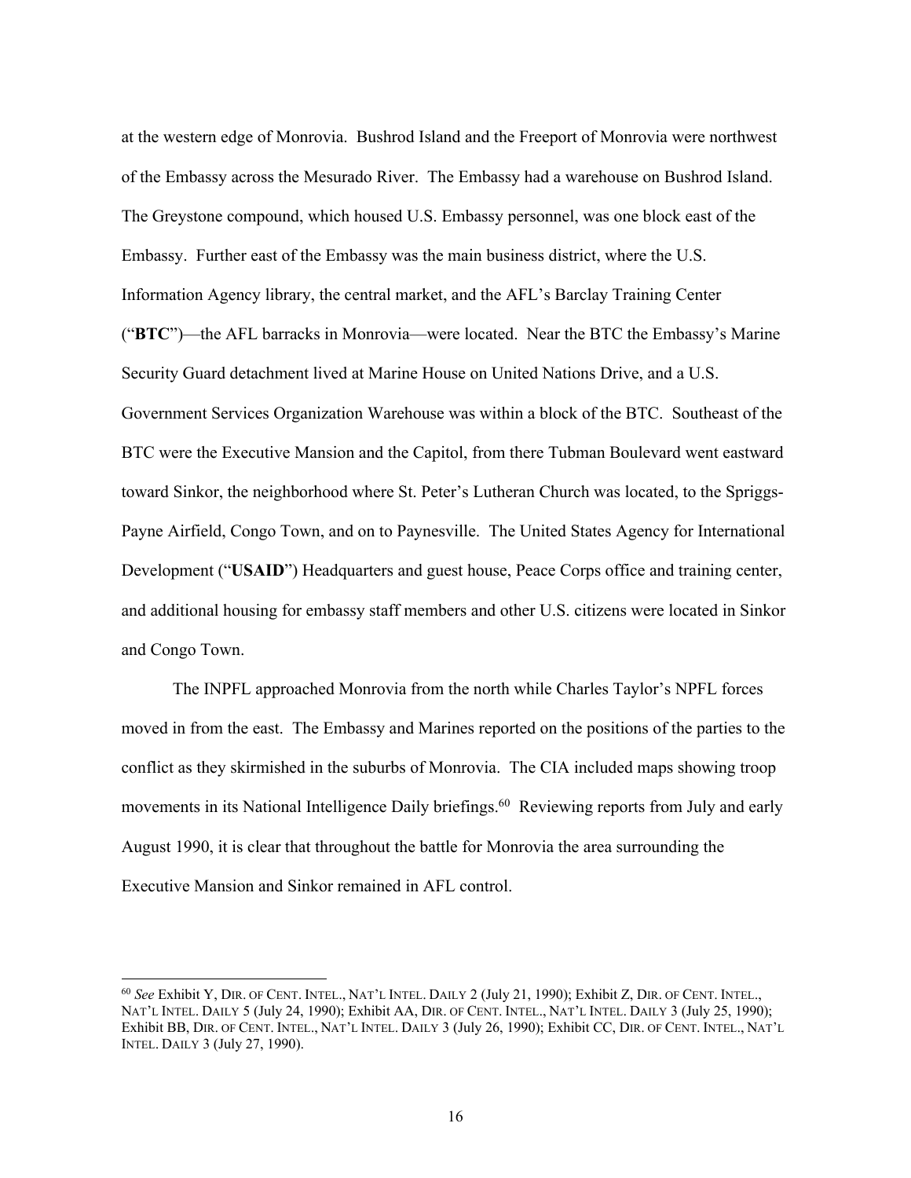at the western edge of Monrovia. Bushrod Island and the Freeport of Monrovia were northwest of the Embassy across the Mesurado River. The Embassy had a warehouse on Bushrod Island. The Greystone compound, which housed U.S. Embassy personnel, was one block east of the Embassy. Further east of the Embassy was the main business district, where the U.S. Information Agency library, the central market, and the AFL's Barclay Training Center ("**BTC**")—the AFL barracks in Monrovia—were located. Near the BTC the Embassy's Marine Security Guard detachment lived at Marine House on United Nations Drive, and a U.S. Government Services Organization Warehouse was within a block of the BTC. Southeast of the BTC were the Executive Mansion and the Capitol, from there Tubman Boulevard went eastward toward Sinkor, the neighborhood where St. Peter's Lutheran Church was located, to the Spriggs-Payne Airfield, Congo Town, and on to Paynesville. The United States Agency for International Development ("**USAID**") Headquarters and guest house, Peace Corps office and training center, and additional housing for embassy staff members and other U.S. citizens were located in Sinkor and Congo Town.

The INPFL approached Monrovia from the north while Charles Taylor's NPFL forces moved in from the east. The Embassy and Marines reported on the positions of the parties to the conflict as they skirmished in the suburbs of Monrovia. The CIA included maps showing troop movements in its National Intelligence Daily briefings.[60] Reviewing reports from July and early August 1990, it is clear that throughout the battle for Monrovia the area surrounding the Executive Mansion and Sinkor remained in AFL control.

---

[60] *See* Exhibit Y, DIR. OF CENT. INTEL., NAT'L INTEL. DAILY 2 (July 21, 1990); Exhibit Z, DIR. OF CENT. INTEL., NAT'L INTEL. DAILY 5 (July 24, 1990); Exhibit AA, DIR. OF CENT. INTEL., NAT'L INTEL. DAILY 3 (July 25, 1990); Exhibit BB, DIR. OF CENT. INTEL., NAT'L INTEL. DAILY 3 (July 26, 1990); Exhibit CC, DIR. OF CENT. INTEL., NAT'L INTEL. DAILY 3 (July 27, 1990).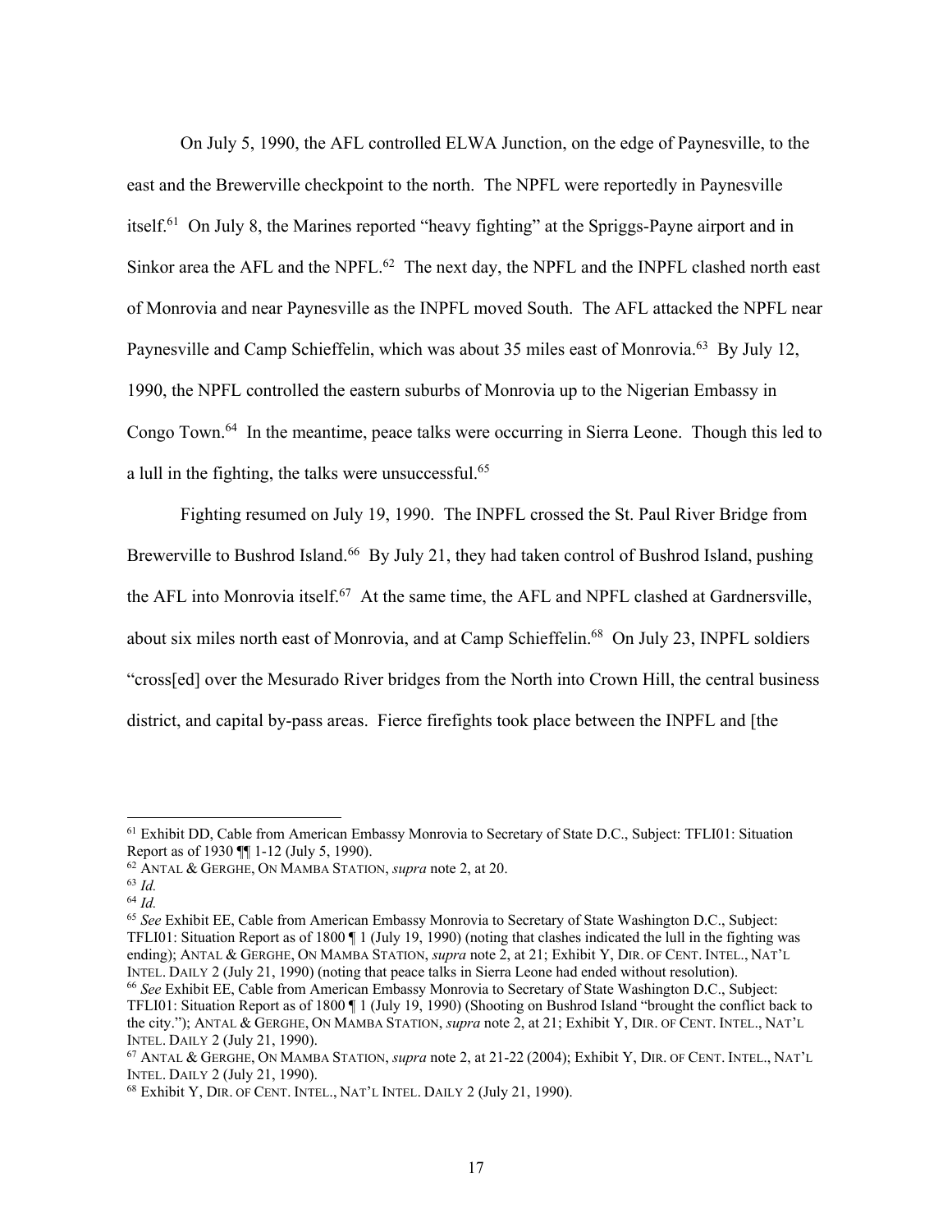On July 5, 1990, the AFL controlled ELWA Junction, on the edge of Paynesville, to the east and the Brewerville checkpoint to the north. The NPFL were reportedly in Paynesville itself.[61] On July 8, the Marines reported "heavy fighting" at the Spriggs-Payne airport and in Sinkor area the AFL and the NPFL.[62] The next day, the NPFL and the INPFL clashed north east of Monrovia and near Paynesville as the INPFL moved South. The AFL attacked the NPFL near Paynesville and Camp Schieffelin, which was about 35 miles east of Monrovia.[63] By July 12, 1990, the NPFL controlled the eastern suburbs of Monrovia up to the Nigerian Embassy in Congo Town.[64] In the meantime, peace talks were occurring in Sierra Leone. Though this led to a lull in the fighting, the talks were unsuccessful.[65]

Fighting resumed on July 19, 1990. The INPFL crossed the St. Paul River Bridge from Brewerville to Bushrod Island.[66] By July 21, they had taken control of Bushrod Island, pushing the AFL into Monrovia itself.[67] At the same time, the AFL and NPFL clashed at Gardnersville, about six miles north east of Monrovia, and at Camp Schieffelin.[68] On July 23, INPFL soldiers "cross[ed] over the Mesurado River bridges from the North into Crown Hill, the central business district, and capital by-pass areas. Fierce firefights took place between the INPFL and [the

---

[61] Exhibit DD, Cable from American Embassy Monrovia to Secretary of State D.C., Subject: TFLI01: Situation Report as of 1930 ¶¶ 1-12 (July 5, 1990).

[62] ANTAL & GERGHE, ON MAMBA STATION, *supra* note 2, at 20.

[63] *Id.*

[64] *Id.*

[65] *See* Exhibit EE, Cable from American Embassy Monrovia to Secretary of State Washington D.C., Subject: TFLI01: Situation Report as of 1800 ¶ 1 (July 19, 1990) (noting that clashes indicated the lull in the fighting was ending); ANTAL & GERGHE, ON MAMBA STATION, *supra* note 2, at 21; Exhibit Y, DIR. OF CENT. INTEL., NAT'L INTEL. DAILY 2 (July 21, 1990) (noting that peace talks in Sierra Leone had ended without resolution).

[66] *See* Exhibit EE, Cable from American Embassy Monrovia to Secretary of State Washington D.C., Subject: TFLI01: Situation Report as of 1800 ¶ 1 (July 19, 1990) (Shooting on Bushrod Island "brought the conflict back to the city."); ANTAL & GERGHE, ON MAMBA STATION, *supra* note 2, at 21; Exhibit Y, DIR. OF CENT. INTEL., NAT'L INTEL. DAILY 2 (July 21, 1990).

[67] ANTAL & GERGHE, ON MAMBA STATION, *supra* note 2, at 21-22 (2004); Exhibit Y, DIR. OF CENT. INTEL., NAT'L INTEL. DAILY 2 (July 21, 1990).

[68] Exhibit Y, DIR. OF CENT. INTEL., NAT'L INTEL. DAILY 2 (July 21, 1990).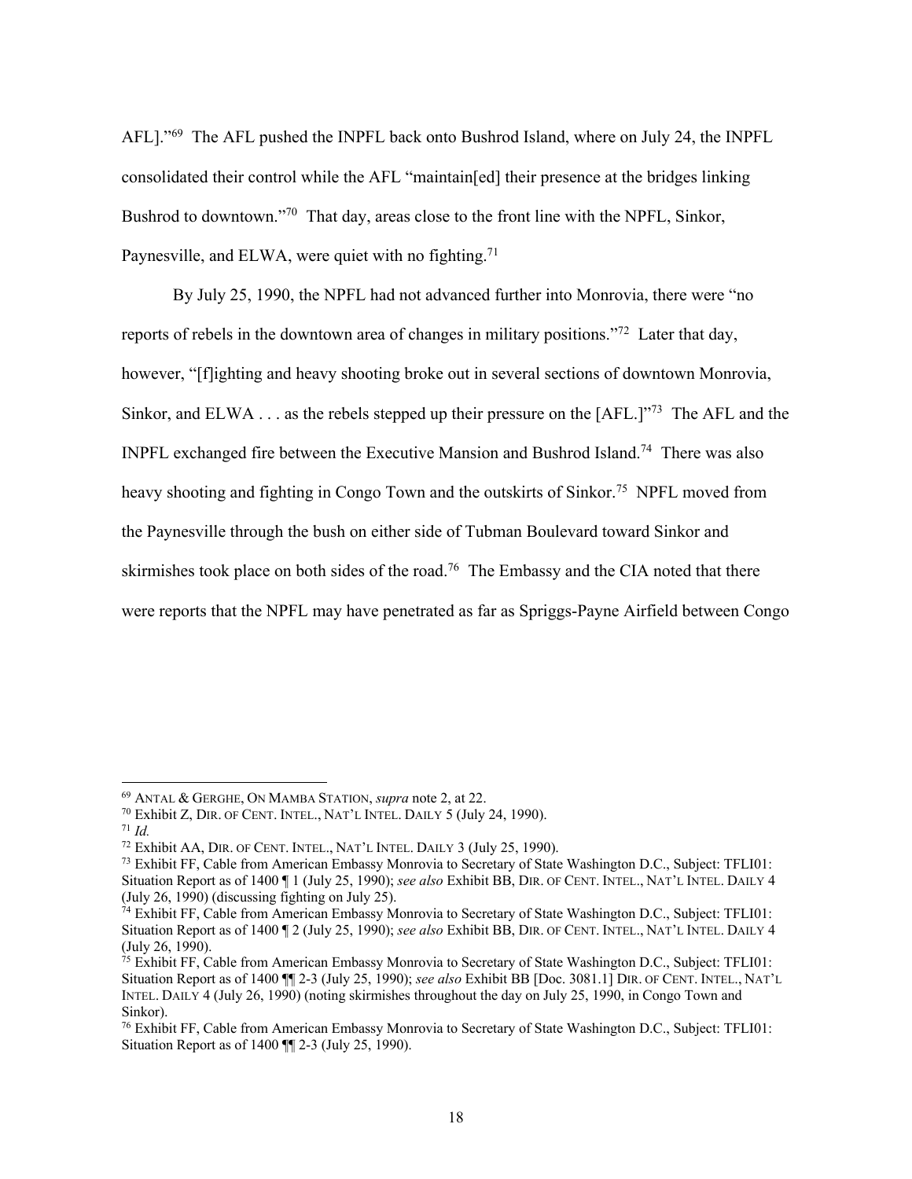AFL]."[69] The AFL pushed the INPFL back onto Bushrod Island, where on July 24, the INPFL consolidated their control while the AFL "maintain[ed] their presence at the bridges linking Bushrod to downtown."[70] That day, areas close to the front line with the NPFL, Sinkor, Paynesville, and ELWA, were quiet with no fighting.[71]

By July 25, 1990, the NPFL had not advanced further into Monrovia, there were "no reports of rebels in the downtown area of changes in military positions."[72] Later that day, however, "[f]ighting and heavy shooting broke out in several sections of downtown Monrovia, Sinkor, and ELWA . . . as the rebels stepped up their pressure on the [AFL.]"[73] The AFL and the INPFL exchanged fire between the Executive Mansion and Bushrod Island.[74] There was also heavy shooting and fighting in Congo Town and the outskirts of Sinkor.[75] NPFL moved from the Paynesville through the bush on either side of Tubman Boulevard toward Sinkor and skirmishes took place on both sides of the road.[76] The Embassy and the CIA noted that there were reports that the NPFL may have penetrated as far as Spriggs-Payne Airfield between Congo

---

[69] ANTAL & GERGHE, ON MAMBA STATION, *supra* note 2, at 22.

[70] Exhibit Z, DIR. OF CENT. INTEL., NAT'L INTEL. DAILY 5 (July 24, 1990).

[71] *Id.*

[72] Exhibit AA, DIR. OF CENT. INTEL., NAT'L INTEL. DAILY 3 (July 25, 1990).

[73] Exhibit FF, Cable from American Embassy Monrovia to Secretary of State Washington D.C., Subject: TFLI01: Situation Report as of 1400 ¶ 1 (July 25, 1990); *see also* Exhibit BB, DIR. OF CENT. INTEL., NAT'L INTEL. DAILY 4 (July 26, 1990) (discussing fighting on July 25).

[74] Exhibit FF, Cable from American Embassy Monrovia to Secretary of State Washington D.C., Subject: TFLI01: Situation Report as of 1400 ¶ 2 (July 25, 1990); *see also* Exhibit BB, DIR. OF CENT. INTEL., NAT'L INTEL. DAILY 4 (July 26, 1990).

[75] Exhibit FF, Cable from American Embassy Monrovia to Secretary of State Washington D.C., Subject: TFLI01: Situation Report as of 1400 ¶¶ 2-3 (July 25, 1990); *see also* Exhibit BB [Doc. 3081.1] DIR. OF CENT. INTEL., NAT'L INTEL. DAILY 4 (July 26, 1990) (noting skirmishes throughout the day on July 25, 1990, in Congo Town and Sinkor).

[76] Exhibit FF, Cable from American Embassy Monrovia to Secretary of State Washington D.C., Subject: TFLI01: Situation Report as of 1400 ¶¶ 2-3 (July 25, 1990).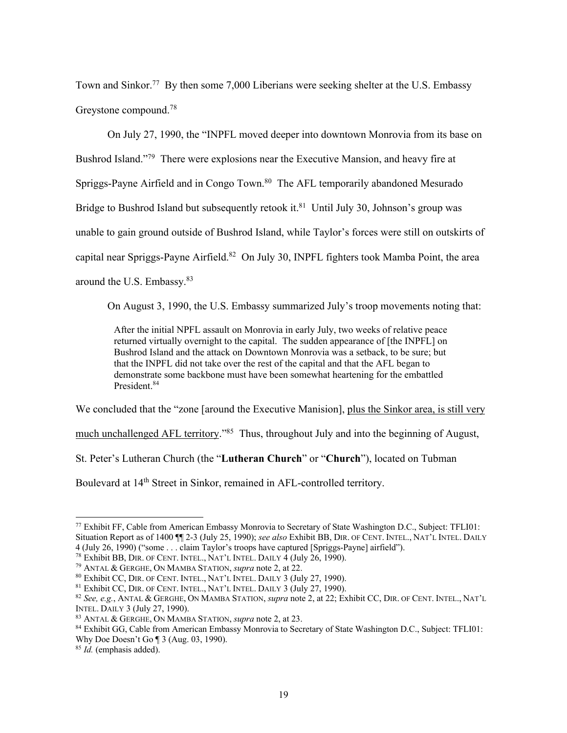Town and Sinkor.[77] By then some 7,000 Liberians were seeking shelter at the U.S. Embassy Greystone compound.[78]

On July 27, 1990, the "INPFL moved deeper into downtown Monrovia from its base on Bushrod Island."[79] There were explosions near the Executive Mansion, and heavy fire at Spriggs-Payne Airfield and in Congo Town.[80] The AFL temporarily abandoned Mesurado Bridge to Bushrod Island but subsequently retook it.[81] Until July 30, Johnson's group was unable to gain ground outside of Bushrod Island, while Taylor's forces were still on outskirts of capital near Spriggs-Payne Airfield.[82] On July 30, INPFL fighters took Mamba Point, the area around the U.S. Embassy.[83]

On August 3, 1990, the U.S. Embassy summarized July's troop movements noting that:

> After the initial NPFL assault on Monrovia in early July, two weeks of relative peace returned virtually overnight to the capital. The sudden appearance of [the INPFL] on Bushrod Island and the attack on Downtown Monrovia was a setback, to be sure; but that the INPFL did not take over the rest of the capital and that the AFL began to demonstrate some backbone must have been somewhat heartening for the embattled President.[84]

We concluded that the "zone [around the Executive Manision], <u>plus the Sinkor area, is still very much unchallenged AFL territory</u>."[85] Thus, throughout July and into the beginning of August, St. Peter's Lutheran Church (the "**Lutheran Church**" or "**Church**"), located on Tubman Boulevard at 14th Street in Sinkor, remained in AFL-controlled territory.

---

[77] Exhibit FF, Cable from American Embassy Monrovia to Secretary of State Washington D.C., Subject: TFLI01: Situation Report as of 1400 ¶¶ 2-3 (July 25, 1990); *see also* Exhibit BB, DIR. OF CENT. INTEL., NAT'L INTEL. DAILY 4 (July 26, 1990) ("some . . . claim Taylor's troops have captured [Spriggs-Payne] airfield").

[78] Exhibit BB, DIR. OF CENT. INTEL., NAT'L INTEL. DAILY 4 (July 26, 1990).

[79] ANTAL & GERGHE, ON MAMBA STATION, *supra* note 2, at 22.

[80] Exhibit CC, DIR. OF CENT. INTEL., NAT'L INTEL. DAILY 3 (July 27, 1990).

[81] Exhibit CC, DIR. OF CENT. INTEL., NAT'L INTEL. DAILY 3 (July 27, 1990).

[82] *See, e.g.*, ANTAL & GERGHE, ON MAMBA STATION, *supra* note 2, at 22; Exhibit CC, DIR. OF CENT. INTEL., NAT'L INTEL. DAILY 3 (July 27, 1990).

[83] ANTAL & GERGHE, ON MAMBA STATION, *supra* note 2, at 23.

[84] Exhibit GG, Cable from American Embassy Monrovia to Secretary of State Washington D.C., Subject: TFLI01: Why Doe Doesn't Go ¶ 3 (Aug. 03, 1990).

[85] *Id.* (emphasis added).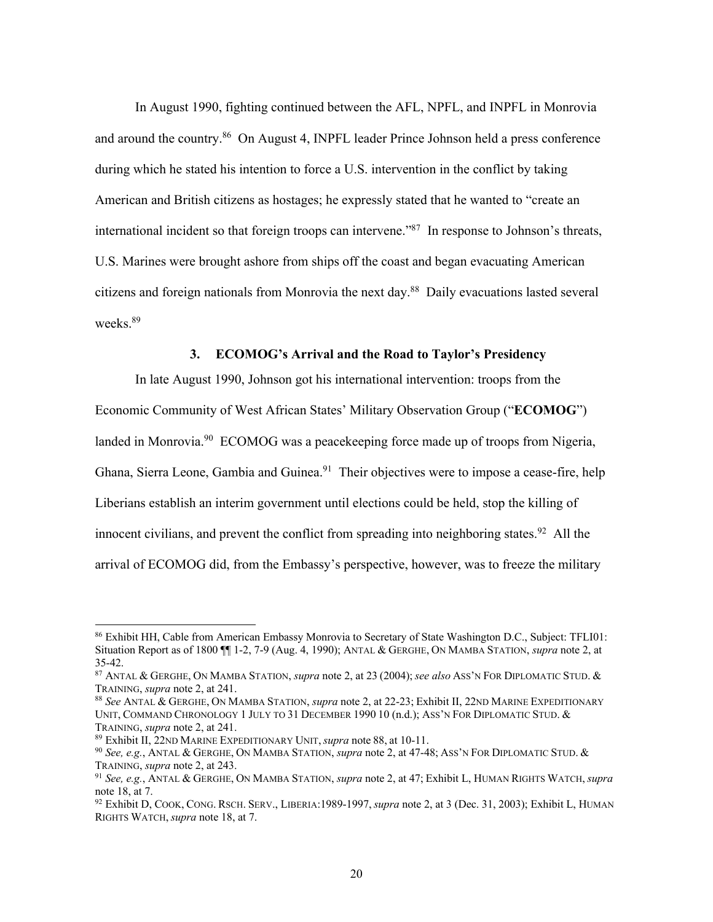In August 1990, fighting continued between the AFL, NPFL, and INPFL in Monrovia and around the country.[86] On August 4, INPFL leader Prince Johnson held a press conference during which he stated his intention to force a U.S. intervention in the conflict by taking American and British citizens as hostages; he expressly stated that he wanted to "create an international incident so that foreign troops can intervene."[87] In response to Johnson's threats, U.S. Marines were brought ashore from ships off the coast and began evacuating American citizens and foreign nationals from Monrovia the next day.[88] Daily evacuations lasted several weeks.[89]

### 3. ECOMOG's Arrival and the Road to Taylor's Presidency

In late August 1990, Johnson got his international intervention: troops from the Economic Community of West African States' Military Observation Group ("**ECOMOG**") landed in Monrovia.[90] ECOMOG was a peacekeeping force made up of troops from Nigeria, Ghana, Sierra Leone, Gambia and Guinea.[91] Their objectives were to impose a cease-fire, help Liberians establish an interim government until elections could be held, stop the killing of innocent civilians, and prevent the conflict from spreading into neighboring states.[92] All the arrival of ECOMOG did, from the Embassy's perspective, however, was to freeze the military

---

[86] Exhibit HH, Cable from American Embassy Monrovia to Secretary of State Washington D.C., Subject: TFLI01: Situation Report as of 1800 ¶¶ 1-2, 7-9 (Aug. 4, 1990); ANTAL & GERGHE, ON MAMBA STATION, *supra* note 2, at 35-42.

[87] ANTAL & GERGHE, ON MAMBA STATION, *supra* note 2, at 23 (2004); *see also* ASS'N FOR DIPLOMATIC STUD. & TRAINING, *supra* note 2, at 241.

[88] *See* ANTAL & GERGHE, ON MAMBA STATION, *supra* note 2, at 22-23; Exhibit II, 22ND MARINE EXPEDITIONARY UNIT, COMMAND CHRONOLOGY 1 JULY TO 31 DECEMBER 1990 10 (n.d.); ASS'N FOR DIPLOMATIC STUD. & TRAINING, *supra* note 2, at 241.

[89] Exhibit II, 22ND MARINE EXPEDITIONARY UNIT, *supra* note 88, at 10-11.

[90] *See, e.g.*, ANTAL & GERGHE, ON MAMBA STATION, *supra* note 2, at 47-48; ASS'N FOR DIPLOMATIC STUD. & TRAINING, *supra* note 2, at 243.

[91] *See, e.g.*, ANTAL & GERGHE, ON MAMBA STATION, *supra* note 2, at 47; Exhibit L, HUMAN RIGHTS WATCH, *supra* note 18, at 7.

[92] Exhibit D, COOK, CONG. RSCH. SERV., LIBERIA:1989-1997, *supra* note 2, at 3 (Dec. 31, 2003); Exhibit L, HUMAN RIGHTS WATCH, *supra* note 18, at 7.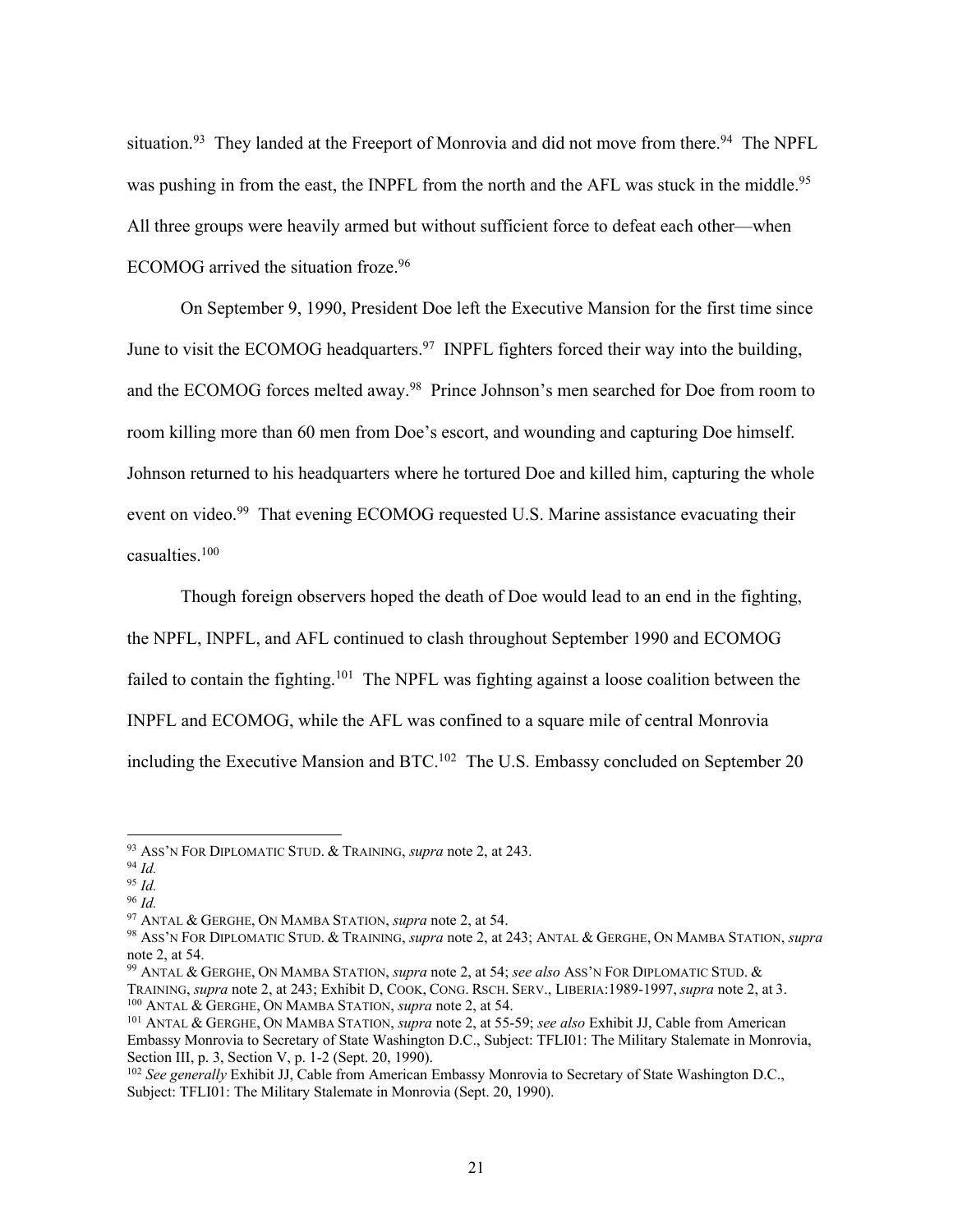situation.[93] They landed at the Freeport of Monrovia and did not move from there.[94] The NPFL was pushing in from the east, the INPFL from the north and the AFL was stuck in the middle.[95] All three groups were heavily armed but without sufficient force to defeat each other—when ECOMOG arrived the situation froze.[96]

On September 9, 1990, President Doe left the Executive Mansion for the first time since June to visit the ECOMOG headquarters.[97] INPFL fighters forced their way into the building, and the ECOMOG forces melted away.[98] Prince Johnson's men searched for Doe from room to room killing more than 60 men from Doe's escort, and wounding and capturing Doe himself. Johnson returned to his headquarters where he tortured Doe and killed him, capturing the whole event on video.[99] That evening ECOMOG requested U.S. Marine assistance evacuating their casualties.[100]

Though foreign observers hoped the death of Doe would lead to an end in the fighting, the NPFL, INPFL, and AFL continued to clash throughout September 1990 and ECOMOG failed to contain the fighting.[101] The NPFL was fighting against a loose coalition between the INPFL and ECOMOG, while the AFL was confined to a square mile of central Monrovia including the Executive Mansion and BTC.[102] The U.S. Embassy concluded on September 20

---

[93] ASS'N FOR DIPLOMATIC STUD. & TRAINING, *supra* note 2, at 243.

[94] *Id.*

[95] *Id.*

[96] *Id.*

[97] ANTAL & GERGHE, ON MAMBA STATION, *supra* note 2, at 54.

[98] ASS'N FOR DIPLOMATIC STUD. & TRAINING, *supra* note 2, at 243; ANTAL & GERGHE, ON MAMBA STATION, *supra* note 2, at 54.

[99] ANTAL & GERGHE, ON MAMBA STATION, *supra* note 2, at 54; *see also* ASS'N FOR DIPLOMATIC STUD. & TRAINING, *supra* note 2, at 243; Exhibit D, COOK, CONG. RSCH. SERV., LIBERIA:1989-1997, *supra* note 2, at 3.

[100] ANTAL & GERGHE, ON MAMBA STATION, *supra* note 2, at 54.

[101] ANTAL & GERGHE, ON MAMBA STATION, *supra* note 2, at 55-59; *see also* Exhibit JJ, Cable from American Embassy Monrovia to Secretary of State Washington D.C., Subject: TFLI01: The Military Stalemate in Monrovia, Section III, p. 3, Section V, p. 1-2 (Sept. 20, 1990).

[102] *See generally* Exhibit JJ, Cable from American Embassy Monrovia to Secretary of State Washington D.C., Subject: TFLI01: The Military Stalemate in Monrovia (Sept. 20, 1990).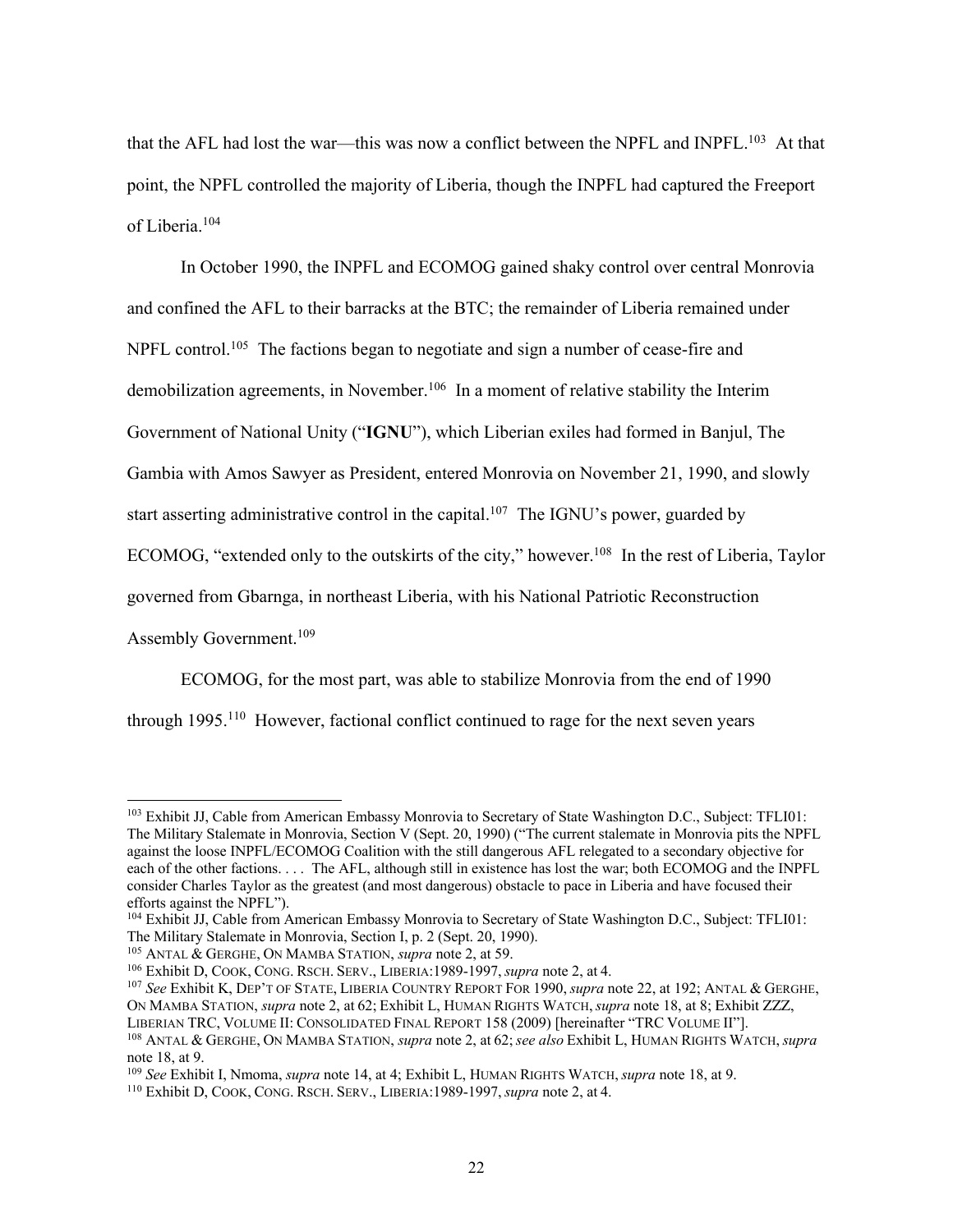that the AFL had lost the war—this was now a conflict between the NPFL and INPFL.[103] At that point, the NPFL controlled the majority of Liberia, though the INPFL had captured the Freeport of Liberia.[104]

In October 1990, the INPFL and ECOMOG gained shaky control over central Monrovia and confined the AFL to their barracks at the BTC; the remainder of Liberia remained under NPFL control.[105] The factions began to negotiate and sign a number of cease-fire and demobilization agreements, in November.[106] In a moment of relative stability the Interim Government of National Unity ("**IGNU**"), which Liberian exiles had formed in Banjul, The Gambia with Amos Sawyer as President, entered Monrovia on November 21, 1990, and slowly start asserting administrative control in the capital.[107] The IGNU's power, guarded by ECOMOG, "extended only to the outskirts of the city," however.[108] In the rest of Liberia, Taylor governed from Gbarnga, in northeast Liberia, with his National Patriotic Reconstruction Assembly Government.[109]

ECOMOG, for the most part, was able to stabilize Monrovia from the end of 1990 through 1995.[110] However, factional conflict continued to rage for the next seven years

---

[103] Exhibit JJ, Cable from American Embassy Monrovia to Secretary of State Washington D.C., Subject: TFLI01: The Military Stalemate in Monrovia, Section V (Sept. 20, 1990) ("The current stalemate in Monrovia pits the NPFL against the loose INPFL/ECOMOG Coalition with the still dangerous AFL relegated to a secondary objective for each of the other factions. . . . The AFL, although still in existence has lost the war; both ECOMOG and the INPFL consider Charles Taylor as the greatest (and most dangerous) obstacle to pace in Liberia and have focused their efforts against the NPFL").

[104] Exhibit JJ, Cable from American Embassy Monrovia to Secretary of State Washington D.C., Subject: TFLI01: The Military Stalemate in Monrovia, Section I, p. 2 (Sept. 20, 1990).

[105] ANTAL & GERGHE, ON MAMBA STATION, *supra* note 2, at 59.

[106] Exhibit D, COOK, CONG. RSCH. SERV., LIBERIA:1989-1997, *supra* note 2, at 4.

[107] *See* Exhibit K, DEP'T OF STATE, LIBERIA COUNTRY REPORT FOR 1990, *supra* note 22, at 192; ANTAL & GERGHE, ON MAMBA STATION, *supra* note 2, at 62; Exhibit L, HUMAN RIGHTS WATCH, *supra* note 18, at 8; Exhibit ZZZ, LIBERIAN TRC, VOLUME II: CONSOLIDATED FINAL REPORT 158 (2009) [hereinafter "TRC VOLUME II"].

[108] ANTAL & GERGHE, ON MAMBA STATION, *supra* note 2, at 62; *see also* Exhibit L, HUMAN RIGHTS WATCH, *supra* note 18, at 9.

[109] *See* Exhibit I, Nmoma, *supra* note 14, at 4; Exhibit L, HUMAN RIGHTS WATCH, *supra* note 18, at 9.

[110] Exhibit D, COOK, CONG. RSCH. SERV., LIBERIA:1989-1997, *supra* note 2, at 4.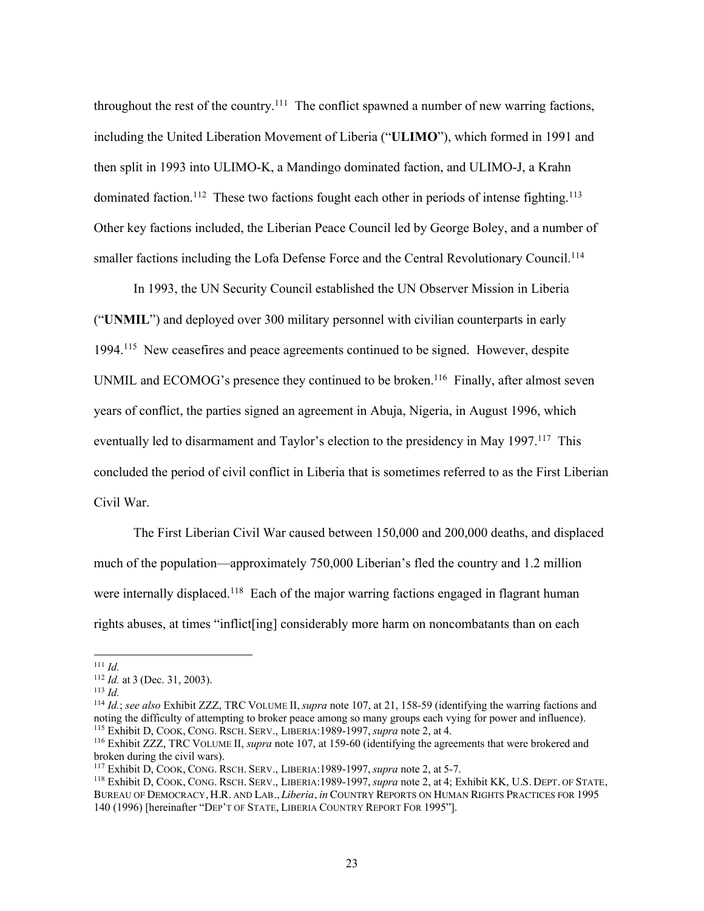throughout the rest of the country.[111] The conflict spawned a number of new warring factions, including the United Liberation Movement of Liberia ("**ULIMO**"), which formed in 1991 and then split in 1993 into ULIMO-K, a Mandingo dominated faction, and ULIMO-J, a Krahn dominated faction.[112] These two factions fought each other in periods of intense fighting.[113] Other key factions included, the Liberian Peace Council led by George Boley, and a number of smaller factions including the Lofa Defense Force and the Central Revolutionary Council.[114]

In 1993, the UN Security Council established the UN Observer Mission in Liberia ("**UNMIL**") and deployed over 300 military personnel with civilian counterparts in early 1994.[115] New ceasefires and peace agreements continued to be signed. However, despite UNMIL and ECOMOG's presence they continued to be broken.[116] Finally, after almost seven years of conflict, the parties signed an agreement in Abuja, Nigeria, in August 1996, which eventually led to disarmament and Taylor's election to the presidency in May 1997.[117] This concluded the period of civil conflict in Liberia that is sometimes referred to as the First Liberian Civil War.

The First Liberian Civil War caused between 150,000 and 200,000 deaths, and displaced much of the population—approximately 750,000 Liberian's fled the country and 1.2 million were internally displaced.[118] Each of the major warring factions engaged in flagrant human rights abuses, at times "inflict[ing] considerably more harm on noncombatants than on each

---

[111] *Id.*

[112] *Id.* at 3 (Dec. 31, 2003).

[113] *Id.*

[114] *Id.*; *see also* Exhibit ZZZ, TRC VOLUME II, *supra* note 107, at 21, 158-59 (identifying the warring factions and noting the difficulty of attempting to broker peace among so many groups each vying for power and influence).

[115] Exhibit D, COOK, CONG. RSCH. SERV., LIBERIA:1989-1997, *supra* note 2, at 4.

[116] Exhibit ZZZ, TRC VOLUME II, *supra* note 107, at 159-60 (identifying the agreements that were brokered and broken during the civil wars).

[117] Exhibit D, COOK, CONG. RSCH. SERV., LIBERIA:1989-1997, *supra* note 2, at 5-7.

[118] Exhibit D, COOK, CONG. RSCH. SERV., LIBERIA:1989-1997, *supra* note 2, at 4; Exhibit KK, U.S. DEPT. OF STATE, BUREAU OF DEMOCRACY, H.R. AND LAB., *Liberia*, *in* COUNTRY REPORTS ON HUMAN RIGHTS PRACTICES FOR 1995 140 (1996) [hereinafter "DEP'T OF STATE, LIBERIA COUNTRY REPORT FOR 1995"].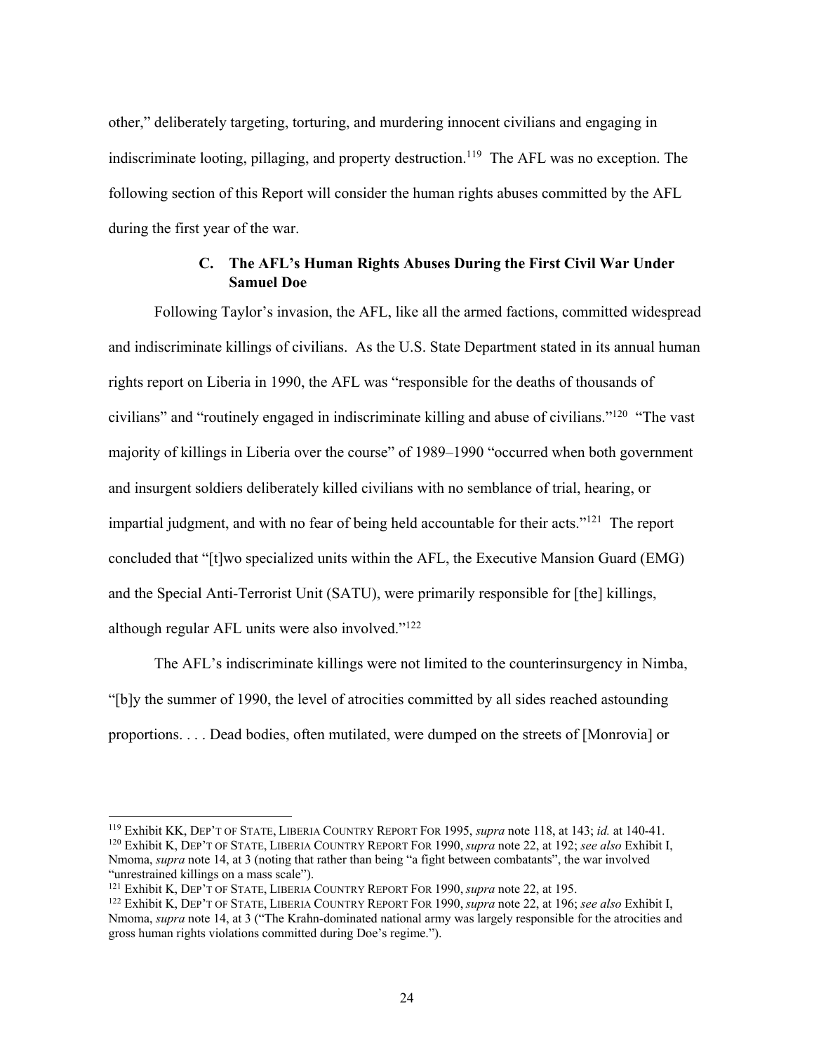other," deliberately targeting, torturing, and murdering innocent civilians and engaging in indiscriminate looting, pillaging, and property destruction.[119] The AFL was no exception. The following section of this Report will consider the human rights abuses committed by the AFL during the first year of the war.

### C. The AFL's Human Rights Abuses During the First Civil War Under Samuel Doe

Following Taylor's invasion, the AFL, like all the armed factions, committed widespread and indiscriminate killings of civilians. As the U.S. State Department stated in its annual human rights report on Liberia in 1990, the AFL was "responsible for the deaths of thousands of civilians" and "routinely engaged in indiscriminate killing and abuse of civilians."[120] "The vast majority of killings in Liberia over the course" of 1989–1990 "occurred when both government and insurgent soldiers deliberately killed civilians with no semblance of trial, hearing, or impartial judgment, and with no fear of being held accountable for their acts."[121] The report concluded that "[t]wo specialized units within the AFL, the Executive Mansion Guard (EMG) and the Special Anti-Terrorist Unit (SATU), were primarily responsible for [the] killings, although regular AFL units were also involved."[122]

The AFL's indiscriminate killings were not limited to the counterinsurgency in Nimba, "[b]y the summer of 1990, the level of atrocities committed by all sides reached astounding proportions. . . . Dead bodies, often mutilated, were dumped on the streets of [Monrovia] or

---

[119] Exhibit KK, DEP'T OF STATE, LIBERIA COUNTRY REPORT FOR 1995, *supra* note 118, at 143; *id.* at 140-41.

[120] Exhibit K, DEP'T OF STATE, LIBERIA COUNTRY REPORT FOR 1990, *supra* note 22, at 192; *see also* Exhibit I, Nmoma, *supra* note 14, at 3 (noting that rather than being "a fight between combatants", the war involved "unrestrained killings on a mass scale").

[121] Exhibit K, DEP'T OF STATE, LIBERIA COUNTRY REPORT FOR 1990, *supra* note 22, at 195.

[122] Exhibit K, DEP'T OF STATE, LIBERIA COUNTRY REPORT FOR 1990, *supra* note 22, at 196; *see also* Exhibit I, Nmoma, *supra* note 14, at 3 ("The Krahn-dominated national army was largely responsible for the atrocities and gross human rights violations committed during Doe's regime.").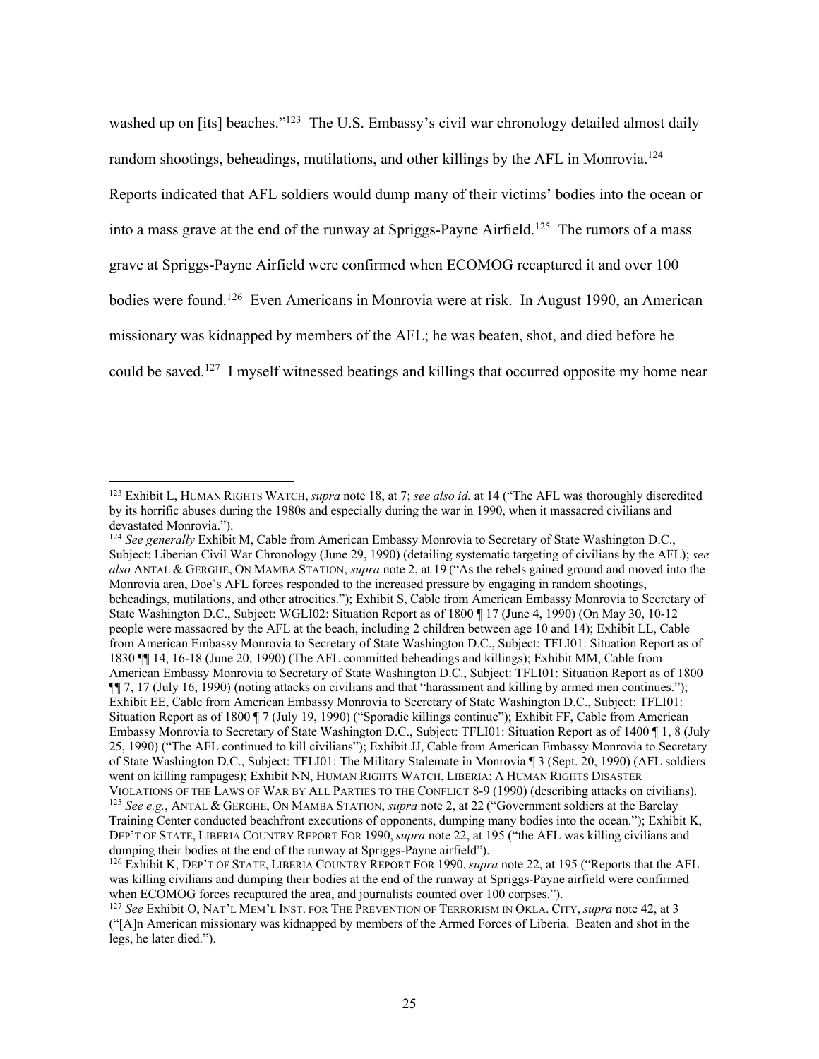washed up on [its] beaches."[123] The U.S. Embassy's civil war chronology detailed almost daily random shootings, beheadings, mutilations, and other killings by the AFL in Monrovia.[124] Reports indicated that AFL soldiers would dump many of their victims' bodies into the ocean or into a mass grave at the end of the runway at Spriggs-Payne Airfield.[125] The rumors of a mass grave at Spriggs-Payne Airfield were confirmed when ECOMOG recaptured it and over 100 bodies were found.[126] Even Americans in Monrovia were at risk. In August 1990, an American missionary was kidnapped by members of the AFL; he was beaten, shot, and died before he could be saved.[127] I myself witnessed beatings and killings that occurred opposite my home near

---

[123] Exhibit L, HUMAN RIGHTS WATCH, *supra* note 18, at 7; *see also id.* at 14 ("The AFL was thoroughly discredited by its horrific abuses during the 1980s and especially during the war in 1990, when it massacred civilians and devastated Monrovia.").

[124] *See generally* Exhibit M, Cable from American Embassy Monrovia to Secretary of State Washington D.C., Subject: Liberian Civil War Chronology (June 29, 1990) (detailing systematic targeting of civilians by the AFL); *see also* ANTAL & GERGHE, ON MAMBA STATION, *supra* note 2, at 19 ("As the rebels gained ground and moved into the Monrovia area, Doe's AFL forces responded to the increased pressure by engaging in random shootings, beheadings, mutilations, and other atrocities."); Exhibit S, Cable from American Embassy Monrovia to Secretary of State Washington D.C., Subject: WGLI02: Situation Report as of 1800 ¶ 17 (June 4, 1990) (On May 30, 10-12 people were massacred by the AFL at the beach, including 2 children between age 10 and 14); Exhibit LL, Cable from American Embassy Monrovia to Secretary of State Washington D.C., Subject: TFLI01: Situation Report as of 1830 ¶¶ 14, 16-18 (June 20, 1990) (The AFL committed beheadings and killings); Exhibit MM, Cable from American Embassy Monrovia to Secretary of State Washington D.C., Subject: TFLI01: Situation Report as of 1800 ¶¶ 7, 17 (July 16, 1990) (noting attacks on civilians and that "harassment and killing by armed men continues."); Exhibit EE, Cable from American Embassy Monrovia to Secretary of State Washington D.C., Subject: TFLI01: Situation Report as of 1800 ¶ 7 (July 19, 1990) ("Sporadic killings continue"); Exhibit FF, Cable from American Embassy Monrovia to Secretary of State Washington D.C., Subject: TFLI01: Situation Report as of 1400 ¶ 1, 8 (July 25, 1990) ("The AFL continued to kill civilians"); Exhibit JJ, Cable from American Embassy Monrovia to Secretary of State Washington D.C., Subject: TFLI01: The Military Stalemate in Monrovia ¶ 3 (Sept. 20, 1990) (AFL soldiers went on killing rampages); Exhibit NN, HUMAN RIGHTS WATCH, LIBERIA: A HUMAN RIGHTS DISASTER – VIOLATIONS OF THE LAWS OF WAR BY ALL PARTIES TO THE CONFLICT 8-9 (1990) (describing attacks on civilians).

[125] *See e.g.*, ANTAL & GERGHE, ON MAMBA STATION, *supra* note 2, at 22 ("Government soldiers at the Barclay Training Center conducted beachfront executions of opponents, dumping many bodies into the ocean."); Exhibit K, DEP'T OF STATE, LIBERIA COUNTRY REPORT FOR 1990, *supra* note 22, at 195 ("the AFL was killing civilians and dumping their bodies at the end of the runway at Spriggs-Payne airfield").

[126] Exhibit K, DEP'T OF STATE, LIBERIA COUNTRY REPORT FOR 1990, *supra* note 22, at 195 ("Reports that the AFL was killing civilians and dumping their bodies at the end of the runway at Spriggs-Payne airfield were confirmed when ECOMOG forces recaptured the area, and journalists counted over 100 corpses.").

[127] *See* Exhibit O, NAT'L MEM'L INST. FOR THE PREVENTION OF TERRORISM IN OKLA. CITY, *supra* note 42, at 3 ("[A]n American missionary was kidnapped by members of the Armed Forces of Liberia. Beaten and shot in the legs, he later died.").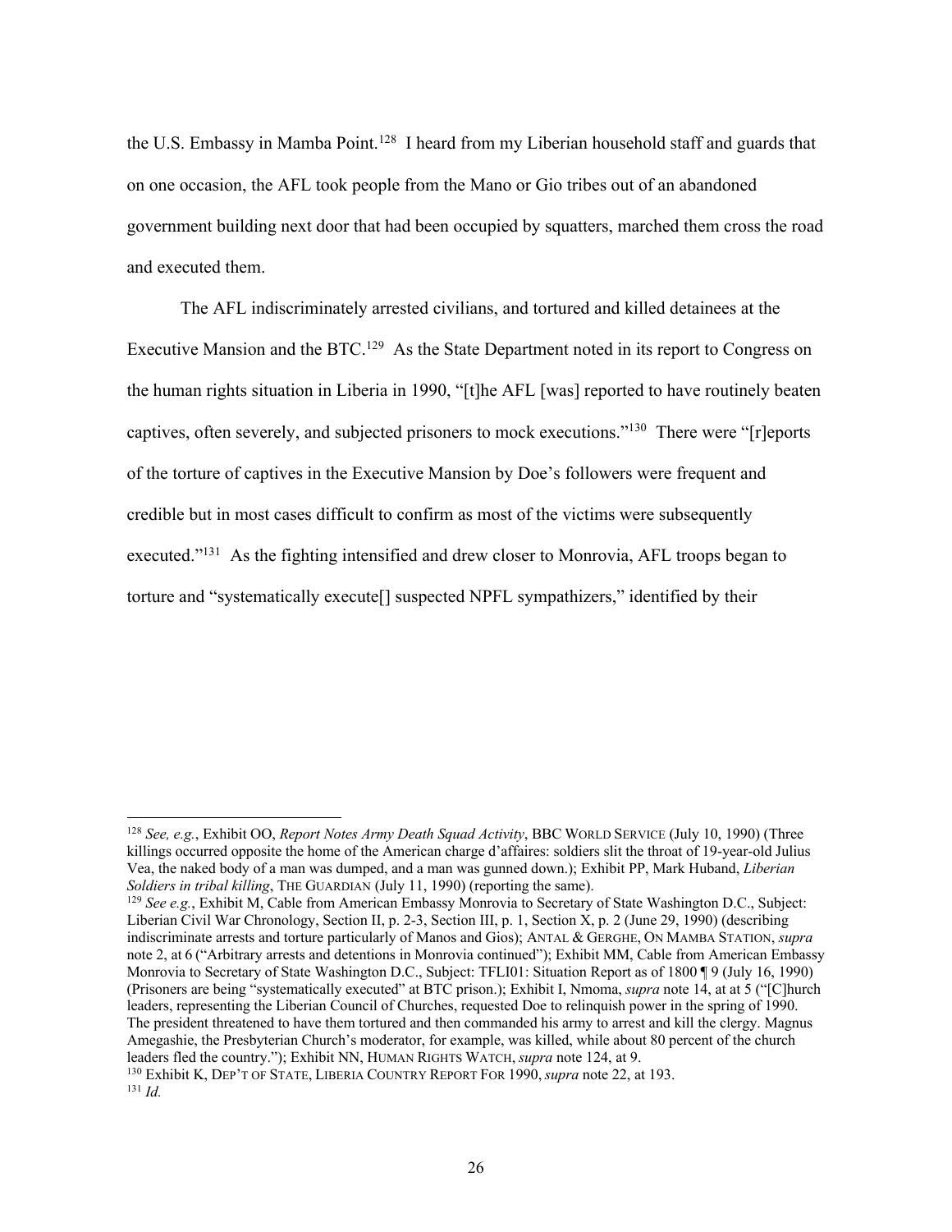the U.S. Embassy in Mamba Point.[128] I heard from my Liberian household staff and guards that on one occasion, the AFL took people from the Mano or Gio tribes out of an abandoned government building next door that had been occupied by squatters, marched them cross the road and executed them.

The AFL indiscriminately arrested civilians, and tortured and killed detainees at the Executive Mansion and the BTC.[129] As the State Department noted in its report to Congress on the human rights situation in Liberia in 1990, "[t]he AFL [was] reported to have routinely beaten captives, often severely, and subjected prisoners to mock executions."[130] There were "[r]eports of the torture of captives in the Executive Mansion by Doe's followers were frequent and credible but in most cases difficult to confirm as most of the victims were subsequently executed."[131] As the fighting intensified and drew closer to Monrovia, AFL troops began to torture and "systematically execute[] suspected NPFL sympathizers," identified by their

---

[128] *See, e.g.*, Exhibit OO, *Report Notes Army Death Squad Activity*, BBC WORLD SERVICE (July 10, 1990) (Three killings occurred opposite the home of the American charge d'affaires: soldiers slit the throat of 19-year-old Julius Vea, the naked body of a man was dumped, and a man was gunned down.); Exhibit PP, Mark Huband, *Liberian Soldiers in tribal killing*, THE GUARDIAN (July 11, 1990) (reporting the same).

[129] *See e.g.*, Exhibit M, Cable from American Embassy Monrovia to Secretary of State Washington D.C., Subject: Liberian Civil War Chronology, Section II, p. 2-3, Section III, p. 1, Section X, p. 2 (June 29, 1990) (describing indiscriminate arrests and torture particularly of Manos and Gios); ANTAL & GERGHE, ON MAMBA STATION, *supra* note 2, at 6 ("Arbitrary arrests and detentions in Monrovia continued"); Exhibit MM, Cable from American Embassy Monrovia to Secretary of State Washington D.C., Subject: TFLI01: Situation Report as of 1800 ¶ 9 (July 16, 1990) (Prisoners are being "systematically executed" at BTC prison.); Exhibit I, Nmoma, *supra* note 14, at at 5 ("[C]hurch leaders, representing the Liberian Council of Churches, requested Doe to relinquish power in the spring of 1990. The president threatened to have them tortured and then commanded his army to arrest and kill the clergy. Magnus Amegashie, the Presbyterian Church's moderator, for example, was killed, while about 80 percent of the church leaders fled the country."); Exhibit NN, HUMAN RIGHTS WATCH, *supra* note 124, at 9.

[130] Exhibit K, DEP'T OF STATE, LIBERIA COUNTRY REPORT FOR 1990, *supra* note 22, at 193.

[131] *Id.*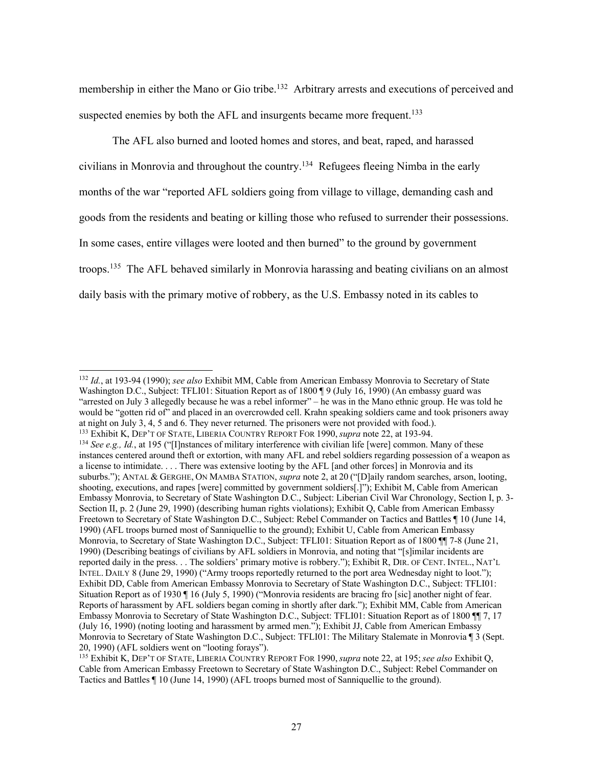membership in either the Mano or Gio tribe.[132] Arbitrary arrests and executions of perceived and suspected enemies by both the AFL and insurgents became more frequent.[133]

The AFL also burned and looted homes and stores, and beat, raped, and harassed civilians in Monrovia and throughout the country.[134] Refugees fleeing Nimba in the early months of the war "reported AFL soldiers going from village to village, demanding cash and goods from the residents and beating or killing those who refused to surrender their possessions. In some cases, entire villages were looted and then burned" to the ground by government troops.[135] The AFL behaved similarly in Monrovia harassing and beating civilians on an almost daily basis with the primary motive of robbery, as the U.S. Embassy noted in its cables to

---

[132] *Id.*, at 193-94 (1990); *see also* Exhibit MM, Cable from American Embassy Monrovia to Secretary of State Washington D.C., Subject: TFLI01: Situation Report as of 1800 ¶ 9 (July 16, 1990) (An embassy guard was "arrested on July 3 allegedly because he was a rebel informer" – he was in the Mano ethnic group. He was told he would be "gotten rid of" and placed in an overcrowded cell. Krahn speaking soldiers came and took prisoners away at night on July 3, 4, 5 and 6. They never returned. The prisoners were not provided with food.).

[133] Exhibit K, DEP'T OF STATE, LIBERIA COUNTRY REPORT FOR 1990, *supra* note 22, at 193-94.

[134] *See e.g., Id.*, at 195 ("[I]nstances of military interference with civilian life [were] common. Many of these instances centered around theft or extortion, with many AFL and rebel soldiers regarding possession of a weapon as a license to intimidate. . . . There was extensive looting by the AFL [and other forces] in Monrovia and its suburbs."); ANTAL & GERGHE, ON MAMBA STATION, *supra* note 2, at 20 ("[D]aily random searches, arson, looting, shooting, executions, and rapes [were] committed by government soldiers[.]"); Exhibit M, Cable from American Embassy Monrovia, to Secretary of State Washington D.C., Subject: Liberian Civil War Chronology, Section I, p. 3-Section II, p. 2 (June 29, 1990) (describing human rights violations); Exhibit Q, Cable from American Embassy Freetown to Secretary of State Washington D.C., Subject: Rebel Commander on Tactics and Battles ¶ 10 (June 14, 1990) (AFL troops burned most of Sanniquellie to the ground); Exhibit U, Cable from American Embassy Monrovia, to Secretary of State Washington D.C., Subject: TFLI01: Situation Report as of 1800 ¶¶ 7-8 (June 21, 1990) (Describing beatings of civilians by AFL soldiers in Monrovia, and noting that "[s]imilar incidents are reported daily in the press. . . The soldiers' primary motive is robbery."); Exhibit R, DIR. OF CENT. INTEL., NAT'L INTEL. DAILY 8 (June 29, 1990) ("Army troops reportedly returned to the port area Wednesday night to loot."); Exhibit DD, Cable from American Embassy Monrovia to Secretary of State Washington D.C., Subject: TFLI01: Situation Report as of 1930 ¶ 16 (July 5, 1990) ("Monrovia residents are bracing fro [sic] another night of fear. Reports of harassment by AFL soldiers began coming in shortly after dark."); Exhibit MM, Cable from American Embassy Monrovia to Secretary of State Washington D.C., Subject: TFLI01: Situation Report as of 1800 ¶¶ 7, 17 (July 16, 1990) (noting looting and harassment by armed men."); Exhibit JJ, Cable from American Embassy Monrovia to Secretary of State Washington D.C., Subject: TFLI01: The Military Stalemate in Monrovia ¶ 3 (Sept. 20, 1990) (AFL soldiers went on "looting forays").

[135] Exhibit K, DEP'T OF STATE, LIBERIA COUNTRY REPORT FOR 1990, *supra* note 22, at 195; *see also* Exhibit Q, Cable from American Embassy Freetown to Secretary of State Washington D.C., Subject: Rebel Commander on Tactics and Battles ¶ 10 (June 14, 1990) (AFL troops burned most of Sanniquellie to the ground).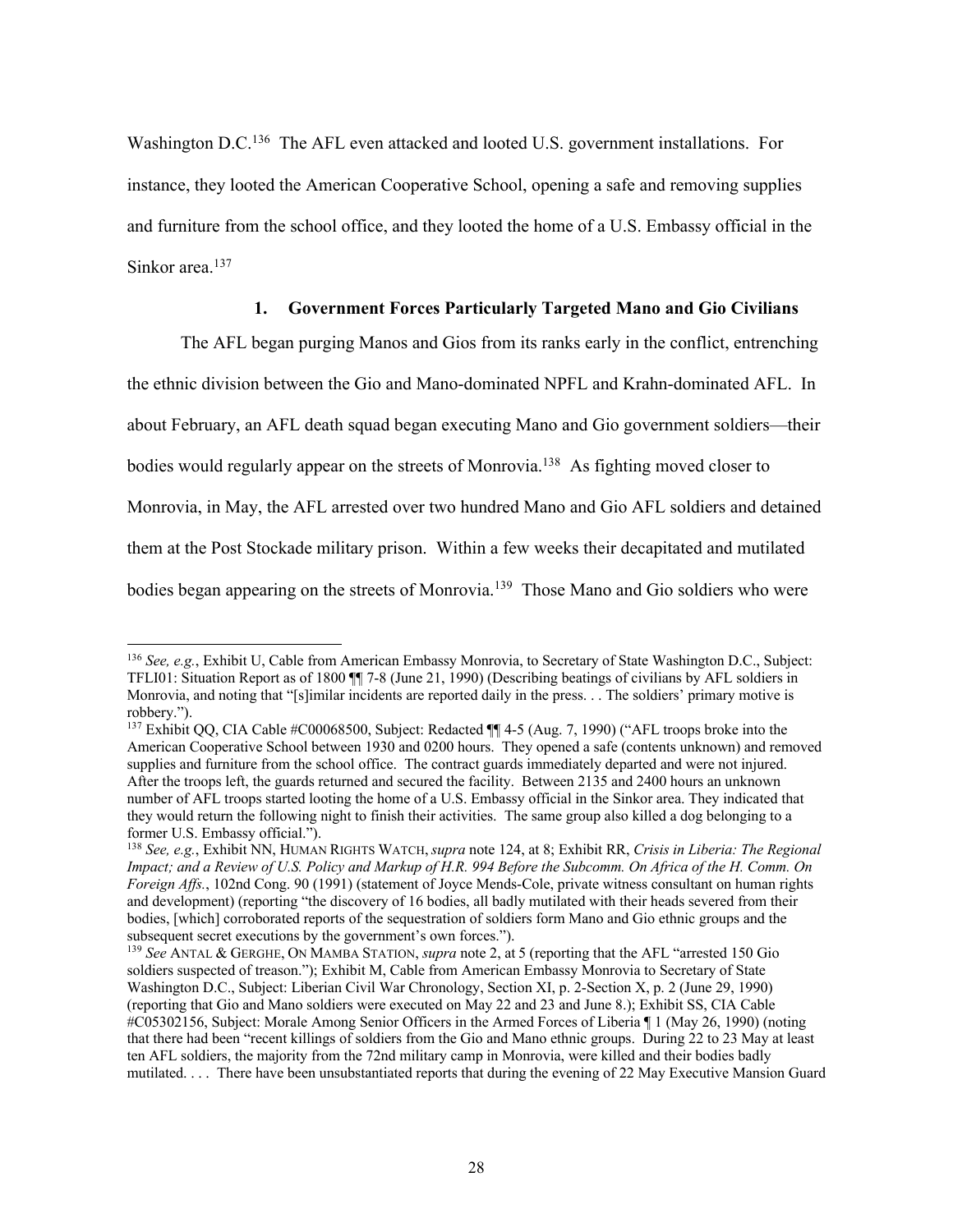Washington D.C.[136] The AFL even attacked and looted U.S. government installations. For instance, they looted the American Cooperative School, opening a safe and removing supplies and furniture from the school office, and they looted the home of a U.S. Embassy official in the Sinkor area.[137]

### 1. Government Forces Particularly Targeted Mano and Gio Civilians

The AFL began purging Manos and Gios from its ranks early in the conflict, entrenching the ethnic division between the Gio and Mano-dominated NPFL and Krahn-dominated AFL. In about February, an AFL death squad began executing Mano and Gio government soldiers—their bodies would regularly appear on the streets of Monrovia.[138] As fighting moved closer to Monrovia, in May, the AFL arrested over two hundred Mano and Gio AFL soldiers and detained them at the Post Stockade military prison. Within a few weeks their decapitated and mutilated bodies began appearing on the streets of Monrovia.[139] Those Mano and Gio soldiers who were

---

[136] *See, e.g.*, Exhibit U, Cable from American Embassy Monrovia, to Secretary of State Washington D.C., Subject: TFLI01: Situation Report as of 1800 ¶¶ 7-8 (June 21, 1990) (Describing beatings of civilians by AFL soldiers in Monrovia, and noting that "[s]imilar incidents are reported daily in the press. . . The soldiers' primary motive is robbery.").

[137] Exhibit QQ, CIA Cable #C00068500, Subject: Redacted ¶¶ 4-5 (Aug. 7, 1990) ("AFL troops broke into the American Cooperative School between 1930 and 0200 hours. They opened a safe (contents unknown) and removed supplies and furniture from the school office. The contract guards immediately departed and were not injured. After the troops left, the guards returned and secured the facility. Between 2135 and 2400 hours an unknown number of AFL troops started looting the home of a U.S. Embassy official in the Sinkor area. They indicated that they would return the following night to finish their activities. The same group also killed a dog belonging to a former U.S. Embassy official.").

[138] *See, e.g.*, Exhibit NN, HUMAN RIGHTS WATCH, *supra* note 124, at 8; Exhibit RR, *Crisis in Liberia: The Regional Impact; and a Review of U.S. Policy and Markup of H.R. 994 Before the Subcomm. On Africa of the H. Comm. On Foreign Affs.*, 102nd Cong. 90 (1991) (statement of Joyce Mends-Cole, private witness consultant on human rights and development) (reporting "the discovery of 16 bodies, all badly mutilated with their heads severed from their bodies, [which] corroborated reports of the sequestration of soldiers form Mano and Gio ethnic groups and the subsequent secret executions by the government's own forces.").

[139] *See* ANTAL & GERGHE, ON MAMBA STATION, *supra* note 2, at 5 (reporting that the AFL "arrested 150 Gio soldiers suspected of treason."); Exhibit M, Cable from American Embassy Monrovia to Secretary of State Washington D.C., Subject: Liberian Civil War Chronology, Section XI, p. 2-Section X, p. 2 (June 29, 1990) (reporting that Gio and Mano soldiers were executed on May 22 and 23 and June 8.); Exhibit SS, CIA Cable #C05302156, Subject: Morale Among Senior Officers in the Armed Forces of Liberia ¶ 1 (May 26, 1990) (noting that there had been "recent killings of soldiers from the Gio and Mano ethnic groups. During 22 to 23 May at least ten AFL soldiers, the majority from the 72nd military camp in Monrovia, were killed and their bodies badly mutilated. . . . There have been unsubstantiated reports that during the evening of 22 May Executive Mansion Guard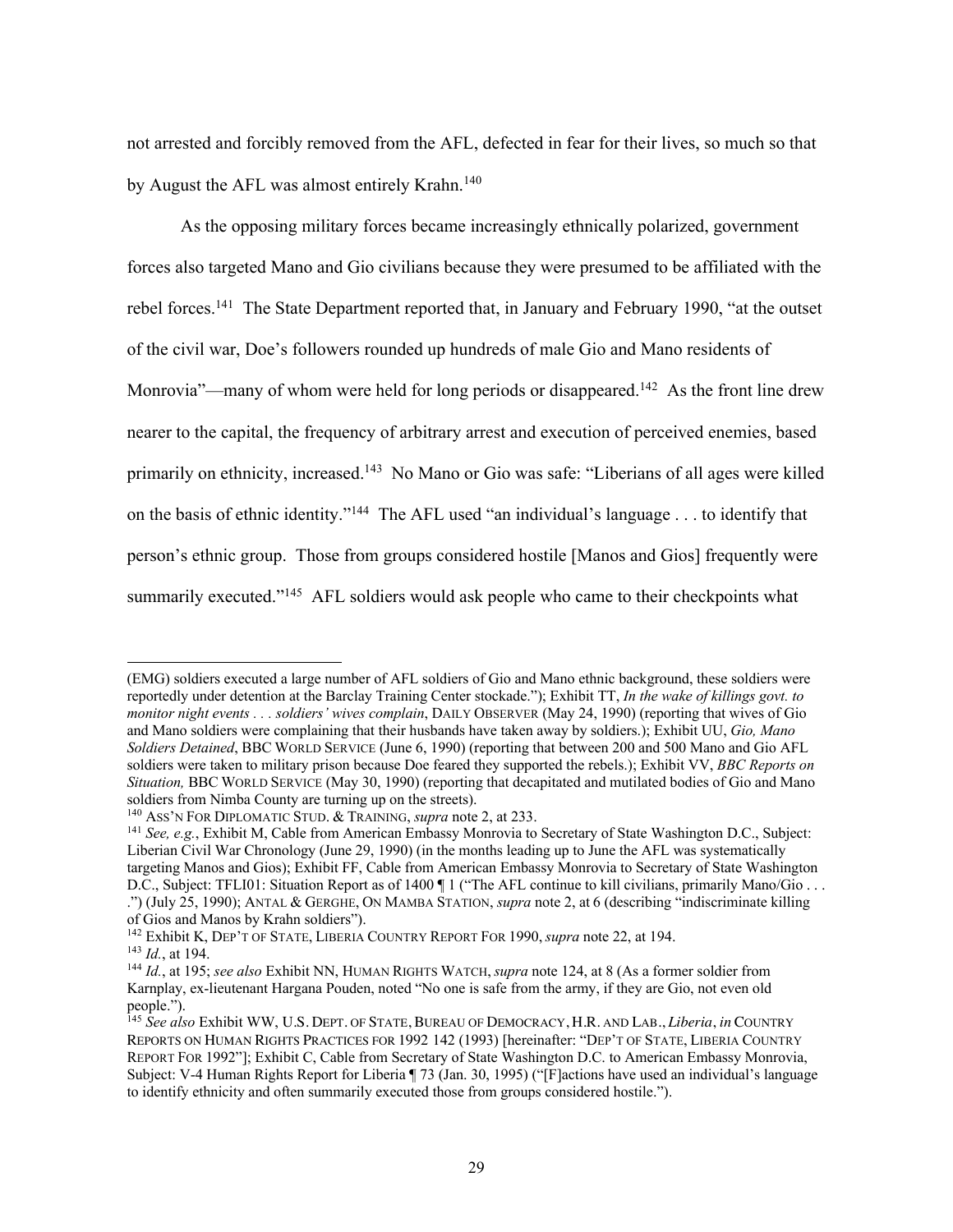not arrested and forcibly removed from the AFL, defected in fear for their lives, so much so that by August the AFL was almost entirely Krahn.[140]

As the opposing military forces became increasingly ethnically polarized, government forces also targeted Mano and Gio civilians because they were presumed to be affiliated with the rebel forces.[141] The State Department reported that, in January and February 1990, "at the outset of the civil war, Doe's followers rounded up hundreds of male Gio and Mano residents of Monrovia"—many of whom were held for long periods or disappeared.[142] As the front line drew nearer to the capital, the frequency of arbitrary arrest and execution of perceived enemies, based primarily on ethnicity, increased.[143] No Mano or Gio was safe: "Liberians of all ages were killed on the basis of ethnic identity."[144] The AFL used "an individual's language . . . to identify that person's ethnic group. Those from groups considered hostile [Manos and Gios] frequently were summarily executed."[145] AFL soldiers would ask people who came to their checkpoints what

---

(EMG) soldiers executed a large number of AFL soldiers of Gio and Mano ethnic background, these soldiers were reportedly under detention at the Barclay Training Center stockade."); Exhibit TT, *In the wake of killings govt. to monitor night events . . . soldiers' wives complain*, DAILY OBSERVER (May 24, 1990) (reporting that wives of Gio and Mano soldiers were complaining that their husbands have taken away by soldiers.); Exhibit UU, *Gio, Mano Soldiers Detained*, BBC WORLD SERVICE (June 6, 1990) (reporting that between 200 and 500 Mano and Gio AFL soldiers were taken to military prison because Doe feared they supported the rebels.); Exhibit VV, *BBC Reports on Situation,* BBC WORLD SERVICE (May 30, 1990) (reporting that decapitated and mutilated bodies of Gio and Mano soldiers from Nimba County are turning up on the streets).

[140] ASS'N FOR DIPLOMATIC STUD. & TRAINING, *supra* note 2, at 233.

[141] *See, e.g.*, Exhibit M, Cable from American Embassy Monrovia to Secretary of State Washington D.C., Subject: Liberian Civil War Chronology (June 29, 1990) (in the months leading up to June the AFL was systematically targeting Manos and Gios); Exhibit FF, Cable from American Embassy Monrovia to Secretary of State Washington D.C., Subject: TFLI01: Situation Report as of 1400 ¶ 1 ("The AFL continue to kill civilians, primarily Mano/Gio . . . .") (July 25, 1990); ANTAL & GERGHE, ON MAMBA STATION, *supra* note 2, at 6 (describing "indiscriminate killing of Gios and Manos by Krahn soldiers").

[142] Exhibit K, DEP'T OF STATE, LIBERIA COUNTRY REPORT FOR 1990, *supra* note 22, at 194.

[143] *Id.*, at 194.

[144] *Id.*, at 195; *see also* Exhibit NN, HUMAN RIGHTS WATCH, *supra* note 124, at 8 (As a former soldier from Karnplay, ex-lieutenant Hargana Pouden, noted "No one is safe from the army, if they are Gio, not even old people.").

[145] *See also* Exhibit WW, U.S. DEPT. OF STATE, BUREAU OF DEMOCRACY, H.R. AND LAB., *Liberia*, *in* COUNTRY REPORTS ON HUMAN RIGHTS PRACTICES FOR 1992 142 (1993) [hereinafter: "DEP'T OF STATE, LIBERIA COUNTRY REPORT FOR 1992"]; Exhibit C, Cable from Secretary of State Washington D.C. to American Embassy Monrovia, Subject: V-4 Human Rights Report for Liberia ¶ 73 (Jan. 30, 1995) ("[F]actions have used an individual's language to identify ethnicity and often summarily executed those from groups considered hostile.").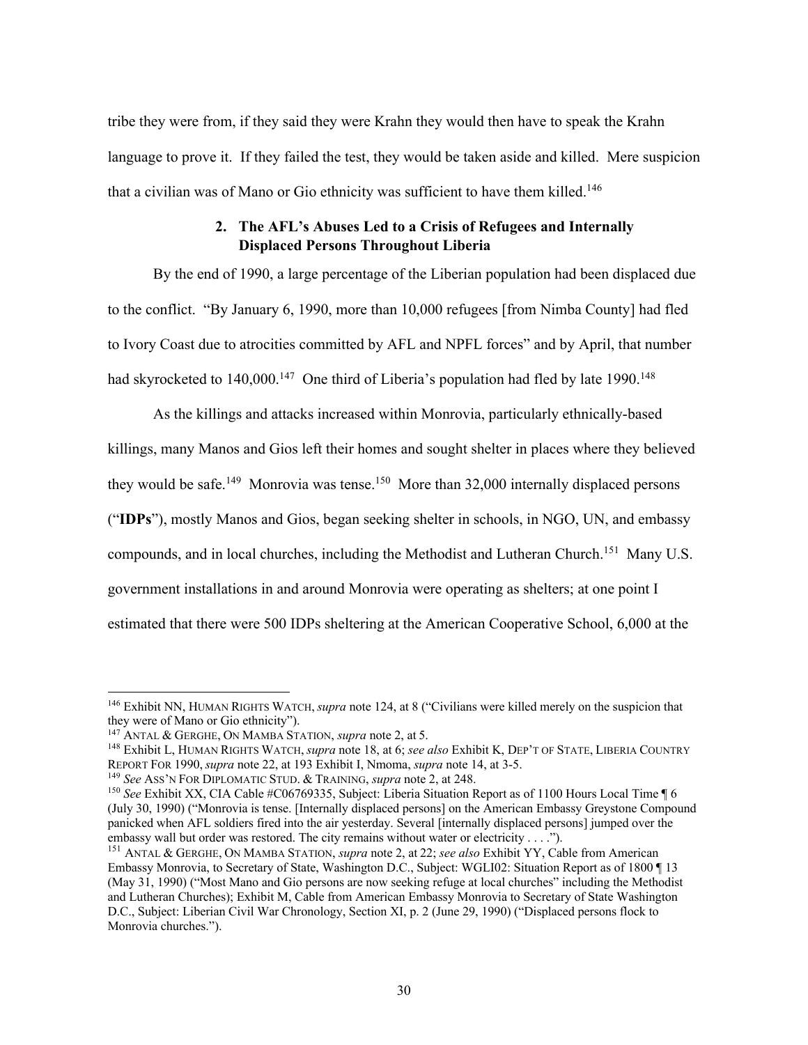tribe they were from, if they said they were Krahn they would then have to speak the Krahn language to prove it. If they failed the test, they would be taken aside and killed. Mere suspicion that a civilian was of Mano or Gio ethnicity was sufficient to have them killed.[146]

### 2. The AFL's Abuses Led to a Crisis of Refugees and Internally Displaced Persons Throughout Liberia

By the end of 1990, a large percentage of the Liberian population had been displaced due to the conflict. "By January 6, 1990, more than 10,000 refugees [from Nimba County] had fled to Ivory Coast due to atrocities committed by AFL and NPFL forces" and by April, that number had skyrocketed to 140,000.[147] One third of Liberia's population had fled by late 1990.[148]

As the killings and attacks increased within Monrovia, particularly ethnically-based killings, many Manos and Gios left their homes and sought shelter in places where they believed they would be safe.[149] Monrovia was tense.[150] More than 32,000 internally displaced persons ("**IDPs**"), mostly Manos and Gios, began seeking shelter in schools, in NGO, UN, and embassy compounds, and in local churches, including the Methodist and Lutheran Church.[151] Many U.S. government installations in and around Monrovia were operating as shelters; at one point I estimated that there were 500 IDPs sheltering at the American Cooperative School, 6,000 at the

---

[146] Exhibit NN, HUMAN RIGHTS WATCH, *supra* note 124, at 8 ("Civilians were killed merely on the suspicion that they were of Mano or Gio ethnicity").

[147] ANTAL & GERGHE, ON MAMBA STATION, *supra* note 2, at 5.

[148] Exhibit L, HUMAN RIGHTS WATCH, *supra* note 18, at 6; *see also* Exhibit K, DEP'T OF STATE, LIBERIA COUNTRY REPORT FOR 1990, *supra* note 22, at 193 Exhibit I, Nmoma, *supra* note 14, at 3-5.

[149] *See* ASS'N FOR DIPLOMATIC STUD. & TRAINING, *supra* note 2, at 248.

[150] *See* Exhibit XX, CIA Cable #C06769335, Subject: Liberia Situation Report as of 1100 Hours Local Time ¶ 6 (July 30, 1990) ("Monrovia is tense. [Internally displaced persons] on the American Embassy Greystone Compound panicked when AFL soldiers fired into the air yesterday. Several [internally displaced persons] jumped over the embassy wall but order was restored. The city remains without water or electricity . . . .").

[151] ANTAL & GERGHE, ON MAMBA STATION, *supra* note 2, at 22; *see also* Exhibit YY, Cable from American Embassy Monrovia, to Secretary of State, Washington D.C., Subject: WGLI02: Situation Report as of 1800 ¶ 13 (May 31, 1990) ("Most Mano and Gio persons are now seeking refuge at local churches" including the Methodist and Lutheran Churches); Exhibit M, Cable from American Embassy Monrovia to Secretary of State Washington D.C., Subject: Liberian Civil War Chronology, Section XI, p. 2 (June 29, 1990) ("Displaced persons flock to Monrovia churches.").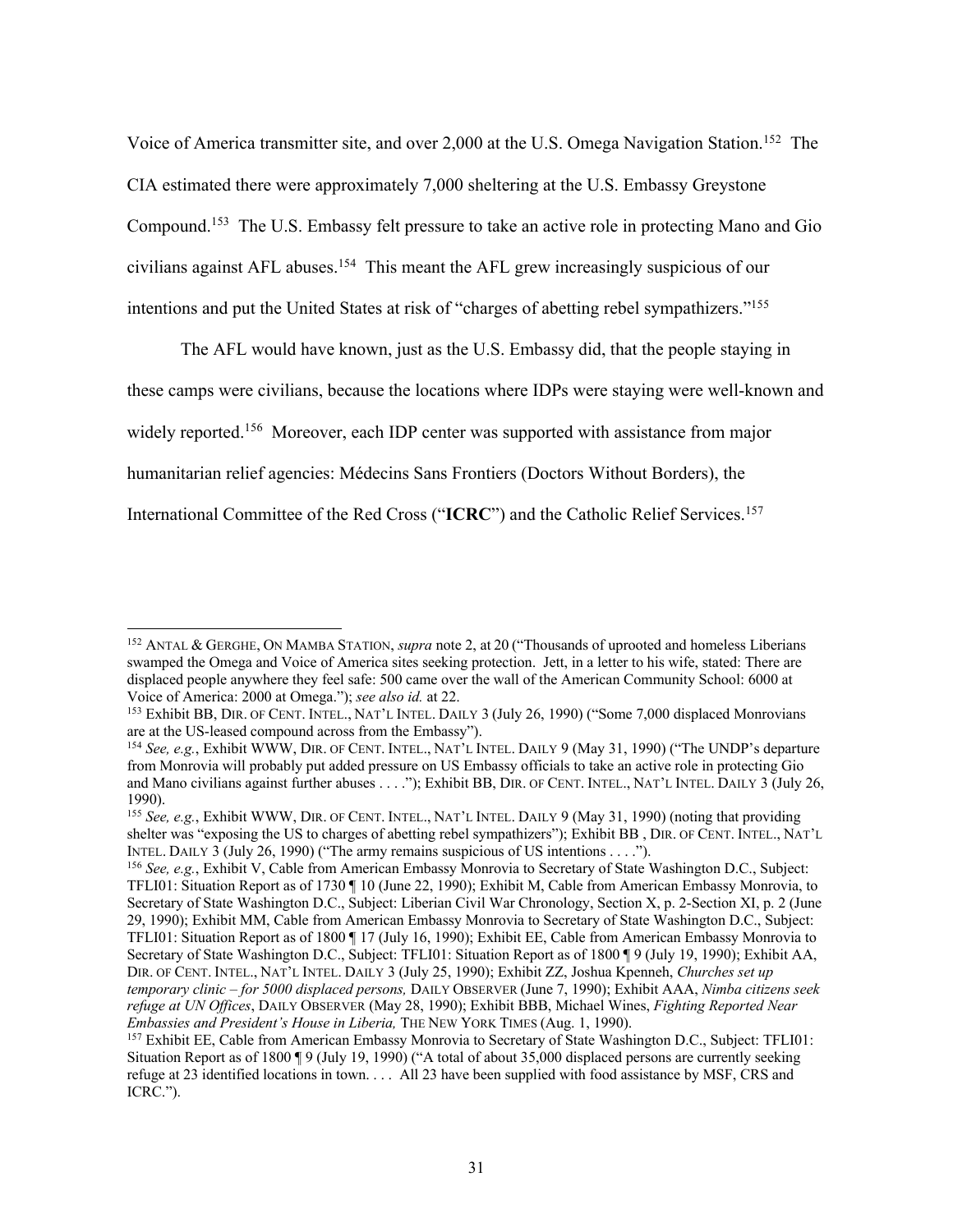Voice of America transmitter site, and over 2,000 at the U.S. Omega Navigation Station.[152] The CIA estimated there were approximately 7,000 sheltering at the U.S. Embassy Greystone Compound.[153] The U.S. Embassy felt pressure to take an active role in protecting Mano and Gio civilians against AFL abuses.[154] This meant the AFL grew increasingly suspicious of our intentions and put the United States at risk of "charges of abetting rebel sympathizers."[155]

The AFL would have known, just as the U.S. Embassy did, that the people staying in these camps were civilians, because the locations where IDPs were staying were well-known and widely reported.[156] Moreover, each IDP center was supported with assistance from major humanitarian relief agencies: Médecins Sans Frontiers (Doctors Without Borders), the International Committee of the Red Cross ("**ICRC**") and the Catholic Relief Services.[157]

---

[152] ANTAL & GERGHE, ON MAMBA STATION, *supra* note 2, at 20 ("Thousands of uprooted and homeless Liberians swamped the Omega and Voice of America sites seeking protection. Jett, in a letter to his wife, stated: There are displaced people anywhere they feel safe: 500 came over the wall of the American Community School: 6000 at Voice of America: 2000 at Omega."); *see also id.* at 22.

[153] Exhibit BB, DIR. OF CENT. INTEL., NAT'L INTEL. DAILY 3 (July 26, 1990) ("Some 7,000 displaced Monrovians are at the US-leased compound across from the Embassy").

[154] *See, e.g.*, Exhibit WWW, DIR. OF CENT. INTEL., NAT'L INTEL. DAILY 9 (May 31, 1990) ("The UNDP's departure from Monrovia will probably put added pressure on US Embassy officials to take an active role in protecting Gio and Mano civilians against further abuses . . . ."); Exhibit BB, DIR. OF CENT. INTEL., NAT'L INTEL. DAILY 3 (July 26, 1990).

[155] *See, e.g.*, Exhibit WWW, DIR. OF CENT. INTEL., NAT'L INTEL. DAILY 9 (May 31, 1990) (noting that providing shelter was "exposing the US to charges of abetting rebel sympathizers"); Exhibit BB , DIR. OF CENT. INTEL., NAT'L INTEL. DAILY 3 (July 26, 1990) ("The army remains suspicious of US intentions . . . .").

[156] *See, e.g.*, Exhibit V, Cable from American Embassy Monrovia to Secretary of State Washington D.C., Subject: TFLI01: Situation Report as of 1730 ¶ 10 (June 22, 1990); Exhibit M, Cable from American Embassy Monrovia, to Secretary of State Washington D.C., Subject: Liberian Civil War Chronology, Section X, p. 2-Section XI, p. 2 (June 29, 1990); Exhibit MM, Cable from American Embassy Monrovia to Secretary of State Washington D.C., Subject: TFLI01: Situation Report as of 1800 ¶ 17 (July 16, 1990); Exhibit EE, Cable from American Embassy Monrovia to Secretary of State Washington D.C., Subject: TFLI01: Situation Report as of 1800 ¶ 9 (July 19, 1990); Exhibit AA, DIR. OF CENT. INTEL., NAT'L INTEL. DAILY 3 (July 25, 1990); Exhibit ZZ, Joshua Kpenneh, *Churches set up temporary clinic – for 5000 displaced persons,* DAILY OBSERVER (June 7, 1990); Exhibit AAA, *Nimba citizens seek refuge at UN Offices*, DAILY OBSERVER (May 28, 1990); Exhibit BBB, Michael Wines, *Fighting Reported Near Embassies and President's House in Liberia,* THE NEW YORK TIMES (Aug. 1, 1990).

[157] Exhibit EE, Cable from American Embassy Monrovia to Secretary of State Washington D.C., Subject: TFLI01: Situation Report as of 1800 ¶ 9 (July 19, 1990) ("A total of about 35,000 displaced persons are currently seeking refuge at 23 identified locations in town. . . . All 23 have been supplied with food assistance by MSF, CRS and ICRC.").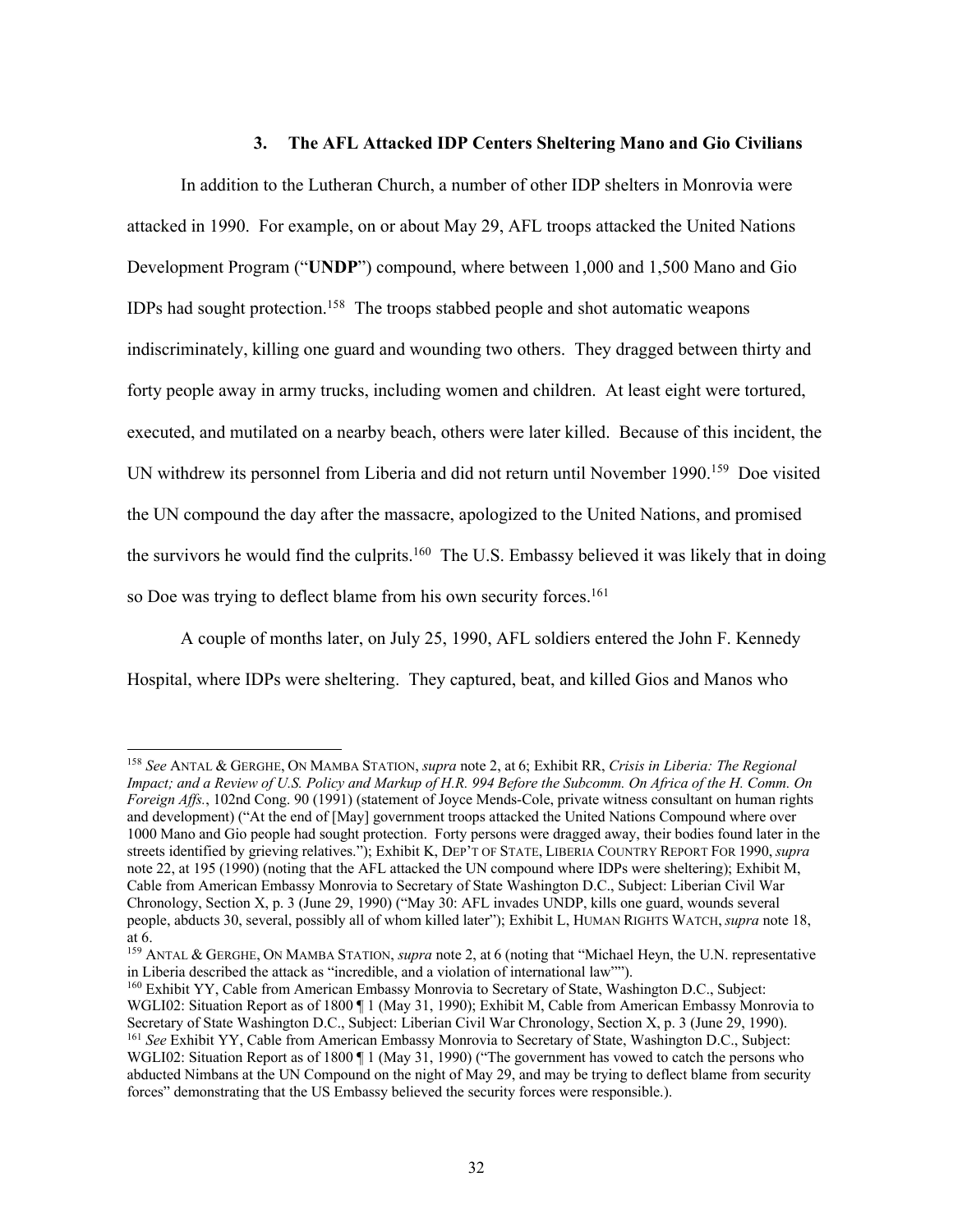### 3. The AFL Attacked IDP Centers Sheltering Mano and Gio Civilians

In addition to the Lutheran Church, a number of other IDP shelters in Monrovia were attacked in 1990. For example, on or about May 29, AFL troops attacked the United Nations Development Program ("**UNDP**") compound, where between 1,000 and 1,500 Mano and Gio IDPs had sought protection.[158] The troops stabbed people and shot automatic weapons indiscriminately, killing one guard and wounding two others. They dragged between thirty and forty people away in army trucks, including women and children. At least eight were tortured, executed, and mutilated on a nearby beach, others were later killed. Because of this incident, the UN withdrew its personnel from Liberia and did not return until November 1990.[159] Doe visited the UN compound the day after the massacre, apologized to the United Nations, and promised the survivors he would find the culprits.[160] The U.S. Embassy believed it was likely that in doing so Doe was trying to deflect blame from his own security forces.[161]

A couple of months later, on July 25, 1990, AFL soldiers entered the John F. Kennedy Hospital, where IDPs were sheltering. They captured, beat, and killed Gios and Manos who

---

[158] *See* ANTAL & GERGHE, ON MAMBA STATION, *supra* note 2, at 6; Exhibit RR, *Crisis in Liberia: The Regional Impact; and a Review of U.S. Policy and Markup of H.R. 994 Before the Subcomm. On Africa of the H. Comm. On Foreign Affs.*, 102nd Cong. 90 (1991) (statement of Joyce Mends-Cole, private witness consultant on human rights and development) ("At the end of [May] government troops attacked the United Nations Compound where over 1000 Mano and Gio people had sought protection. Forty persons were dragged away, their bodies found later in the streets identified by grieving relatives."); Exhibit K, DEP'T OF STATE, LIBERIA COUNTRY REPORT FOR 1990, *supra* note 22, at 195 (1990) (noting that the AFL attacked the UN compound where IDPs were sheltering); Exhibit M, Cable from American Embassy Monrovia to Secretary of State Washington D.C., Subject: Liberian Civil War Chronology, Section X, p. 3 (June 29, 1990) ("May 30: AFL invades UNDP, kills one guard, wounds several people, abducts 30, several, possibly all of whom killed later"); Exhibit L, HUMAN RIGHTS WATCH, *supra* note 18, at 6.

[159] ANTAL & GERGHE, ON MAMBA STATION, *supra* note 2, at 6 (noting that "Michael Heyn, the U.N. representative in Liberia described the attack as "incredible, and a violation of international law"").

[160] Exhibit YY, Cable from American Embassy Monrovia to Secretary of State, Washington D.C., Subject: WGLI02: Situation Report as of 1800 ¶ 1 (May 31, 1990); Exhibit M, Cable from American Embassy Monrovia to Secretary of State Washington D.C., Subject: Liberian Civil War Chronology, Section X, p. 3 (June 29, 1990).

[161] *See* Exhibit YY, Cable from American Embassy Monrovia to Secretary of State, Washington D.C., Subject: WGLI02: Situation Report as of 1800 ¶ 1 (May 31, 1990) ("The government has vowed to catch the persons who abducted Nimbans at the UN Compound on the night of May 29, and may be trying to deflect blame from security forces" demonstrating that the US Embassy believed the security forces were responsible.).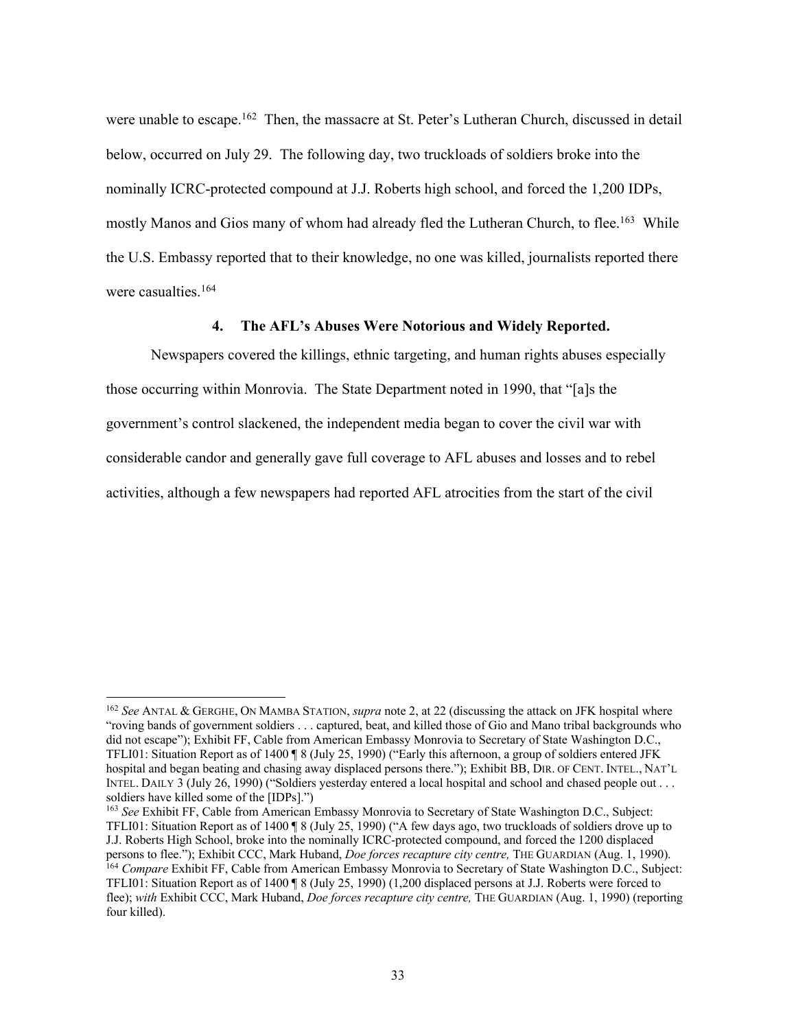were unable to escape.[162] Then, the massacre at St. Peter's Lutheran Church, discussed in detail below, occurred on July 29. The following day, two truckloads of soldiers broke into the nominally ICRC-protected compound at J.J. Roberts high school, and forced the 1,200 IDPs, mostly Manos and Gios many of whom had already fled the Lutheran Church, to flee.[163] While the U.S. Embassy reported that to their knowledge, no one was killed, journalists reported there were casualties.[164]

### 4. The AFL's Abuses Were Notorious and Widely Reported.

Newspapers covered the killings, ethnic targeting, and human rights abuses especially those occurring within Monrovia. The State Department noted in 1990, that "[a]s the government's control slackened, the independent media began to cover the civil war with considerable candor and generally gave full coverage to AFL abuses and losses and to rebel activities, although a few newspapers had reported AFL atrocities from the start of the civil

---

[162] *See* ANTAL & GERGHE, ON MAMBA STATION, *supra* note 2, at 22 (discussing the attack on JFK hospital where "roving bands of government soldiers . . . captured, beat, and killed those of Gio and Mano tribal backgrounds who did not escape"); Exhibit FF, Cable from American Embassy Monrovia to Secretary of State Washington D.C., TFLI01: Situation Report as of 1400 ¶ 8 (July 25, 1990) ("Early this afternoon, a group of soldiers entered JFK hospital and began beating and chasing away displaced persons there."); Exhibit BB, DIR. OF CENT. INTEL., NAT'L INTEL. DAILY 3 (July 26, 1990) ("Soldiers yesterday entered a local hospital and school and chased people out . . . soldiers have killed some of the [IDPs].")

[163] *See* Exhibit FF, Cable from American Embassy Monrovia to Secretary of State Washington D.C., Subject: TFLI01: Situation Report as of 1400 ¶ 8 (July 25, 1990) ("A few days ago, two truckloads of soldiers drove up to J.J. Roberts High School, broke into the nominally ICRC-protected compound, and forced the 1200 displaced persons to flee."); Exhibit CCC, Mark Huband, *Doe forces recapture city centre,* THE GUARDIAN (Aug. 1, 1990).

[164] *Compare* Exhibit FF, Cable from American Embassy Monrovia to Secretary of State Washington D.C., Subject: TFLI01: Situation Report as of 1400 ¶ 8 (July 25, 1990) (1,200 displaced persons at J.J. Roberts were forced to flee); *with* Exhibit CCC, Mark Huband, *Doe forces recapture city centre,* THE GUARDIAN (Aug. 1, 1990) (reporting four killed).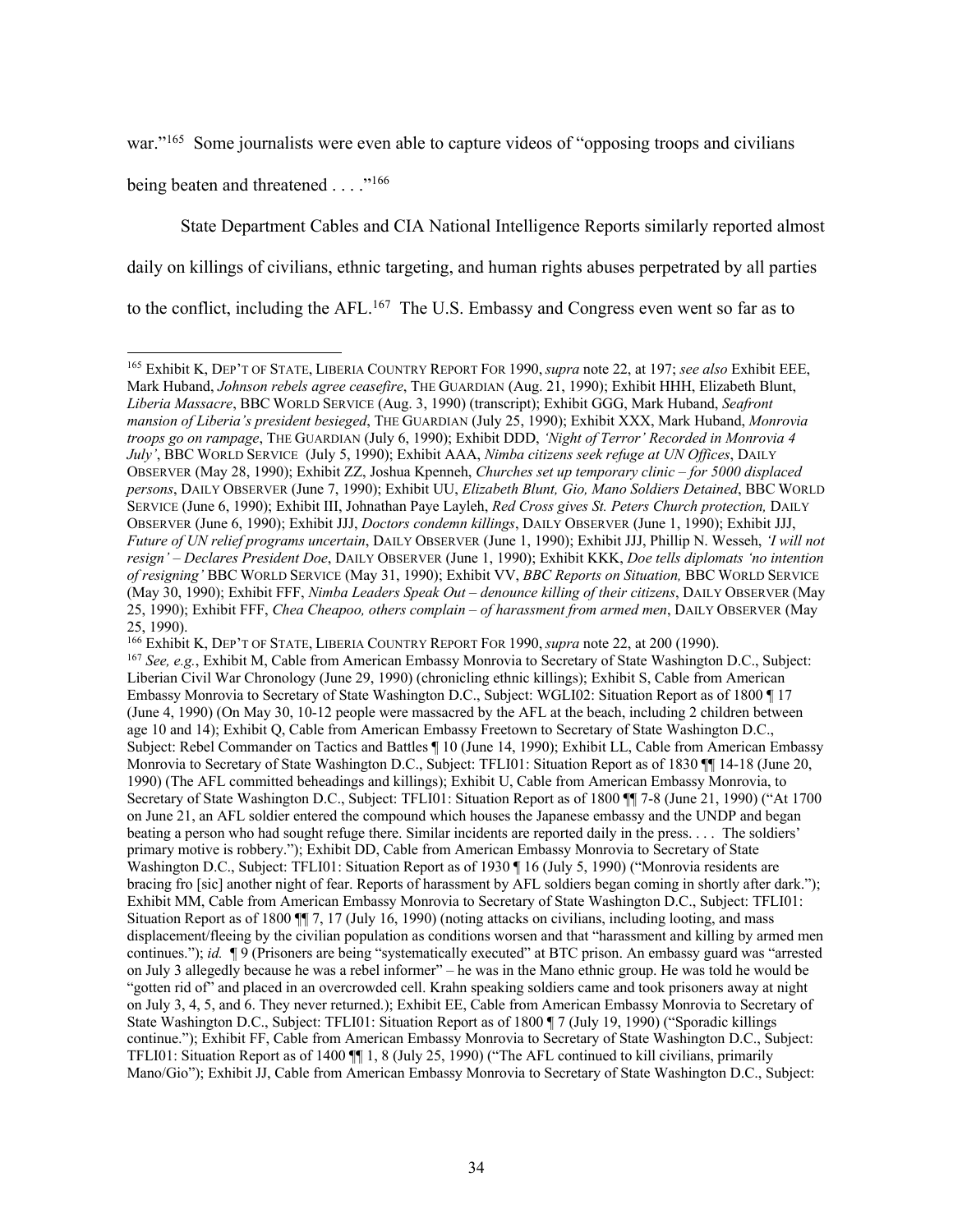war."[165] Some journalists were even able to capture videos of "opposing troops and civilians being beaten and threatened . . . ."[166]

State Department Cables and CIA National Intelligence Reports similarly reported almost daily on killings of civilians, ethnic targeting, and human rights abuses perpetrated by all parties to the conflict, including the AFL.[167] The U.S. Embassy and Congress even went so far as to

---

[165] Exhibit K, DEP'T OF STATE, LIBERIA COUNTRY REPORT FOR 1990, *supra* note 22, at 197; *see also* Exhibit EEE, Mark Huband, *Johnson rebels agree ceasefire*, THE GUARDIAN (Aug. 21, 1990); Exhibit HHH, Elizabeth Blunt, *Liberia Massacre*, BBC WORLD SERVICE (Aug. 3, 1990) (transcript); Exhibit GGG, Mark Huband, *Seafront mansion of Liberia's president besieged*, THE GUARDIAN (July 25, 1990); Exhibit XXX, Mark Huband, *Monrovia troops go on rampage*, THE GUARDIAN (July 6, 1990); Exhibit DDD, *'Night of Terror' Recorded in Monrovia 4 July'*, BBC WORLD SERVICE (July 5, 1990); Exhibit AAA, *Nimba citizens seek refuge at UN Offices*, DAILY OBSERVER (May 28, 1990); Exhibit ZZ, Joshua Kpenneh, *Churches set up temporary clinic – for 5000 displaced persons*, DAILY OBSERVER (June 7, 1990); Exhibit UU, *Elizabeth Blunt, Gio, Mano Soldiers Detained*, BBC WORLD SERVICE (June 6, 1990); Exhibit III, Johnathan Paye Layleh, *Red Cross gives St. Peters Church protection,* DAILY OBSERVER (June 6, 1990); Exhibit JJJ, *Doctors condemn killings*, DAILY OBSERVER (June 1, 1990); Exhibit JJJ, *Future of UN relief programs uncertain*, DAILY OBSERVER (June 1, 1990); Exhibit JJJ, Phillip N. Wesseh, *'I will not resign' – Declares President Doe*, DAILY OBSERVER (June 1, 1990); Exhibit KKK, *Doe tells diplomats 'no intention of resigning'* BBC WORLD SERVICE (May 31, 1990); Exhibit VV, *BBC Reports on Situation,* BBC WORLD SERVICE (May 30, 1990); Exhibit FFF, *Nimba Leaders Speak Out – denounce killing of their citizens*, DAILY OBSERVER (May 25, 1990); Exhibit FFF, *Chea Cheapoo, others complain – of harassment from armed men*, DAILY OBSERVER (May 25, 1990).

[166] Exhibit K, DEP'T OF STATE, LIBERIA COUNTRY REPORT FOR 1990, *supra* note 22, at 200 (1990).

[167] *See, e.g.*, Exhibit M, Cable from American Embassy Monrovia to Secretary of State Washington D.C., Subject: Liberian Civil War Chronology (June 29, 1990) (chronicling ethnic killings); Exhibit S, Cable from American Embassy Monrovia to Secretary of State Washington D.C., Subject: WGLI02: Situation Report as of 1800 ¶ 17 (June 4, 1990) (On May 30, 10-12 people were massacred by the AFL at the beach, including 2 children between age 10 and 14); Exhibit Q, Cable from American Embassy Freetown to Secretary of State Washington D.C., Subject: Rebel Commander on Tactics and Battles ¶ 10 (June 14, 1990); Exhibit LL, Cable from American Embassy Monrovia to Secretary of State Washington D.C., Subject: TFLI01: Situation Report as of 1830 ¶¶ 14-18 (June 20, 1990) (The AFL committed beheadings and killings); Exhibit U, Cable from American Embassy Monrovia, to Secretary of State Washington D.C., Subject: TFLI01: Situation Report as of 1800 ¶¶ 7-8 (June 21, 1990) ("At 1700 on June 21, an AFL soldier entered the compound which houses the Japanese embassy and the UNDP and began beating a person who had sought refuge there. Similar incidents are reported daily in the press. . . . The soldiers' primary motive is robbery."); Exhibit DD, Cable from American Embassy Monrovia to Secretary of State Washington D.C., Subject: TFLI01: Situation Report as of 1930 ¶ 16 (July 5, 1990) ("Monrovia residents are bracing fro [sic] another night of fear. Reports of harassment by AFL soldiers began coming in shortly after dark."); Exhibit MM, Cable from American Embassy Monrovia to Secretary of State Washington D.C., Subject: TFLI01: Situation Report as of 1800 ¶¶ 7, 17 (July 16, 1990) (noting attacks on civilians, including looting, and mass displacement/fleeing by the civilian population as conditions worsen and that "harassment and killing by armed men continues."); *id.* ¶ 9 (Prisoners are being "systematically executed" at BTC prison. An embassy guard was "arrested on July 3 allegedly because he was a rebel informer" – he was in the Mano ethnic group. He was told he would be "gotten rid of" and placed in an overcrowded cell. Krahn speaking soldiers came and took prisoners away at night on July 3, 4, 5, and 6. They never returned.); Exhibit EE, Cable from American Embassy Monrovia to Secretary of State Washington D.C., Subject: TFLI01: Situation Report as of 1800 ¶ 7 (July 19, 1990) ("Sporadic killings continue."); Exhibit FF, Cable from American Embassy Monrovia to Secretary of State Washington D.C., Subject: TFLI01: Situation Report as of 1400 ¶¶ 1, 8 (July 25, 1990) ("The AFL continued to kill civilians, primarily Mano/Gio"); Exhibit JJ, Cable from American Embassy Monrovia to Secretary of State Washington D.C., Subject: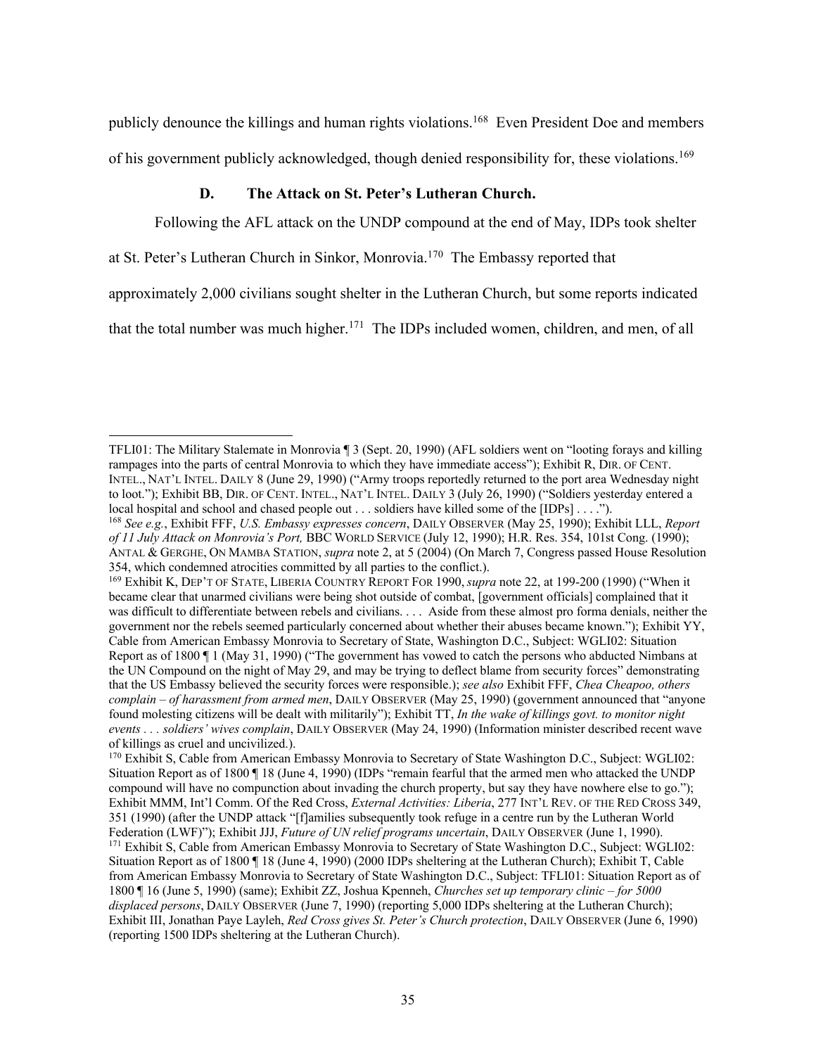publicly denounce the killings and human rights violations.[168] Even President Doe and members of his government publicly acknowledged, though denied responsibility for, these violations.[169]

### D. The Attack on St. Peter's Lutheran Church.

Following the AFL attack on the UNDP compound at the end of May, IDPs took shelter at St. Peter's Lutheran Church in Sinkor, Monrovia.[170] The Embassy reported that approximately 2,000 civilians sought shelter in the Lutheran Church, but some reports indicated that the total number was much higher.[171] The IDPs included women, children, and men, of all

---

TFLI01: The Military Stalemate in Monrovia ¶ 3 (Sept. 20, 1990) (AFL soldiers went on "looting forays and killing rampages into the parts of central Monrovia to which they have immediate access"); Exhibit R, DIR. OF CENT. INTEL., NAT'L INTEL. DAILY 8 (June 29, 1990) ("Army troops reportedly returned to the port area Wednesday night to loot."); Exhibit BB, DIR. OF CENT. INTEL., NAT'L INTEL. DAILY 3 (July 26, 1990) ("Soldiers yesterday entered a local hospital and school and chased people out . . . soldiers have killed some of the [IDPs] . . . .").

[168] *See e.g.*, Exhibit FFF, *U.S. Embassy expresses concern*, DAILY OBSERVER (May 25, 1990); Exhibit LLL, *Report of 11 July Attack on Monrovia's Port,* BBC WORLD SERVICE (July 12, 1990); H.R. Res. 354, 101st Cong. (1990); ANTAL & GERGHE, ON MAMBA STATION, *supra* note 2, at 5 (2004) (On March 7, Congress passed House Resolution 354, which condemned atrocities committed by all parties to the conflict.).

[169] Exhibit K, DEP'T OF STATE, LIBERIA COUNTRY REPORT FOR 1990, *supra* note 22, at 199-200 (1990) ("When it became clear that unarmed civilians were being shot outside of combat, [government officials] complained that it was difficult to differentiate between rebels and civilians. . . . Aside from these almost pro forma denials, neither the government nor the rebels seemed particularly concerned about whether their abuses became known."); Exhibit YY, Cable from American Embassy Monrovia to Secretary of State, Washington D.C., Subject: WGLI02: Situation Report as of 1800 ¶ 1 (May 31, 1990) ("The government has vowed to catch the persons who abducted Nimbans at the UN Compound on the night of May 29, and may be trying to deflect blame from security forces" demonstrating that the US Embassy believed the security forces were responsible.); *see also* Exhibit FFF, *Chea Cheapoo, others complain – of harassment from armed men*, DAILY OBSERVER (May 25, 1990) (government announced that "anyone found molesting citizens will be dealt with militarily"); Exhibit TT, *In the wake of killings govt. to monitor night events . . . soldiers' wives complain*, DAILY OBSERVER (May 24, 1990) (Information minister described recent wave of killings as cruel and uncivilized.).

[170] Exhibit S, Cable from American Embassy Monrovia to Secretary of State Washington D.C., Subject: WGLI02: Situation Report as of 1800 ¶ 18 (June 4, 1990) (IDPs "remain fearful that the armed men who attacked the UNDP compound will have no compunction about invading the church property, but say they have nowhere else to go."); Exhibit MMM, Int'l Comm. Of the Red Cross, *External Activities: Liberia*, 277 INT'L REV. OF THE RED CROSS 349, 351 (1990) (after the UNDP attack "[f]amilies subsequently took refuge in a centre run by the Lutheran World Federation (LWF)"); Exhibit JJJ, *Future of UN relief programs uncertain*, DAILY OBSERVER (June 1, 1990).

[171] Exhibit S, Cable from American Embassy Monrovia to Secretary of State Washington D.C., Subject: WGLI02: Situation Report as of 1800 ¶ 18 (June 4, 1990) (2000 IDPs sheltering at the Lutheran Church); Exhibit T, Cable from American Embassy Monrovia to Secretary of State Washington D.C., Subject: TFLI01: Situation Report as of 1800 ¶ 16 (June 5, 1990) (same); Exhibit ZZ, Joshua Kpenneh, *Churches set up temporary clinic – for 5000 displaced persons*, DAILY OBSERVER (June 7, 1990) (reporting 5,000 IDPs sheltering at the Lutheran Church); Exhibit III, Jonathan Paye Layleh, *Red Cross gives St. Peter's Church protection*, DAILY OBSERVER (June 6, 1990) (reporting 1500 IDPs sheltering at the Lutheran Church).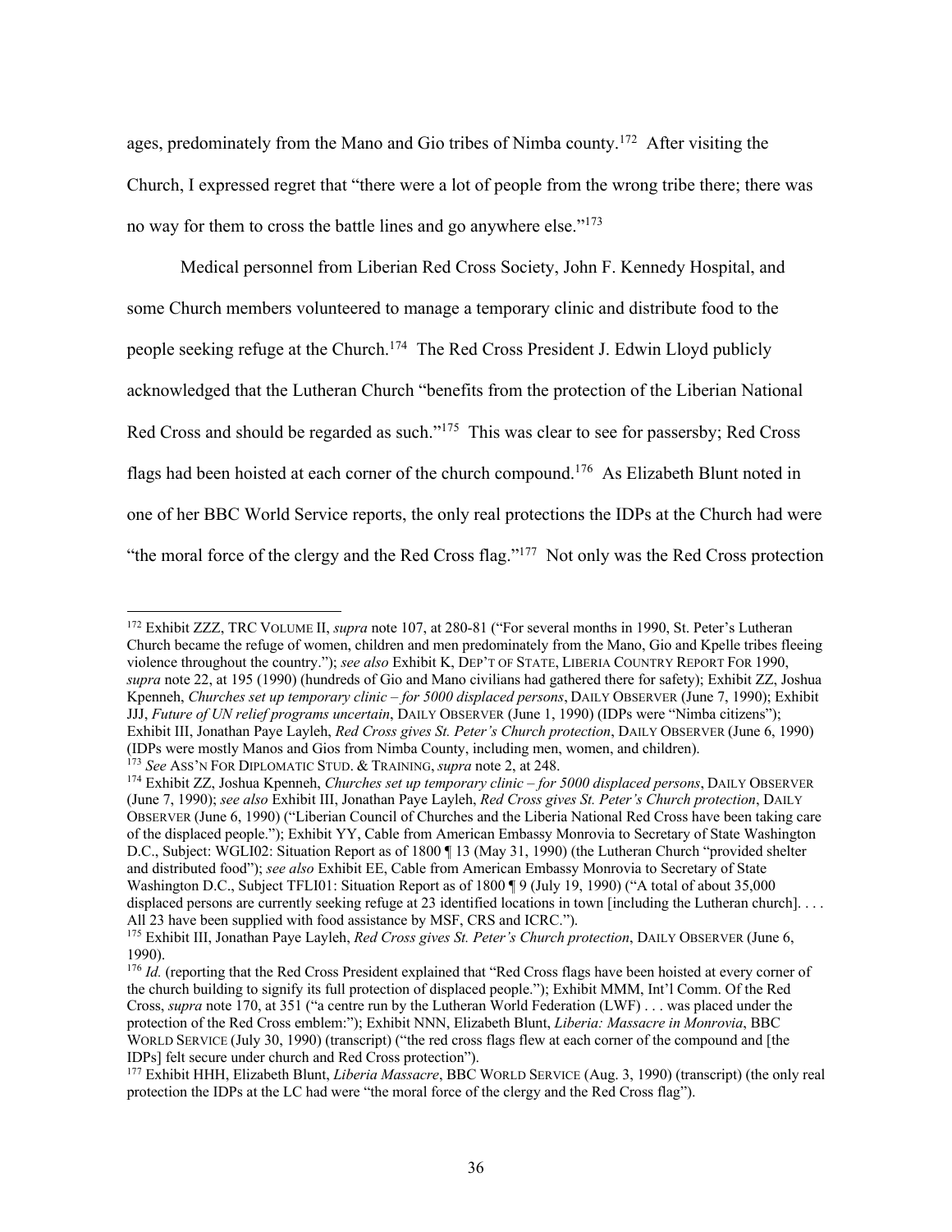ages, predominately from the Mano and Gio tribes of Nimba county.[172] After visiting the Church, I expressed regret that "there were a lot of people from the wrong tribe there; there was no way for them to cross the battle lines and go anywhere else."[173]

Medical personnel from Liberian Red Cross Society, John F. Kennedy Hospital, and some Church members volunteered to manage a temporary clinic and distribute food to the people seeking refuge at the Church.[174] The Red Cross President J. Edwin Lloyd publicly acknowledged that the Lutheran Church "benefits from the protection of the Liberian National Red Cross and should be regarded as such."[175] This was clear to see for passersby; Red Cross flags had been hoisted at each corner of the church compound.[176] As Elizabeth Blunt noted in one of her BBC World Service reports, the only real protections the IDPs at the Church had were "the moral force of the clergy and the Red Cross flag."[177] Not only was the Red Cross protection

---

[172] Exhibit ZZZ, TRC VOLUME II, *supra* note 107, at 280-81 ("For several months in 1990, St. Peter's Lutheran Church became the refuge of women, children and men predominately from the Mano, Gio and Kpelle tribes fleeing violence throughout the country."); *see also* Exhibit K, DEP'T OF STATE, LIBERIA COUNTRY REPORT FOR 1990, *supra* note 22, at 195 (1990) (hundreds of Gio and Mano civilians had gathered there for safety); Exhibit ZZ, Joshua Kpenneh, *Churches set up temporary clinic – for 5000 displaced persons*, DAILY OBSERVER (June 7, 1990); Exhibit JJJ, *Future of UN relief programs uncertain*, DAILY OBSERVER (June 1, 1990) (IDPs were "Nimba citizens"); Exhibit III, Jonathan Paye Layleh, *Red Cross gives St. Peter's Church protection*, DAILY OBSERVER (June 6, 1990) (IDPs were mostly Manos and Gios from Nimba County, including men, women, and children).

[173] *See* ASS'N FOR DIPLOMATIC STUD. & TRAINING, *supra* note 2, at 248.

[174] Exhibit ZZ, Joshua Kpenneh, *Churches set up temporary clinic – for 5000 displaced persons*, DAILY OBSERVER (June 7, 1990); *see also* Exhibit III, Jonathan Paye Layleh, *Red Cross gives St. Peter's Church protection*, DAILY OBSERVER (June 6, 1990) ("Liberian Council of Churches and the Liberia National Red Cross have been taking care of the displaced people."); Exhibit YY, Cable from American Embassy Monrovia to Secretary of State Washington D.C., Subject: WGLI02: Situation Report as of 1800 ¶ 13 (May 31, 1990) (the Lutheran Church "provided shelter and distributed food"); *see also* Exhibit EE, Cable from American Embassy Monrovia to Secretary of State Washington D.C., Subject TFLI01: Situation Report as of 1800 ¶ 9 (July 19, 1990) ("A total of about 35,000 displaced persons are currently seeking refuge at 23 identified locations in town [including the Lutheran church]. . . . All 23 have been supplied with food assistance by MSF, CRS and ICRC.").

[175] Exhibit III, Jonathan Paye Layleh, *Red Cross gives St. Peter's Church protection*, DAILY OBSERVER (June 6, 1990).

[176] *Id.* (reporting that the Red Cross President explained that "Red Cross flags have been hoisted at every corner of the church building to signify its full protection of displaced people."); Exhibit MMM, Int'l Comm. Of the Red Cross, *supra* note 170, at 351 ("a centre run by the Lutheran World Federation (LWF) . . . was placed under the protection of the Red Cross emblem:"); Exhibit NNN, Elizabeth Blunt, *Liberia: Massacre in Monrovia*, BBC WORLD SERVICE (July 30, 1990) (transcript) ("the red cross flags flew at each corner of the compound and [the IDPs] felt secure under church and Red Cross protection").

[177] Exhibit HHH, Elizabeth Blunt, *Liberia Massacre*, BBC WORLD SERVICE (Aug. 3, 1990) (transcript) (the only real protection the IDPs at the LC had were "the moral force of the clergy and the Red Cross flag").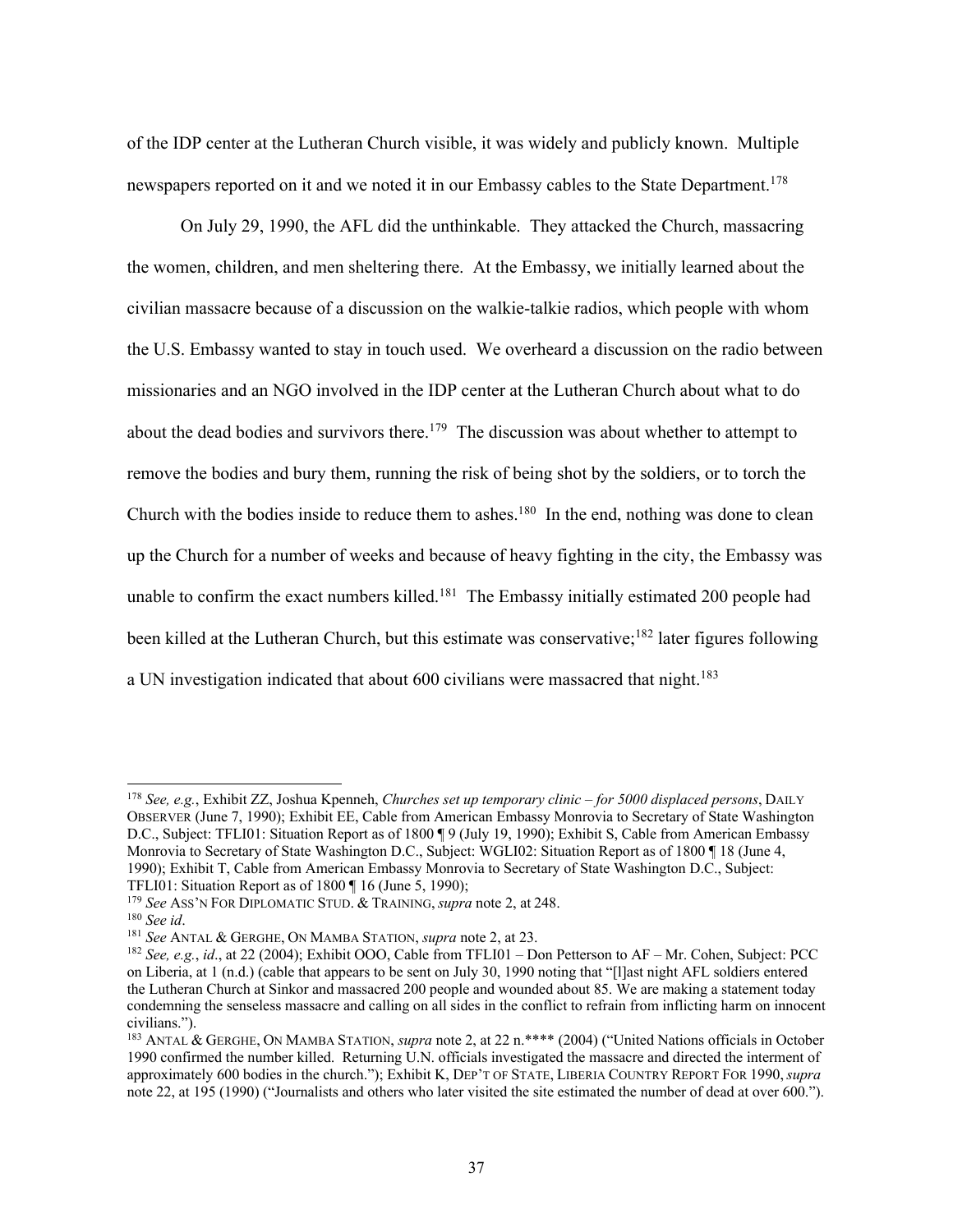of the IDP center at the Lutheran Church visible, it was widely and publicly known. Multiple newspapers reported on it and we noted it in our Embassy cables to the State Department.[178]

On July 29, 1990, the AFL did the unthinkable. They attacked the Church, massacring the women, children, and men sheltering there. At the Embassy, we initially learned about the civilian massacre because of a discussion on the walkie-talkie radios, which people with whom the U.S. Embassy wanted to stay in touch used. We overheard a discussion on the radio between missionaries and an NGO involved in the IDP center at the Lutheran Church about what to do about the dead bodies and survivors there.[179] The discussion was about whether to attempt to remove the bodies and bury them, running the risk of being shot by the soldiers, or to torch the Church with the bodies inside to reduce them to ashes.[180] In the end, nothing was done to clean up the Church for a number of weeks and because of heavy fighting in the city, the Embassy was unable to confirm the exact numbers killed.[181] The Embassy initially estimated 200 people had been killed at the Lutheran Church, but this estimate was conservative;[182] later figures following a UN investigation indicated that about 600 civilians were massacred that night.[183]

---

[178] *See, e.g.*, Exhibit ZZ, Joshua Kpenneh, *Churches set up temporary clinic – for 5000 displaced persons*, DAILY OBSERVER (June 7, 1990); Exhibit EE, Cable from American Embassy Monrovia to Secretary of State Washington D.C., Subject: TFLI01: Situation Report as of 1800 ¶ 9 (July 19, 1990); Exhibit S, Cable from American Embassy Monrovia to Secretary of State Washington D.C., Subject: WGLI02: Situation Report as of 1800 ¶ 18 (June 4, 1990); Exhibit T, Cable from American Embassy Monrovia to Secretary of State Washington D.C., Subject: TFLI01: Situation Report as of 1800 ¶ 16 (June 5, 1990);

[179] *See* ASS'N FOR DIPLOMATIC STUD. & TRAINING, *supra* note 2, at 248.

[180] *See id*.

[181] *See* ANTAL & GERGHE, ON MAMBA STATION, *supra* note 2, at 23.

[182] *See, e.g.*, *id*., at 22 (2004); Exhibit OOO, Cable from TFLI01 – Don Petterson to AF – Mr. Cohen, Subject: PCC on Liberia, at 1 (n.d.) (cable that appears to be sent on July 30, 1990 noting that "[l]ast night AFL soldiers entered the Lutheran Church at Sinkor and massacred 200 people and wounded about 85. We are making a statement today condemning the senseless massacre and calling on all sides in the conflict to refrain from inflicting harm on innocent civilians.").

[183] ANTAL & GERGHE, ON MAMBA STATION, *supra* note 2, at 22 n.**** (2004) ("United Nations officials in October 1990 confirmed the number killed. Returning U.N. officials investigated the massacre and directed the interment of approximately 600 bodies in the church."); Exhibit K, DEP'T OF STATE, LIBERIA COUNTRY REPORT FOR 1990, *supra* note 22, at 195 (1990) ("Journalists and others who later visited the site estimated the number of dead at over 600.").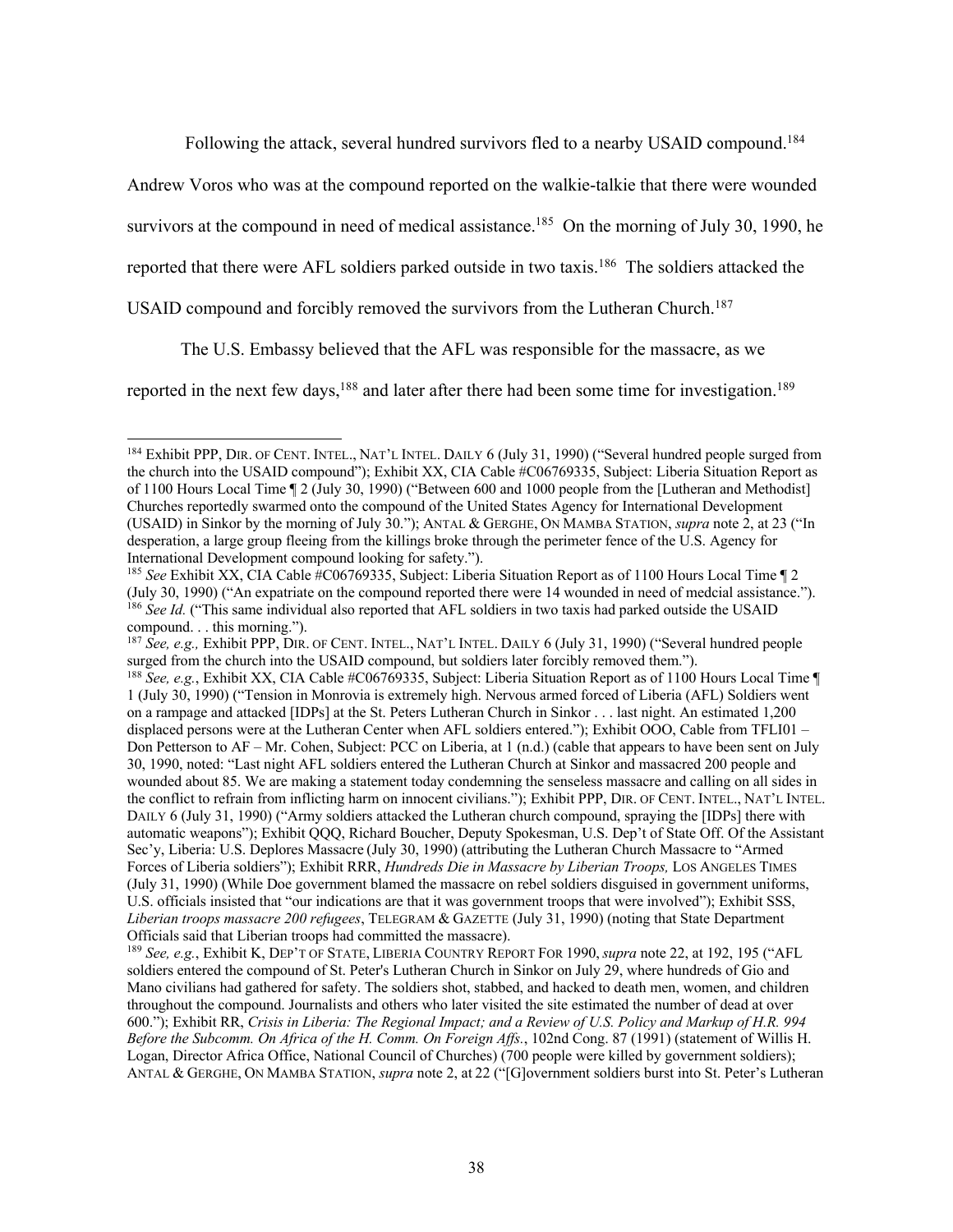Following the attack, several hundred survivors fled to a nearby USAID compound.[184] Andrew Voros who was at the compound reported on the walkie-talkie that there were wounded survivors at the compound in need of medical assistance.[185] On the morning of July 30, 1990, he reported that there were AFL soldiers parked outside in two taxis.[186] The soldiers attacked the USAID compound and forcibly removed the survivors from the Lutheran Church.[187]

The U.S. Embassy believed that the AFL was responsible for the massacre, as we reported in the next few days,[188] and later after there had been some time for investigation.[189]

---

[184] Exhibit PPP, DIR. OF CENT. INTEL., NAT'L INTEL. DAILY 6 (July 31, 1990) ("Several hundred people surged from the church into the USAID compound"); Exhibit XX, CIA Cable #C06769335, Subject: Liberia Situation Report as of 1100 Hours Local Time ¶ 2 (July 30, 1990) ("Between 600 and 1000 people from the [Lutheran and Methodist] Churches reportedly swarmed onto the compound of the United States Agency for International Development (USAID) in Sinkor by the morning of July 30."); ANTAL & GERGHE, ON MAMBA STATION, *supra* note 2, at 23 ("In desperation, a large group fleeing from the killings broke through the perimeter fence of the U.S. Agency for International Development compound looking for safety.").

[185] *See* Exhibit XX, CIA Cable #C06769335, Subject: Liberia Situation Report as of 1100 Hours Local Time ¶ 2 (July 30, 1990) ("An expatriate on the compound reported there were 14 wounded in need of medcial assistance.").

[186] *See Id.* ("This same individual also reported that AFL soldiers in two taxis had parked outside the USAID compound. . . this morning.").

[187] *See, e.g.,* Exhibit PPP, DIR. OF CENT. INTEL., NAT'L INTEL. DAILY 6 (July 31, 1990) ("Several hundred people surged from the church into the USAID compound, but soldiers later forcibly removed them.").

[188] *See, e.g.*, Exhibit XX, CIA Cable #C06769335, Subject: Liberia Situation Report as of 1100 Hours Local Time ¶ 1 (July 30, 1990) ("Tension in Monrovia is extremely high. Nervous armed forced of Liberia (AFL) Soldiers went on a rampage and attacked [IDPs] at the St. Peters Lutheran Church in Sinkor . . . last night. An estimated 1,200 displaced persons were at the Lutheran Center when AFL soldiers entered."); Exhibit OOO, Cable from TFLI01 – Don Petterson to AF – Mr. Cohen, Subject: PCC on Liberia, at 1 (n.d.) (cable that appears to have been sent on July 30, 1990, noted: "Last night AFL soldiers entered the Lutheran Church at Sinkor and massacred 200 people and wounded about 85. We are making a statement today condemning the senseless massacre and calling on all sides in the conflict to refrain from inflicting harm on innocent civilians."); Exhibit PPP, DIR. OF CENT. INTEL., NAT'L INTEL. DAILY 6 (July 31, 1990) ("Army soldiers attacked the Lutheran church compound, spraying the [IDPs] there with automatic weapons"); Exhibit QQQ, Richard Boucher, Deputy Spokesman, U.S. Dep't of State Off. Of the Assistant Sec'y, Liberia: U.S. Deplores Massacre (July 30, 1990) (attributing the Lutheran Church Massacre to "Armed Forces of Liberia soldiers"); Exhibit RRR, *Hundreds Die in Massacre by Liberian Troops,* LOS ANGELES TIMES (July 31, 1990) (While Doe government blamed the massacre on rebel soldiers disguised in government uniforms, U.S. officials insisted that "our indications are that it was government troops that were involved"); Exhibit SSS, *Liberian troops massacre 200 refugees*, TELEGRAM & GAZETTE (July 31, 1990) (noting that State Department Officials said that Liberian troops had committed the massacre).

[189] *See, e.g.*, Exhibit K, DEP'T OF STATE, LIBERIA COUNTRY REPORT FOR 1990, *supra* note 22, at 192, 195 ("AFL soldiers entered the compound of St. Peter's Lutheran Church in Sinkor on July 29, where hundreds of Gio and Mano civilians had gathered for safety. The soldiers shot, stabbed, and hacked to death men, women, and children throughout the compound. Journalists and others who later visited the site estimated the number of dead at over 600."); Exhibit RR, *Crisis in Liberia: The Regional Impact; and a Review of U.S. Policy and Markup of H.R. 994 Before the Subcomm. On Africa of the H. Comm. On Foreign Affs.*, 102nd Cong. 87 (1991) (statement of Willis H. Logan, Director Africa Office, National Council of Churches) (700 people were killed by government soldiers); ANTAL & GERGHE, ON MAMBA STATION, *supra* note 2, at 22 ("[G]overnment soldiers burst into St. Peter's Lutheran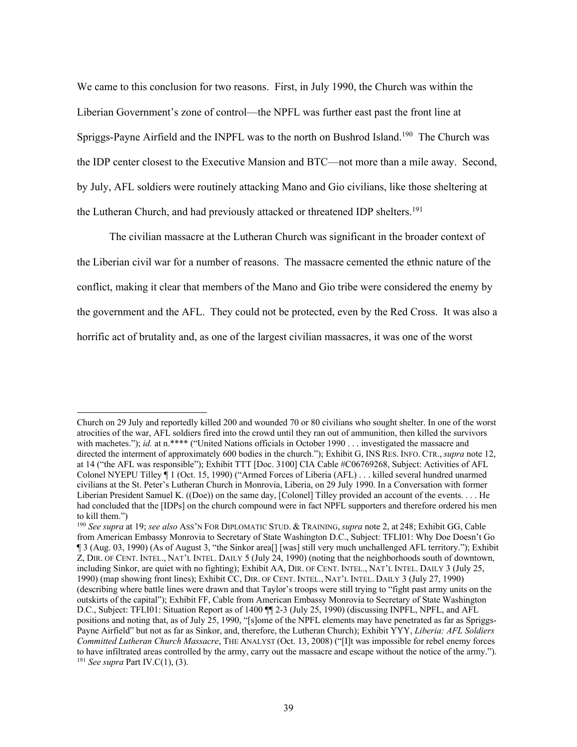We came to this conclusion for two reasons. First, in July 1990, the Church was within the Liberian Government's zone of control—the NPFL was further east past the front line at Spriggs-Payne Airfield and the INPFL was to the north on Bushrod Island.[190] The Church was the IDP center closest to the Executive Mansion and BTC—not more than a mile away. Second, by July, AFL soldiers were routinely attacking Mano and Gio civilians, like those sheltering at the Lutheran Church, and had previously attacked or threatened IDP shelters.[191]

The civilian massacre at the Lutheran Church was significant in the broader context of the Liberian civil war for a number of reasons. The massacre cemented the ethnic nature of the conflict, making it clear that members of the Mano and Gio tribe were considered the enemy by the government and the AFL. They could not be protected, even by the Red Cross. It was also a horrific act of brutality and, as one of the largest civilian massacres, it was one of the worst

---

Church on 29 July and reportedly killed 200 and wounded 70 or 80 civilians who sought shelter. In one of the worst atrocities of the war, AFL soldiers fired into the crowd until they ran out of ammunition, then killed the survivors with machetes."); *id.* at n.**** ("United Nations officials in October 1990 . . . investigated the massacre and directed the interment of approximately 600 bodies in the church."); Exhibit G, INS RES. INFO. CTR., *supra* note 12, at 14 ("the AFL was responsible"); Exhibit TTT [Doc. 3100] CIA Cable #C06769268, Subject: Activities of AFL Colonel NYEPU Tilley ¶ 1 (Oct. 15, 1990) ("Armed Forces of Liberia (AFL) . . . killed several hundred unarmed civilians at the St. Peter's Lutheran Church in Monrovia, Liberia, on 29 July 1990. In a Conversation with former Liberian President Samuel K. ((Doe)) on the same day, [Colonel] Tilley provided an account of the events. . . . He had concluded that the [IDPs] on the church compound were in fact NPFL supporters and therefore ordered his men to kill them.")

[190] *See supra* at 19; *see also* ASS'N FOR DIPLOMATIC STUD. & TRAINING, *supra* note 2, at 248; Exhibit GG, Cable from American Embassy Monrovia to Secretary of State Washington D.C., Subject: TFLI01: Why Doe Doesn't Go ¶ 3 (Aug. 03, 1990) (As of August 3, "the Sinkor area[] [was] still very much unchallenged AFL territory."); Exhibit Z, DIR. OF CENT. INTEL., NAT'L INTEL. DAILY 5 (July 24, 1990) (noting that the neighborhoods south of downtown, including Sinkor, are quiet with no fighting); Exhibit AA, DIR. OF CENT. INTEL., NAT'L INTEL. DAILY 3 (July 25, 1990) (map showing front lines); Exhibit CC, DIR. OF CENT. INTEL., NAT'L INTEL. DAILY 3 (July 27, 1990) (describing where battle lines were drawn and that Taylor's troops were still trying to "fight past army units on the outskirts of the capital"); Exhibit FF, Cable from American Embassy Monrovia to Secretary of State Washington D.C., Subject: TFLI01: Situation Report as of 1400 ¶¶ 2-3 (July 25, 1990) (discussing INPFL, NPFL, and AFL positions and noting that, as of July 25, 1990, "[s]ome of the NPFL elements may have penetrated as far as Spriggs-Payne Airfield" but not as far as Sinkor, and, therefore, the Lutheran Church); Exhibit YYY, *Liberia: AFL Soldiers Committed Lutheran Church Massacre*, THE ANALYST (Oct. 13, 2008) ("[I]t was impossible for rebel enemy forces to have infiltrated areas controlled by the army, carry out the massacre and escape without the notice of the army.").

[191] *See supra* Part IV.C(1), (3).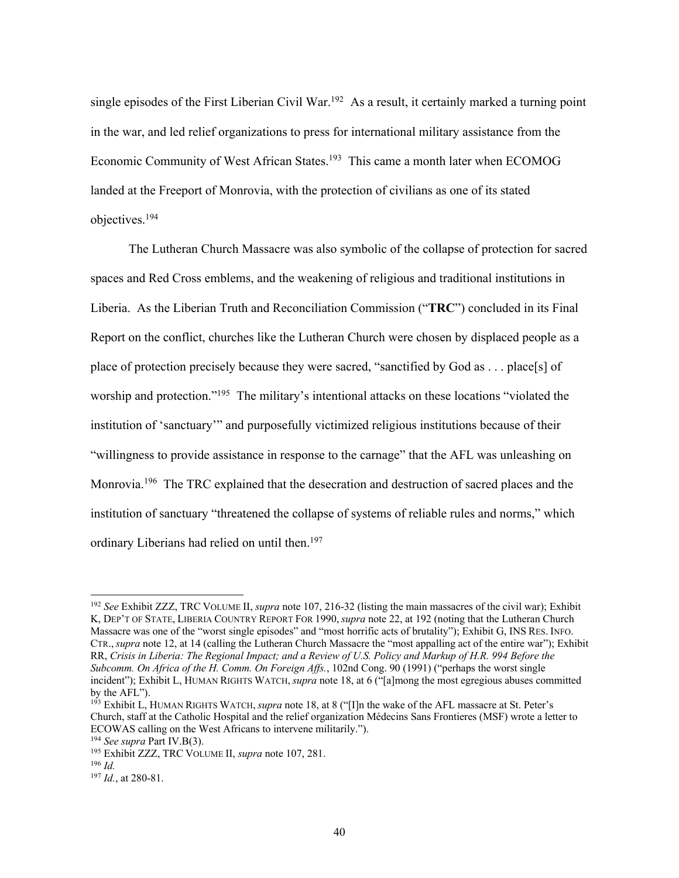single episodes of the First Liberian Civil War.[192] As a result, it certainly marked a turning point in the war, and led relief organizations to press for international military assistance from the Economic Community of West African States.[193] This came a month later when ECOMOG landed at the Freeport of Monrovia, with the protection of civilians as one of its stated objectives.[194]

The Lutheran Church Massacre was also symbolic of the collapse of protection for sacred spaces and Red Cross emblems, and the weakening of religious and traditional institutions in Liberia. As the Liberian Truth and Reconciliation Commission ("**TRC**") concluded in its Final Report on the conflict, churches like the Lutheran Church were chosen by displaced people as a place of protection precisely because they were sacred, "sanctified by God as . . . place[s] of worship and protection."[195] The military's intentional attacks on these locations "violated the institution of 'sanctuary'" and purposefully victimized religious institutions because of their "willingness to provide assistance in response to the carnage" that the AFL was unleashing on Monrovia.[196] The TRC explained that the desecration and destruction of sacred places and the institution of sanctuary "threatened the collapse of systems of reliable rules and norms," which ordinary Liberians had relied on until then.[197]

---

[192] *See* Exhibit ZZZ, TRC VOLUME II, *supra* note 107, 216-32 (listing the main massacres of the civil war); Exhibit K, DEP'T OF STATE, LIBERIA COUNTRY REPORT FOR 1990, *supra* note 22, at 192 (noting that the Lutheran Church Massacre was one of the "worst single episodes" and "most horrific acts of brutality"); Exhibit G, INS RES. INFO. CTR., *supra* note 12, at 14 (calling the Lutheran Church Massacre the "most appalling act of the entire war"); Exhibit RR, *Crisis in Liberia: The Regional Impact; and a Review of U.S. Policy and Markup of H.R. 994 Before the Subcomm. On Africa of the H. Comm. On Foreign Affs.*, 102nd Cong. 90 (1991) ("perhaps the worst single incident"); Exhibit L, HUMAN RIGHTS WATCH, *supra* note 18, at 6 ("[a]mong the most egregious abuses committed by the AFL").

[193] Exhibit L, HUMAN RIGHTS WATCH, *supra* note 18, at 8 ("[I]n the wake of the AFL massacre at St. Peter's Church, staff at the Catholic Hospital and the relief organization Médecins Sans Frontieres (MSF) wrote a letter to ECOWAS calling on the West Africans to intervene militarily.").

[194] *See supra* Part IV.B(3).

[195] Exhibit ZZZ, TRC VOLUME II, *supra* note 107, 281.

[196] *Id.*

[197] *Id.*, at 280-81.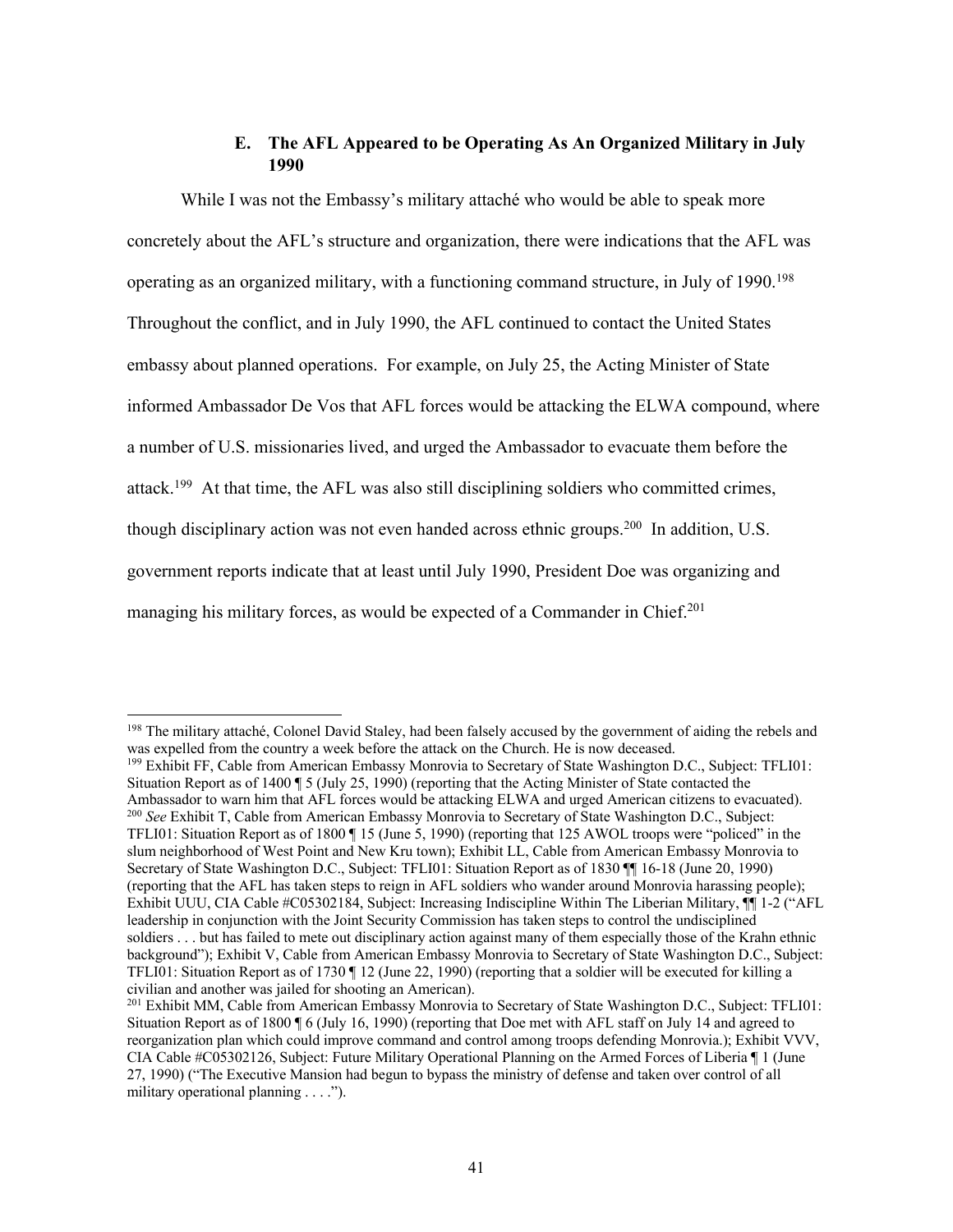### E. The AFL Appeared to be Operating As An Organized Military in July 1990

While I was not the Embassy's military attaché who would be able to speak more concretely about the AFL's structure and organization, there were indications that the AFL was operating as an organized military, with a functioning command structure, in July of 1990.[198] Throughout the conflict, and in July 1990, the AFL continued to contact the United States embassy about planned operations. For example, on July 25, the Acting Minister of State informed Ambassador De Vos that AFL forces would be attacking the ELWA compound, where a number of U.S. missionaries lived, and urged the Ambassador to evacuate them before the attack.[199] At that time, the AFL was also still disciplining soldiers who committed crimes, though disciplinary action was not even handed across ethnic groups.[200] In addition, U.S. government reports indicate that at least until July 1990, President Doe was organizing and managing his military forces, as would be expected of a Commander in Chief.[201]

---

[198] The military attaché, Colonel David Staley, had been falsely accused by the government of aiding the rebels and was expelled from the country a week before the attack on the Church. He is now deceased.

[199] Exhibit FF, Cable from American Embassy Monrovia to Secretary of State Washington D.C., Subject: TFLI01: Situation Report as of 1400 ¶ 5 (July 25, 1990) (reporting that the Acting Minister of State contacted the Ambassador to warn him that AFL forces would be attacking ELWA and urged American citizens to evacuated).

[200] *See* Exhibit T, Cable from American Embassy Monrovia to Secretary of State Washington D.C., Subject: TFLI01: Situation Report as of 1800 ¶ 15 (June 5, 1990) (reporting that 125 AWOL troops were "policed" in the slum neighborhood of West Point and New Kru town); Exhibit LL, Cable from American Embassy Monrovia to Secretary of State Washington D.C., Subject: TFLI01: Situation Report as of 1830 ¶¶ 16-18 (June 20, 1990) (reporting that the AFL has taken steps to reign in AFL soldiers who wander around Monrovia harassing people); Exhibit UUU, CIA Cable #C05302184, Subject: Increasing Indiscipline Within The Liberian Military, ¶¶ 1-2 ("AFL leadership in conjunction with the Joint Security Commission has taken steps to control the undisciplined soldiers . . . but has failed to mete out disciplinary action against many of them especially those of the Krahn ethnic background"); Exhibit V, Cable from American Embassy Monrovia to Secretary of State Washington D.C., Subject: TFLI01: Situation Report as of 1730 ¶ 12 (June 22, 1990) (reporting that a soldier will be executed for killing a civilian and another was jailed for shooting an American).

[201] Exhibit MM, Cable from American Embassy Monrovia to Secretary of State Washington D.C., Subject: TFLI01: Situation Report as of 1800 ¶ 6 (July 16, 1990) (reporting that Doe met with AFL staff on July 14 and agreed to reorganization plan which could improve command and control among troops defending Monrovia.); Exhibit VVV, CIA Cable #C05302126, Subject: Future Military Operational Planning on the Armed Forces of Liberia ¶ 1 (June 27, 1990) ("The Executive Mansion had begun to bypass the ministry of defense and taken over control of all military operational planning . . . .").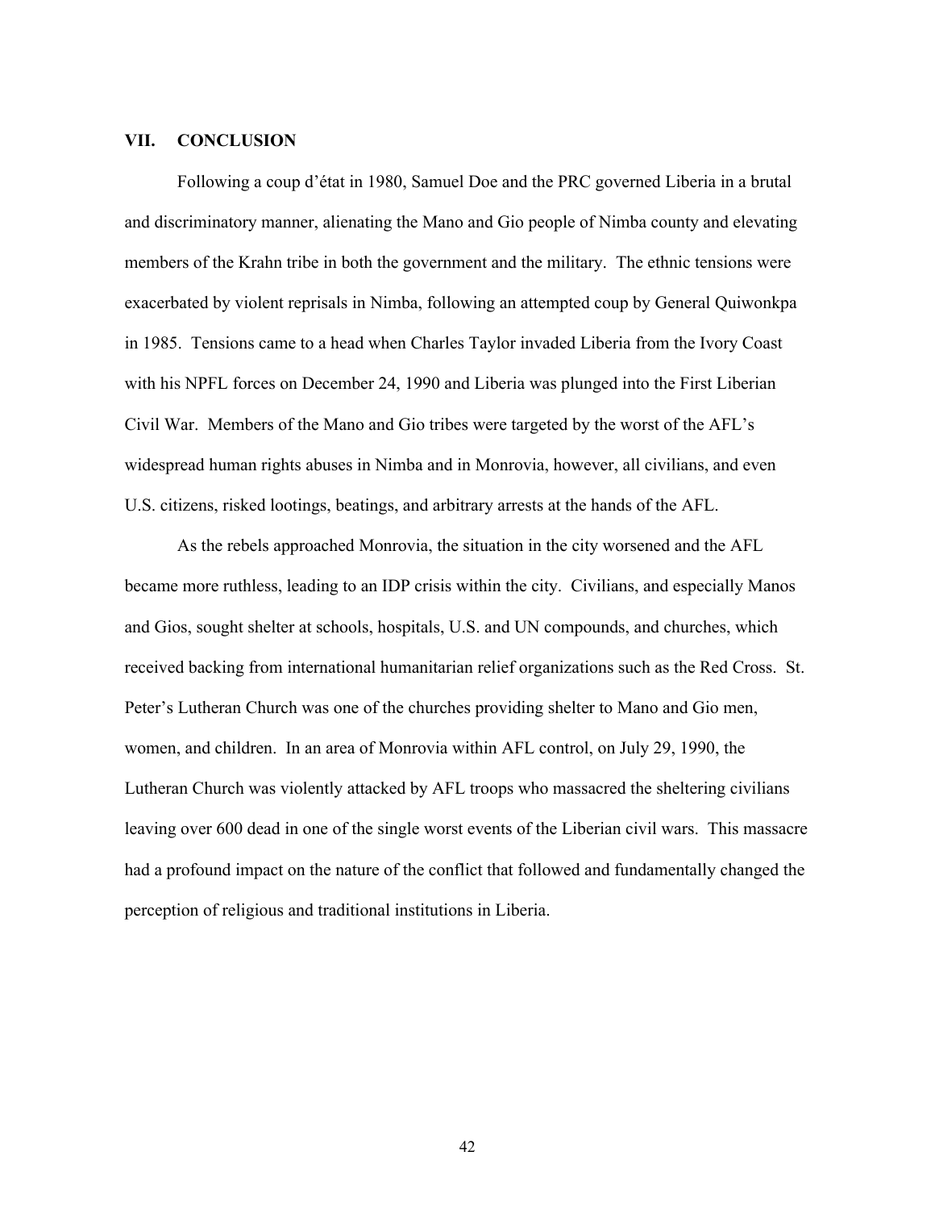## VII. CONCLUSION

Following a coup d'état in 1980, Samuel Doe and the PRC governed Liberia in a brutal and discriminatory manner, alienating the Mano and Gio people of Nimba county and elevating members of the Krahn tribe in both the government and the military. The ethnic tensions were exacerbated by violent reprisals in Nimba, following an attempted coup by General Quiwonkpa in 1985. Tensions came to a head when Charles Taylor invaded Liberia from the Ivory Coast with his NPFL forces on December 24, 1990 and Liberia was plunged into the First Liberian Civil War. Members of the Mano and Gio tribes were targeted by the worst of the AFL's widespread human rights abuses in Nimba and in Monrovia, however, all civilians, and even U.S. citizens, risked lootings, beatings, and arbitrary arrests at the hands of the AFL.

As the rebels approached Monrovia, the situation in the city worsened and the AFL became more ruthless, leading to an IDP crisis within the city. Civilians, and especially Manos and Gios, sought shelter at schools, hospitals, U.S. and UN compounds, and churches, which received backing from international humanitarian relief organizations such as the Red Cross. St. Peter's Lutheran Church was one of the churches providing shelter to Mano and Gio men, women, and children. In an area of Monrovia within AFL control, on July 29, 1990, the Lutheran Church was violently attacked by AFL troops who massacred the sheltering civilians leaving over 600 dead in one of the single worst events of the Liberian civil wars. This massacre had a profound impact on the nature of the conflict that followed and fundamentally changed the perception of religious and traditional institutions in Liberia.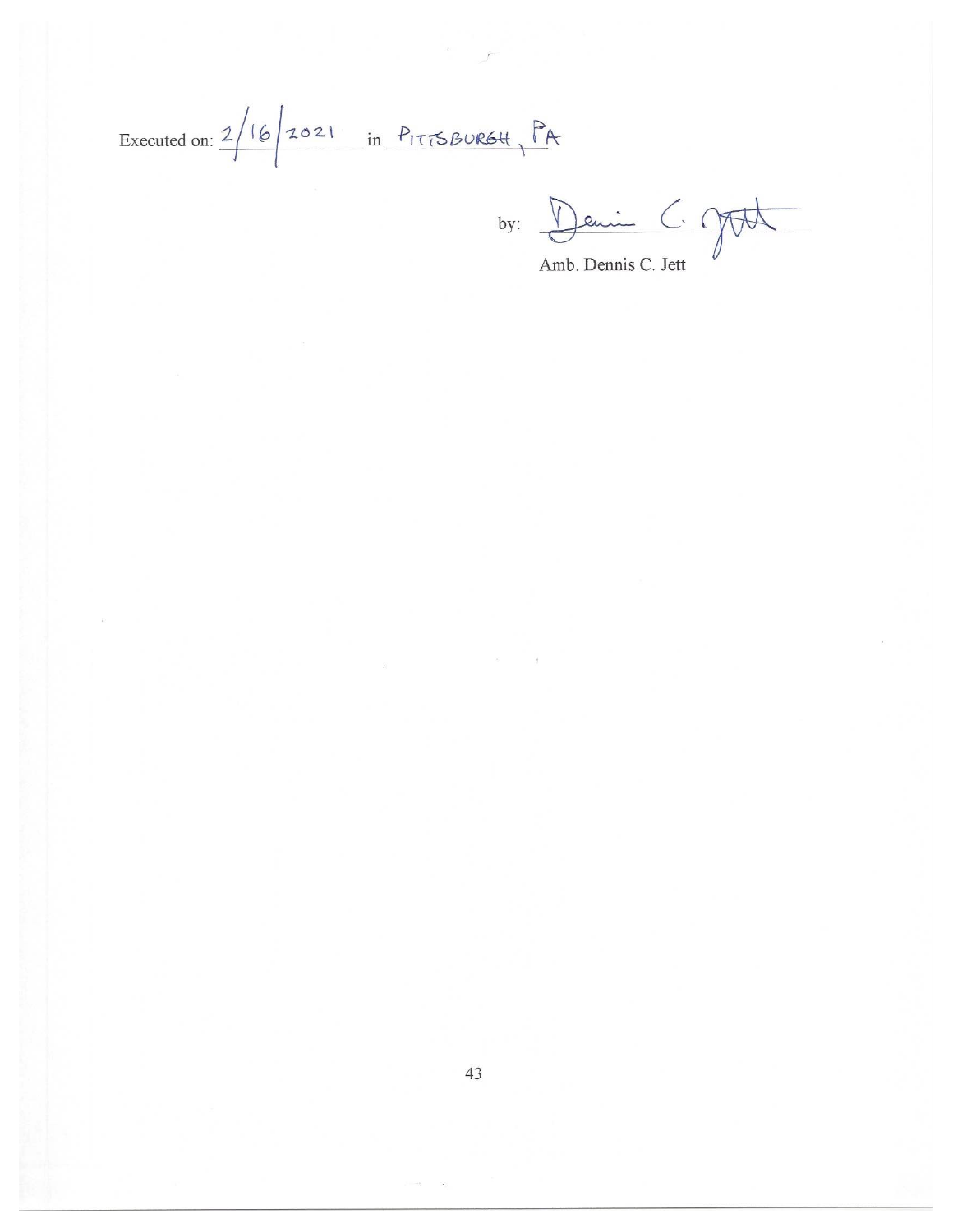Executed on: 2/16/2021 in PITTSBURGH, PA

by: Dennis C. Jett

Amb. Dennis C. Jett